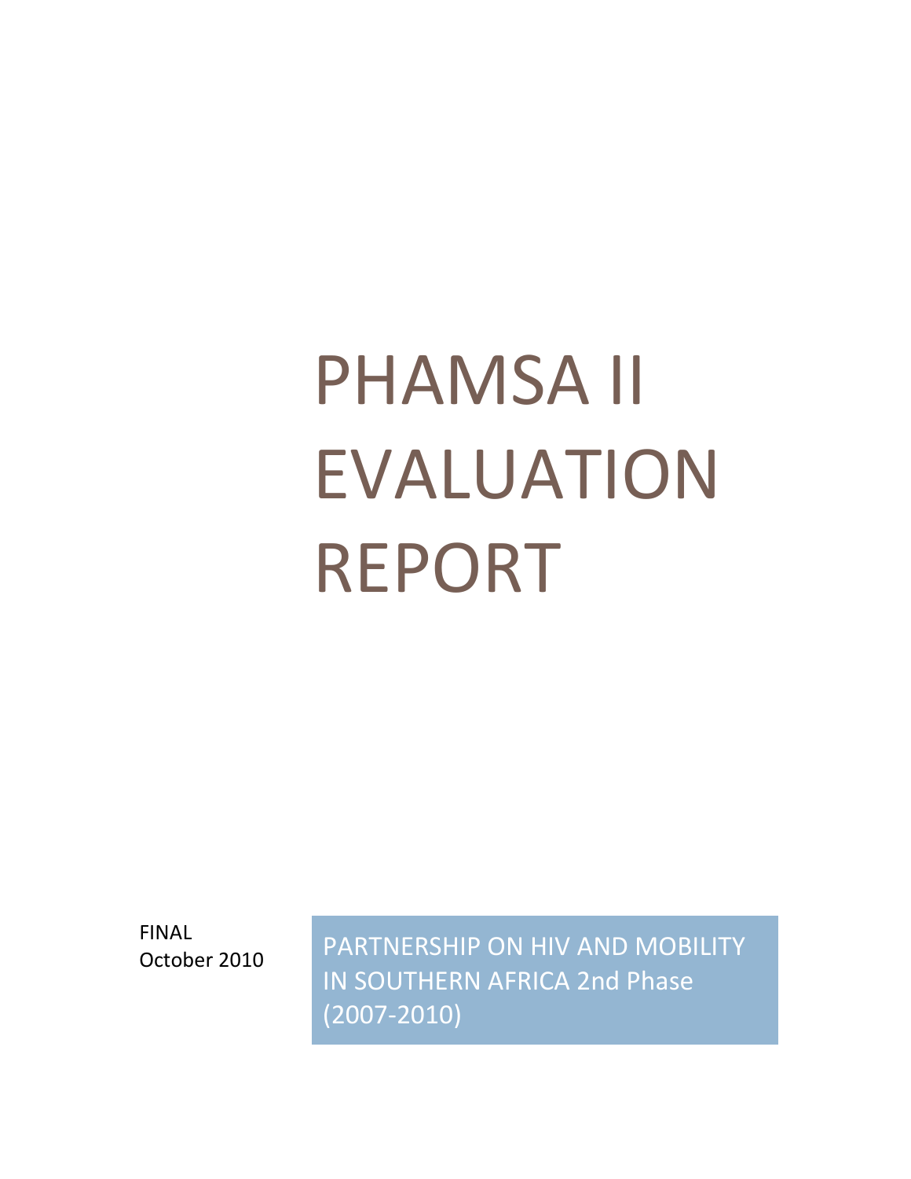# PHAMSA II EVALUATION REPORT

FINAL
October 2010

PARTNERSHIP ON HIV AND MOBILITY IN SOUTHERN AFRICA 2nd Phase (2007-2010)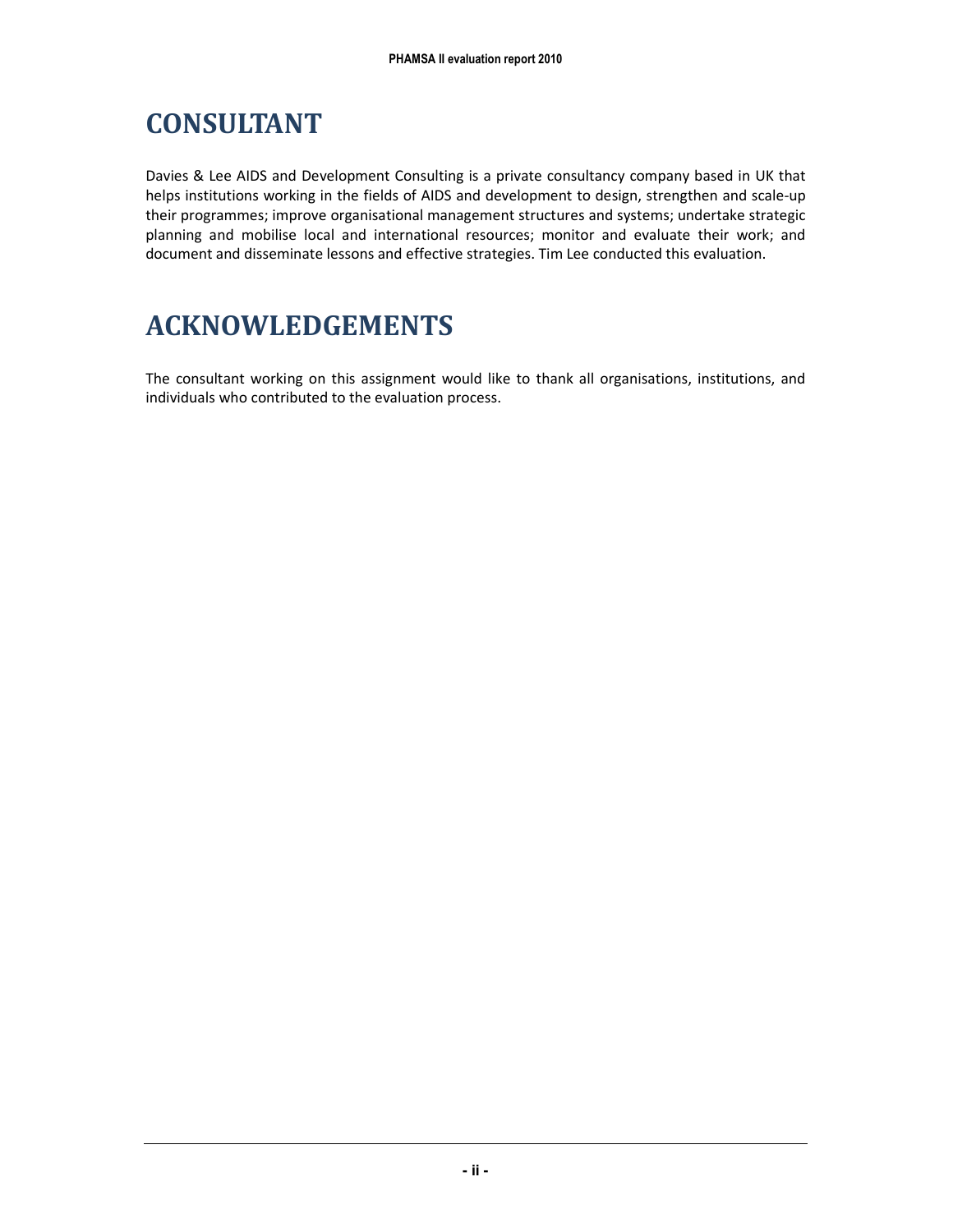# CONSULTANT

Davies & Lee AIDS and Development Consulting is a private consultancy company based in UK that helps institutions working in the fields of AIDS and development to design, strengthen and scale-up their programmes; improve organisational management structures and systems; undertake strategic planning and mobilise local and international resources; monitor and evaluate their work; and document and disseminate lessons and effective strategies. Tim Lee conducted this evaluation.

# ACKNOWLEDGEMENTS

The consultant working on this assignment would like to thank all organisations, institutions, and individuals who contributed to the evaluation process.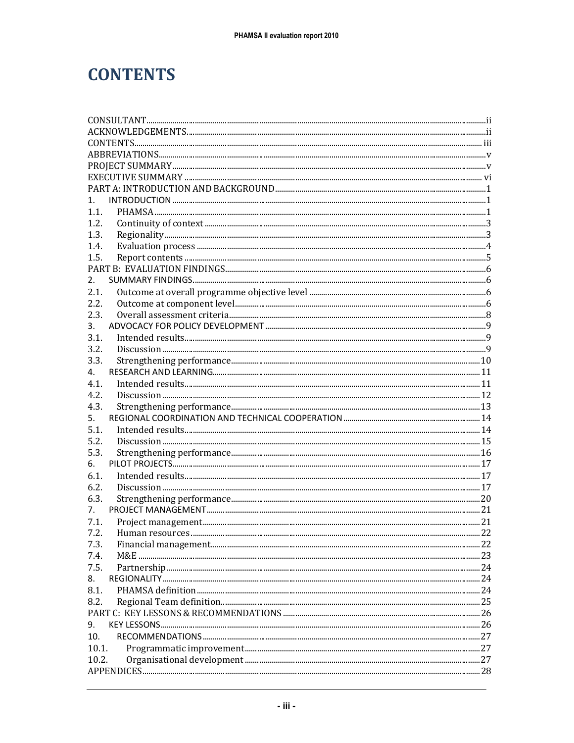# CONTENTS

CONSULTANT .......... ii
ACKNOWLEDGEMENTS .......... ii
CONTENTS .......... iii
ABBREVIATIONS .......... v
PROJECT SUMMARY .......... v
EXECUTIVE SUMMARY .......... vi
PART A: INTRODUCTION AND BACKGROUND .......... 1
1. INTRODUCTION .......... 1
1.1. PHAMSA .......... 1
1.2. Continuity of context .......... 3
1.3. Regionality .......... 3
1.4. Evaluation process .......... 4
1.5. Report contents .......... 5
PART B: EVALUATION FINDINGS .......... 6
2. SUMMARY FINDINGS .......... 6
2.1. Outcome at overall programme objective level .......... 6
2.2. Outcome at component level .......... 6
2.3. Overall assessment criteria .......... 8
3. ADVOCACY FOR POLICY DEVELOPMENT .......... 9
3.1. Intended results .......... 9
3.2. Discussion .......... 9
3.3. Strengthening performance .......... 10
4. RESEARCH AND LEARNING .......... 11
4.1. Intended results .......... 11
4.2. Discussion .......... 12
4.3. Strengthening performance .......... 13
5. REGIONAL COORDINATION AND TECHNICAL COOPERATION .......... 14
5.1. Intended results .......... 14
5.2. Discussion .......... 15
5.3. Strengthening performance .......... 16
6. PILOT PROJECTS .......... 17
6.1. Intended results .......... 17
6.2. Discussion .......... 17
6.3. Strengthening performance .......... 20
7. PROJECT MANAGEMENT .......... 21
7.1. Project management .......... 21
7.2. Human resources .......... 22
7.3. Financial management .......... 22
7.4. M&E .......... 23
7.5. Partnership .......... 24
8. REGIONALITY .......... 24
8.1. PHAMSA definition .......... 24
8.2. Regional Team definition .......... 25
PART C: KEY LESSONS & RECOMMENDATIONS .......... 26
9. KEY LESSONS .......... 26
10. RECOMMENDATIONS .......... 27
10.1. Programmatic improvement .......... 27
10.2. Organisational development .......... 27
APPENDICES .......... 28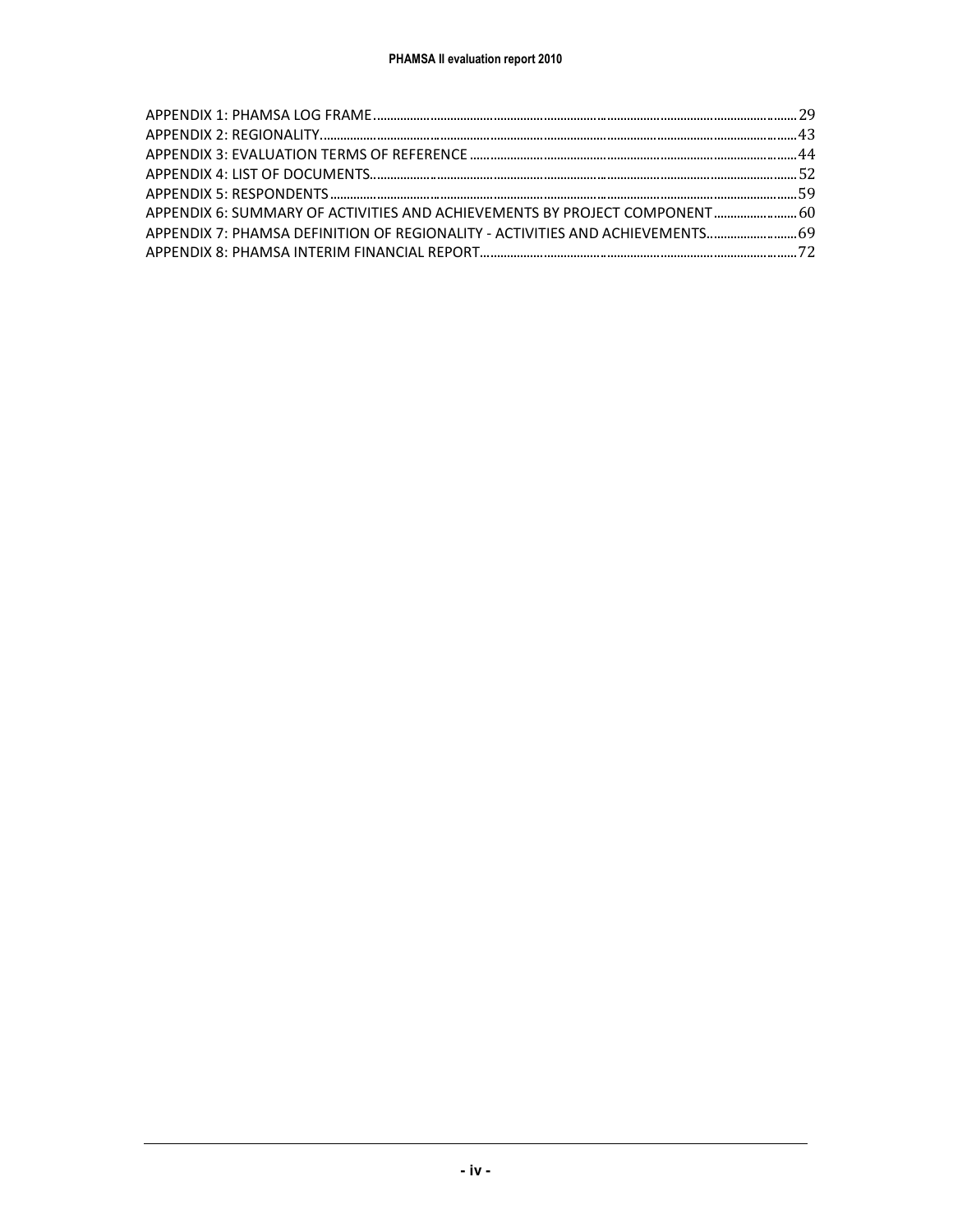APPENDIX 1: PHAMSA LOG FRAME................................................................................................................29
APPENDIX 2: REGIONALITY....................................................................................................................43
APPENDIX 3: EVALUATION TERMS OF REFERENCE ..................................................................................44
APPENDIX 4: LIST OF DOCUMENTS.........................................................................................................52
APPENDIX 5: RESPONDENTS...................................................................................................................59
APPENDIX 6: SUMMARY OF ACTIVITIES AND ACHIEVEMENTS BY PROJECT COMPONENT........................60
APPENDIX 7: PHAMSA DEFINITION OF REGIONALITY - ACTIVITIES AND ACHIEVEMENTS..........................69
APPENDIX 8: PHAMSA INTERIM FINANCIAL REPORT................................................................................72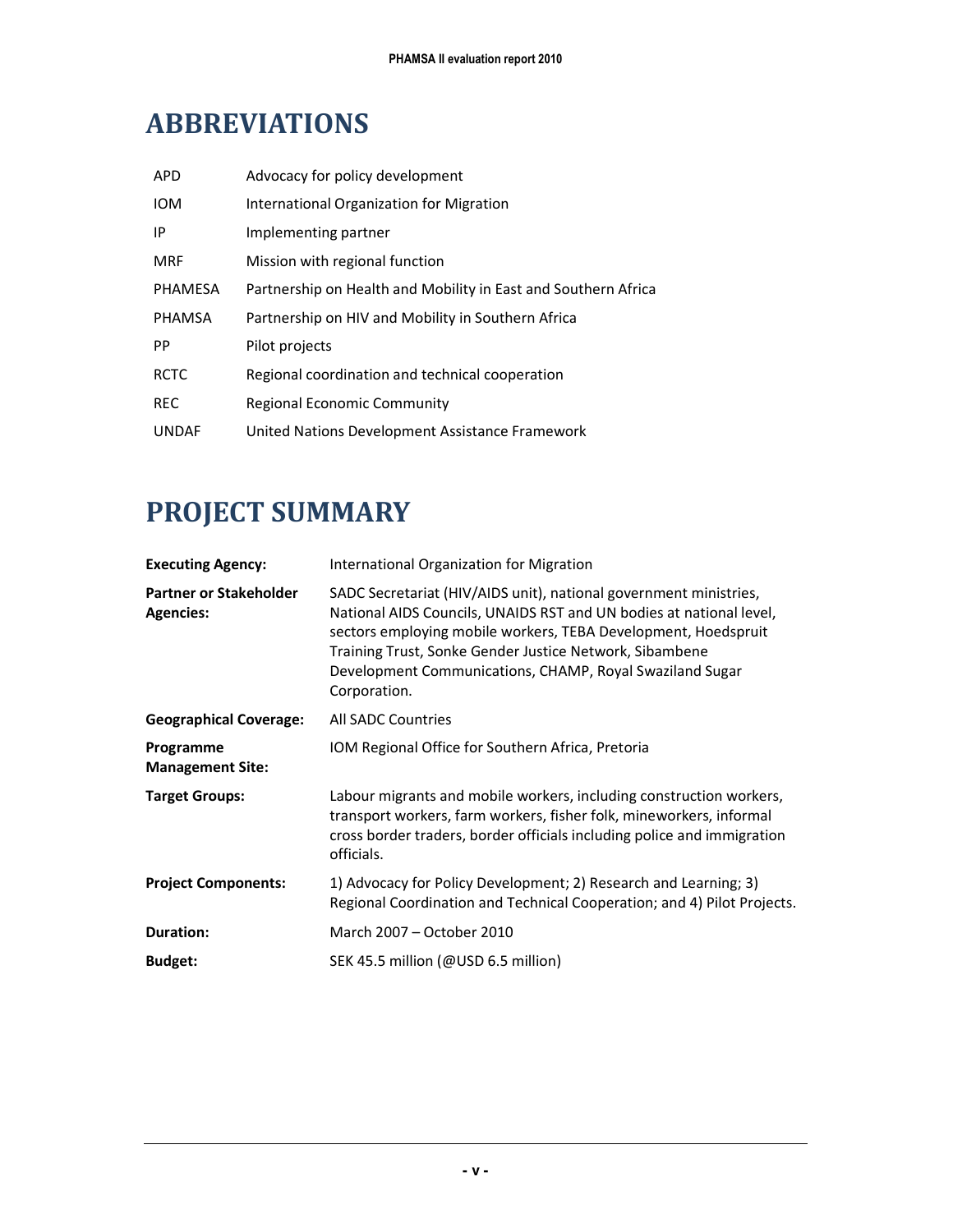# ABBREVIATIONS

| | |
|---|---|
| APD | Advocacy for policy development |
| IOM | International Organization for Migration |
| IP | Implementing partner |
| MRF | Mission with regional function |
| PHAMESA | Partnership on Health and Mobility in East and Southern Africa |
| PHAMSA | Partnership on HIV and Mobility in Southern Africa |
| PP | Pilot projects |
| RCTC | Regional coordination and technical cooperation |
| REC | Regional Economic Community |
| UNDAF | United Nations Development Assistance Framework |

# PROJECT SUMMARY

| | |
|---|---|
| **Executing Agency:** | International Organization for Migration |
| **Partner or Stakeholder Agencies:** | SADC Secretariat (HIV/AIDS unit), national government ministries, National AIDS Councils, UNAIDS RST and UN bodies at national level, sectors employing mobile workers, TEBA Development, Hoedspruit Training Trust, Sonke Gender Justice Network, Sibambene Development Communications, CHAMP, Royal Swaziland Sugar Corporation. |
| **Geographical Coverage:** | All SADC Countries |
| **Programme Management Site:** | IOM Regional Office for Southern Africa, Pretoria |
| **Target Groups:** | Labour migrants and mobile workers, including construction workers, transport workers, farm workers, fisher folk, mineworkers, informal cross border traders, border officials including police and immigration officials. |
| **Project Components:** | 1) Advocacy for Policy Development; 2) Research and Learning; 3) Regional Coordination and Technical Cooperation; and 4) Pilot Projects. |
| **Duration:** | March 2007 – October 2010 |
| **Budget:** | SEK 45.5 million (@USD 6.5 million) |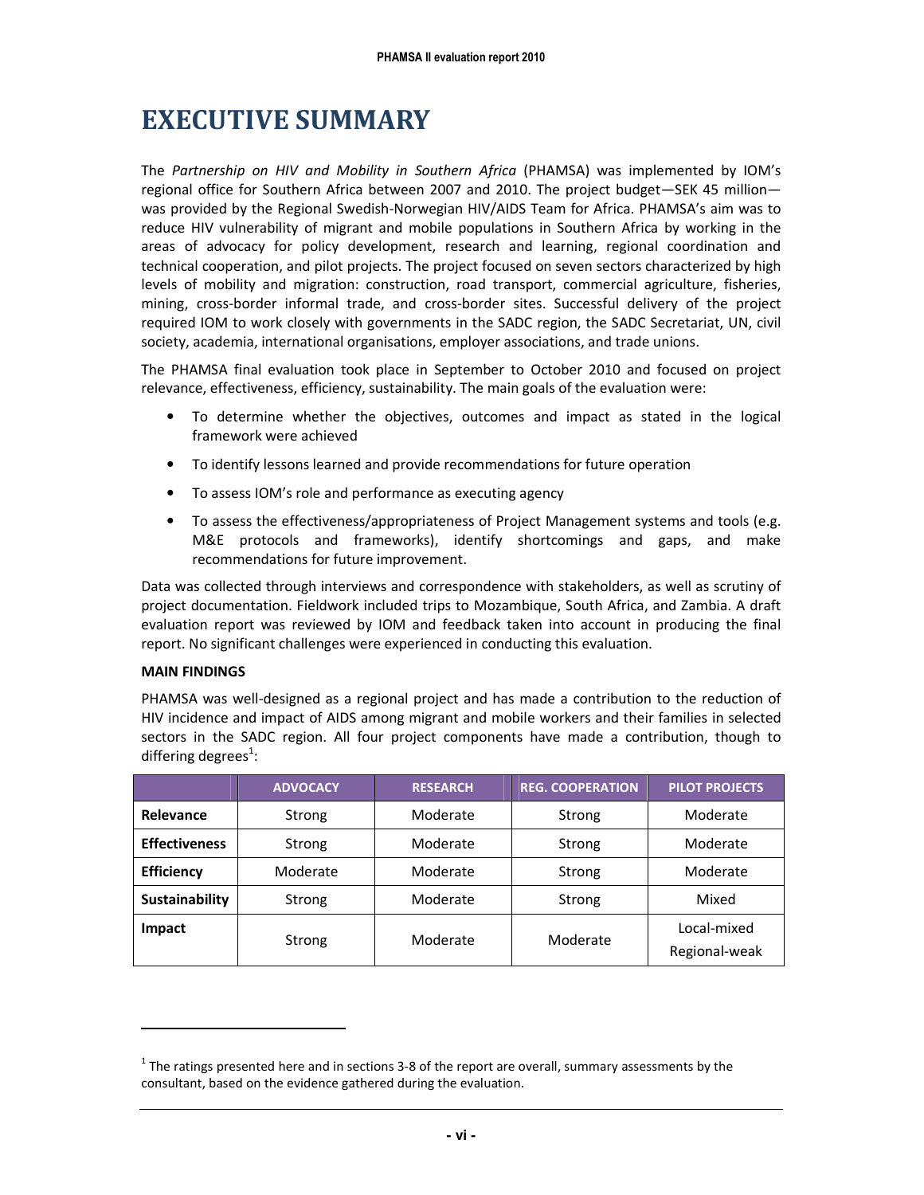# EXECUTIVE SUMMARY

The *Partnership on HIV and Mobility in Southern Africa* (PHAMSA) was implemented by IOM's regional office for Southern Africa between 2007 and 2010. The project budget—SEK 45 million—was provided by the Regional Swedish-Norwegian HIV/AIDS Team for Africa. PHAMSA's aim was to reduce HIV vulnerability of migrant and mobile populations in Southern Africa by working in the areas of advocacy for policy development, research and learning, regional coordination and technical cooperation, and pilot projects. The project focused on seven sectors characterized by high levels of mobility and migration: construction, road transport, commercial agriculture, fisheries, mining, cross-border informal trade, and cross-border sites. Successful delivery of the project required IOM to work closely with governments in the SADC region, the SADC Secretariat, UN, civil society, academia, international organisations, employer associations, and trade unions.

The PHAMSA final evaluation took place in September to October 2010 and focused on project relevance, effectiveness, efficiency, sustainability. The main goals of the evaluation were:

- To determine whether the objectives, outcomes and impact as stated in the logical framework were achieved
- To identify lessons learned and provide recommendations for future operation
- To assess IOM's role and performance as executing agency
- To assess the effectiveness/appropriateness of Project Management systems and tools (e.g. M&E protocols and frameworks), identify shortcomings and gaps, and make recommendations for future improvement.

Data was collected through interviews and correspondence with stakeholders, as well as scrutiny of project documentation. Fieldwork included trips to Mozambique, South Africa, and Zambia. A draft evaluation report was reviewed by IOM and feedback taken into account in producing the final report. No significant challenges were experienced in conducting this evaluation.

**MAIN FINDINGS**

PHAMSA was well-designed as a regional project and has made a contribution to the reduction of HIV incidence and impact of AIDS among migrant and mobile workers and their families in selected sectors in the SADC region. All four project components have made a contribution, though to differing degrees[1]:

| | ADVOCACY | RESEARCH | REG. COOPERATION | PILOT PROJECTS |
|---|---|---|---|---|
| **Relevance** | Strong | Moderate | Strong | Moderate |
| **Effectiveness** | Strong | Moderate | Strong | Moderate |
| **Efficiency** | Moderate | Moderate | Strong | Moderate |
| **Sustainability** | Strong | Moderate | Strong | Mixed |
| **Impact** | Strong | Moderate | Moderate | Local-mixed<br>Regional-weak |

[1] The ratings presented here and in sections 3-8 of the report are overall, summary assessments by the consultant, based on the evidence gathered during the evaluation.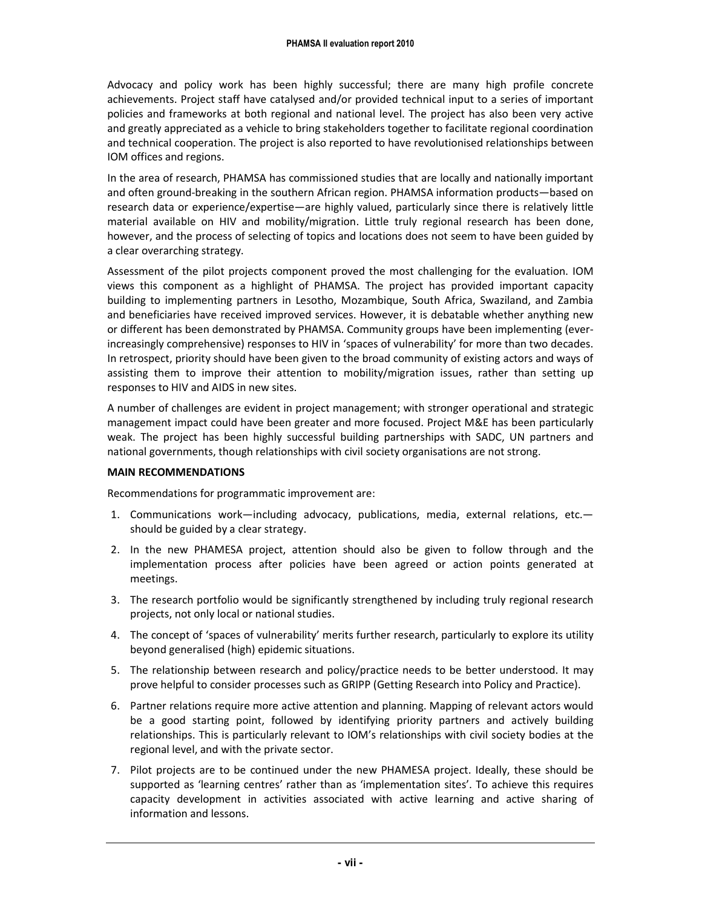Advocacy and policy work has been highly successful; there are many high profile concrete achievements. Project staff have catalysed and/or provided technical input to a series of important policies and frameworks at both regional and national level. The project has also been very active and greatly appreciated as a vehicle to bring stakeholders together to facilitate regional coordination and technical cooperation. The project is also reported to have revolutionised relationships between IOM offices and regions.

In the area of research, PHAMSA has commissioned studies that are locally and nationally important and often ground-breaking in the southern African region. PHAMSA information products—based on research data or experience/expertise—are highly valued, particularly since there is relatively little material available on HIV and mobility/migration. Little truly regional research has been done, however, and the process of selecting of topics and locations does not seem to have been guided by a clear overarching strategy.

Assessment of the pilot projects component proved the most challenging for the evaluation. IOM views this component as a highlight of PHAMSA. The project has provided important capacity building to implementing partners in Lesotho, Mozambique, South Africa, Swaziland, and Zambia and beneficiaries have received improved services. However, it is debatable whether anything new or different has been demonstrated by PHAMSA. Community groups have been implementing (ever-increasingly comprehensive) responses to HIV in 'spaces of vulnerability' for more than two decades. In retrospect, priority should have been given to the broad community of existing actors and ways of assisting them to improve their attention to mobility/migration issues, rather than setting up responses to HIV and AIDS in new sites.

A number of challenges are evident in project management; with stronger operational and strategic management impact could have been greater and more focused. Project M&E has been particularly weak. The project has been highly successful building partnerships with SADC, UN partners and national governments, though relationships with civil society organisations are not strong.

**MAIN RECOMMENDATIONS**

Recommendations for programmatic improvement are:

1. Communications work—including advocacy, publications, media, external relations, etc.—should be guided by a clear strategy.
2. In the new PHAMESA project, attention should also be given to follow through and the implementation process after policies have been agreed or action points generated at meetings.
3. The research portfolio would be significantly strengthened by including truly regional research projects, not only local or national studies.
4. The concept of 'spaces of vulnerability' merits further research, particularly to explore its utility beyond generalised (high) epidemic situations.
5. The relationship between research and policy/practice needs to be better understood. It may prove helpful to consider processes such as GRIPP (Getting Research into Policy and Practice).
6. Partner relations require more active attention and planning. Mapping of relevant actors would be a good starting point, followed by identifying priority partners and actively building relationships. This is particularly relevant to IOM's relationships with civil society bodies at the regional level, and with the private sector.
7. Pilot projects are to be continued under the new PHAMESA project. Ideally, these should be supported as 'learning centres' rather than as 'implementation sites'. To achieve this requires capacity development in activities associated with active learning and active sharing of information and lessons.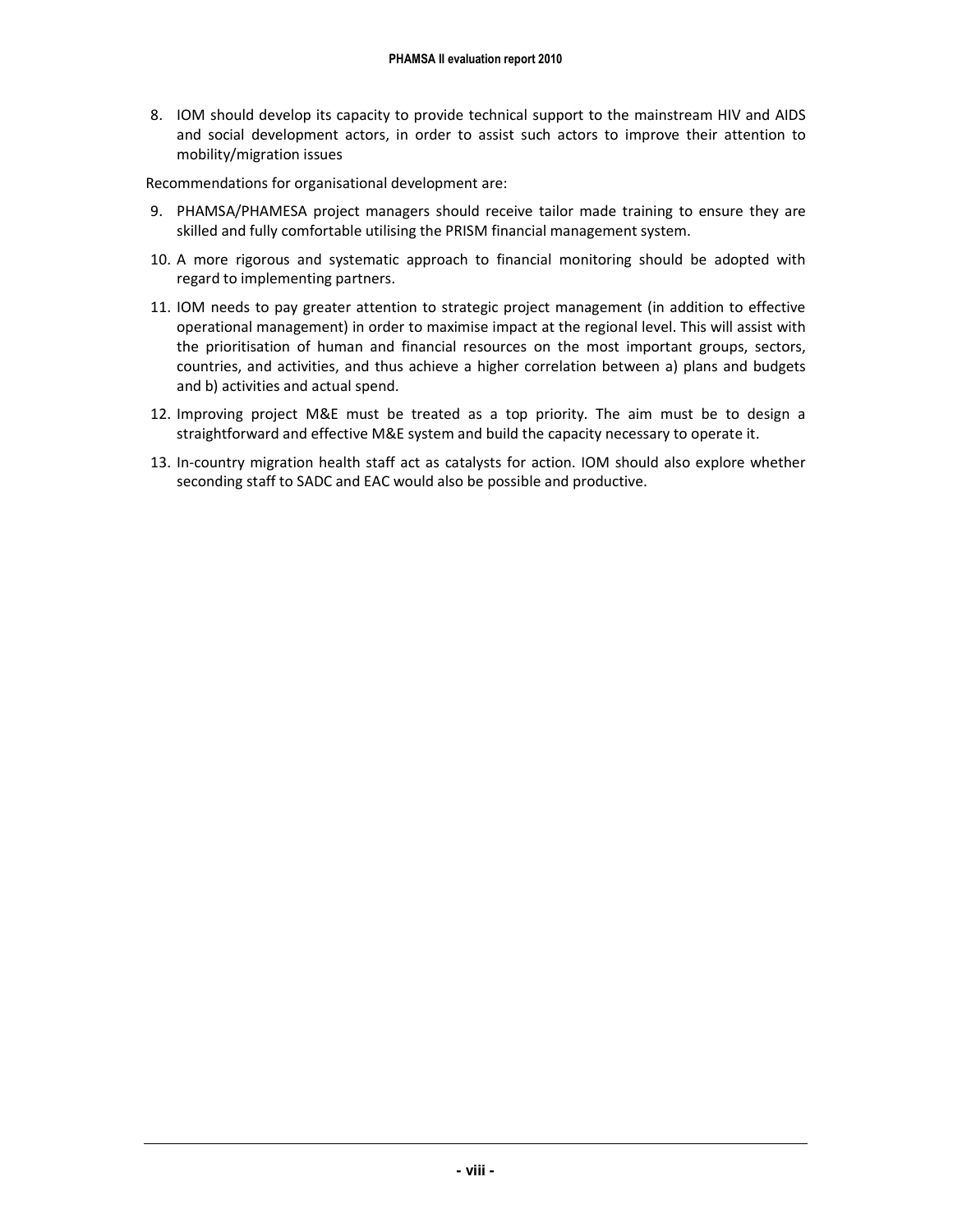8. IOM should develop its capacity to provide technical support to the mainstream HIV and AIDS and social development actors, in order to assist such actors to improve their attention to mobility/migration issues

Recommendations for organisational development are:

9. PHAMSA/PHAMESA project managers should receive tailor made training to ensure they are skilled and fully comfortable utilising the PRISM financial management system.
10. A more rigorous and systematic approach to financial monitoring should be adopted with regard to implementing partners.
11. IOM needs to pay greater attention to strategic project management (in addition to effective operational management) in order to maximise impact at the regional level. This will assist with the prioritisation of human and financial resources on the most important groups, sectors, countries, and activities, and thus achieve a higher correlation between a) plans and budgets and b) activities and actual spend.
12. Improving project M&E must be treated as a top priority. The aim must be to design a straightforward and effective M&E system and build the capacity necessary to operate it.
13. In-country migration health staff act as catalysts for action. IOM should also explore whether seconding staff to SADC and EAC would also be possible and productive.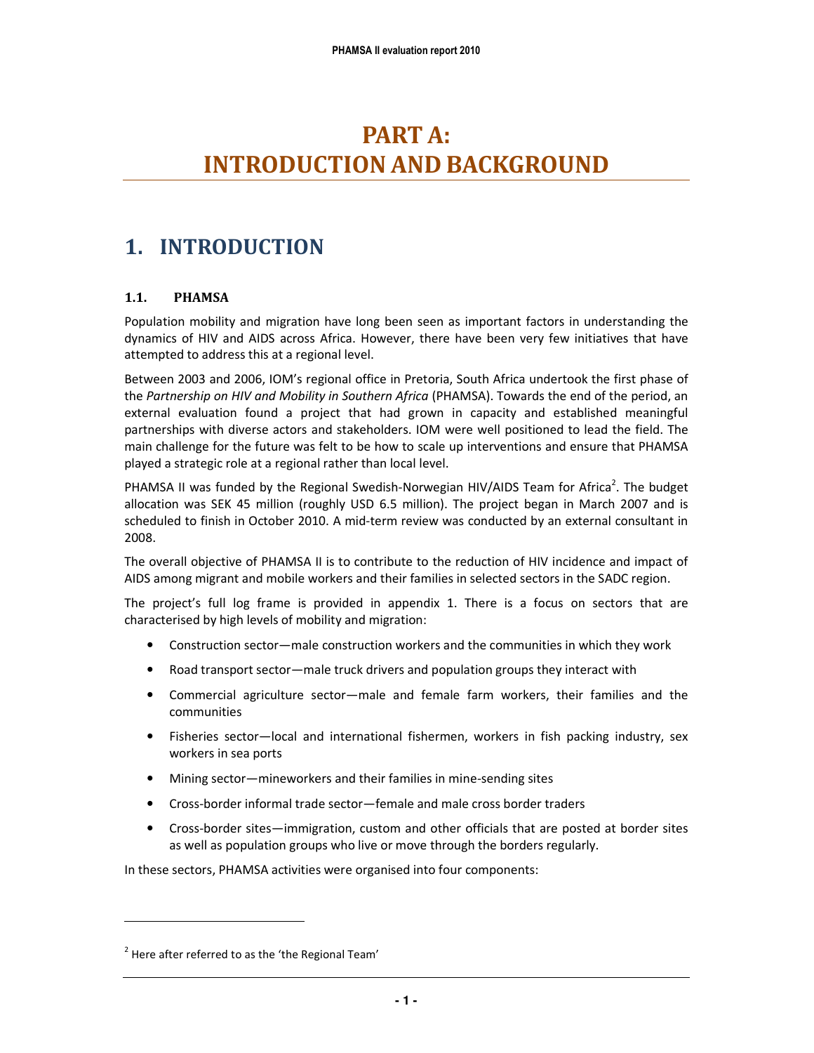# PART A: INTRODUCTION AND BACKGROUND

## 1. INTRODUCTION

### 1.1. PHAMSA

Population mobility and migration have long been seen as important factors in understanding the dynamics of HIV and AIDS across Africa. However, there have been very few initiatives that have attempted to address this at a regional level.

Between 2003 and 2006, IOM's regional office in Pretoria, South Africa undertook the first phase of the *Partnership on HIV and Mobility in Southern Africa* (PHAMSA). Towards the end of the period, an external evaluation found a project that had grown in capacity and established meaningful partnerships with diverse actors and stakeholders. IOM were well positioned to lead the field. The main challenge for the future was felt to be how to scale up interventions and ensure that PHAMSA played a strategic role at a regional rather than local level.

PHAMSA II was funded by the Regional Swedish-Norwegian HIV/AIDS Team for Africa[2]. The budget allocation was SEK 45 million (roughly USD 6.5 million). The project began in March 2007 and is scheduled to finish in October 2010. A mid-term review was conducted by an external consultant in 2008.

The overall objective of PHAMSA II is to contribute to the reduction of HIV incidence and impact of AIDS among migrant and mobile workers and their families in selected sectors in the SADC region.

The project's full log frame is provided in appendix 1. There is a focus on sectors that are characterised by high levels of mobility and migration:

- Construction sector—male construction workers and the communities in which they work
- Road transport sector—male truck drivers and population groups they interact with
- Commercial agriculture sector—male and female farm workers, their families and the communities
- Fisheries sector—local and international fishermen, workers in fish packing industry, sex workers in sea ports
- Mining sector—mineworkers and their families in mine-sending sites
- Cross-border informal trade sector—female and male cross border traders
- Cross-border sites—immigration, custom and other officials that are posted at border sites as well as population groups who live or move through the borders regularly.

In these sectors, PHAMSA activities were organised into four components:

[2] Here after referred to as the 'the Regional Team'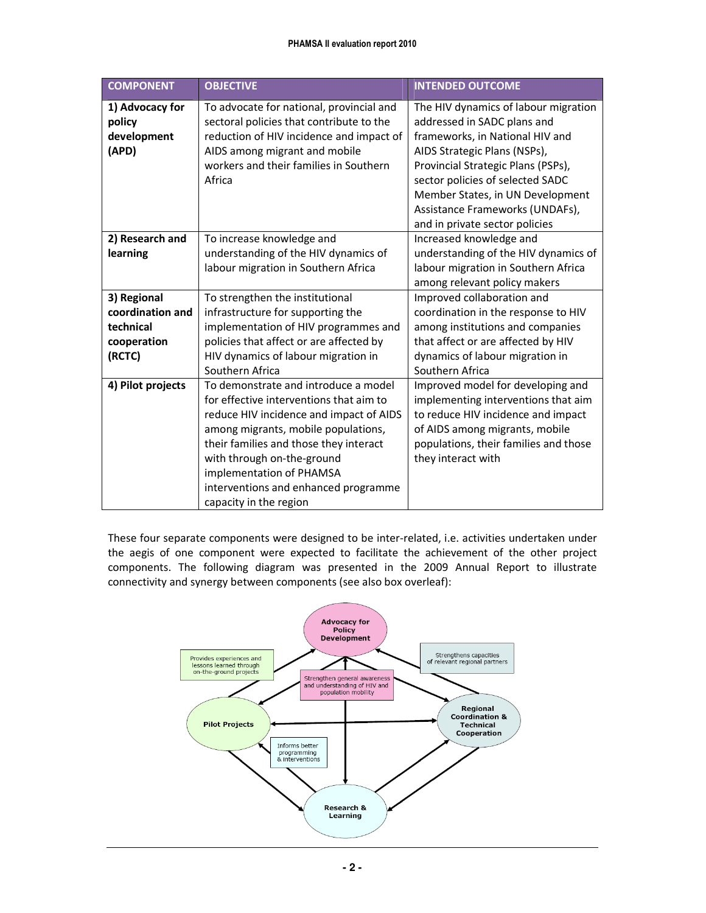| COMPONENT | OBJECTIVE | INTENDED OUTCOME |
|---|---|---|
| **1) Advocacy for policy development (APD)** | To advocate for national, provincial and sectoral policies that contribute to the reduction of HIV incidence and impact of AIDS among migrant and mobile workers and their families in Southern Africa | The HIV dynamics of labour migration addressed in SADC plans and frameworks, in National HIV and AIDS Strategic Plans (NSPs), Provincial Strategic Plans (PSPs), sector policies of selected SADC Member States, in UN Development Assistance Frameworks (UNDAFs), and in private sector policies |
| **2) Research and learning** | To increase knowledge and understanding of the HIV dynamics of labour migration in Southern Africa | Increased knowledge and understanding of the HIV dynamics of labour migration in Southern Africa among relevant policy makers |
| **3) Regional coordination and technical cooperation (RCTC)** | To strengthen the institutional infrastructure for supporting the implementation of HIV programmes and policies that affect or are affected by HIV dynamics of labour migration in Southern Africa | Improved collaboration and coordination in the response to HIV among institutions and companies that affect or are affected by HIV dynamics of labour migration in Southern Africa |
| **4) Pilot projects** | To demonstrate and introduce a model for effective interventions that aim to reduce HIV incidence and impact of AIDS among migrants, mobile populations, their families and those they interact with through on-the-ground implementation of PHAMSA interventions and enhanced programme capacity in the region | Improved model for developing and implementing interventions that aim to reduce HIV incidence and impact of AIDS among migrants, mobile populations, their families and those they interact with |

These four separate components were designed to be inter-related, i.e. activities undertaken under the aegis of one component were expected to facilitate the achievement of the other project components. The following diagram was presented in the 2009 Annual Report to illustrate connectivity and synergy between components (see also box overleaf):

Advocacy for Policy Development

Provides experiences and lessons learned through on-the-ground projects

Strengthens capacities of relevant regional partners

Strengthen general awareness and understanding of HIV and population mobility

Pilot Projects

Regional Coordination & Technical Cooperation

Informs better programming & interventions

Research & Learning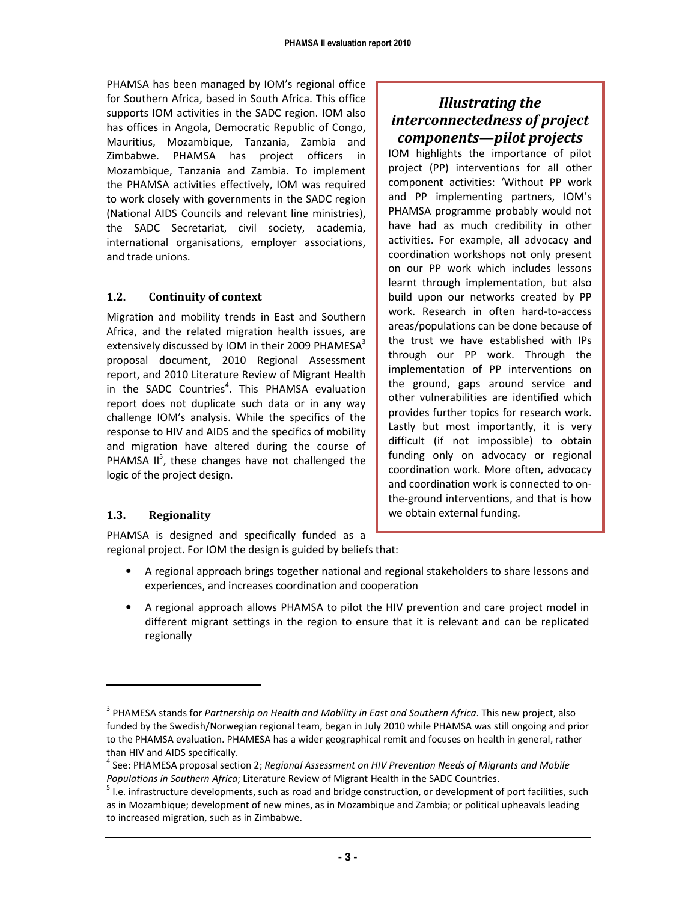PHAMSA has been managed by IOM's regional office for Southern Africa, based in South Africa. This office supports IOM activities in the SADC region. IOM also has offices in Angola, Democratic Republic of Congo, Mauritius, Mozambique, Tanzania, Zambia and Zimbabwe. PHAMSA has project officers in Mozambique, Tanzania and Zambia. To implement the PHAMSA activities effectively, IOM was required to work closely with governments in the SADC region (National AIDS Councils and relevant line ministries), the SADC Secretariat, civil society, academia, international organisations, employer associations, and trade unions.

> ### *Illustrating the interconnectedness of project components—pilot projects*
>
> IOM highlights the importance of pilot project (PP) interventions for all other component activities: 'Without PP work and PP implementing partners, IOM's PHAMSA programme probably would not have had as much credibility in other activities. For example, all advocacy and coordination workshops not only present on our PP work which includes lessons learnt through implementation, but also build upon our networks created by PP work. Research in often hard-to-access areas/populations can be done because of the trust we have established with IPs through our PP work. Through the implementation of PP interventions on the ground, gaps around service and other vulnerabilities are identified which provides further topics for research work. Lastly but most importantly, it is very difficult (if not impossible) to obtain funding only on advocacy or regional coordination work. More often, advocacy and coordination work is connected to on-the-ground interventions, and that is how we obtain external funding.

## 1.2. Continuity of context

Migration and mobility trends in East and Southern Africa, and the related migration health issues, are extensively discussed by IOM in their 2009 PHAMESA[3] proposal document, 2010 Regional Assessment report, and 2010 Literature Review of Migrant Health in the SADC Countries[4]. This PHAMSA evaluation report does not duplicate such data or in any way challenge IOM's analysis. While the specifics of the response to HIV and AIDS and the specifics of mobility and migration have altered during the course of PHAMSA II[5], these changes have not challenged the logic of the project design.

## 1.3. Regionality

PHAMSA is designed and specifically funded as a regional project. For IOM the design is guided by beliefs that:

- A regional approach brings together national and regional stakeholders to share lessons and experiences, and increases coordination and cooperation
- A regional approach allows PHAMSA to pilot the HIV prevention and care project model in different migrant settings in the region to ensure that it is relevant and can be replicated regionally

---

[3] PHAMESA stands for *Partnership on Health and Mobility in East and Southern Africa*. This new project, also funded by the Swedish/Norwegian regional team, began in July 2010 while PHAMSA was still ongoing and prior to the PHAMSA evaluation. PHAMESA has a wider geographical remit and focuses on health in general, rather than HIV and AIDS specifically.

[4] See: PHAMESA proposal section 2; *Regional Assessment on HIV Prevention Needs of Migrants and Mobile Populations in Southern Africa*; Literature Review of Migrant Health in the SADC Countries.

[5] I.e. infrastructure developments, such as road and bridge construction, or development of port facilities, such as in Mozambique; development of new mines, as in Mozambique and Zambia; or political upheavals leading to increased migration, such as in Zimbabwe.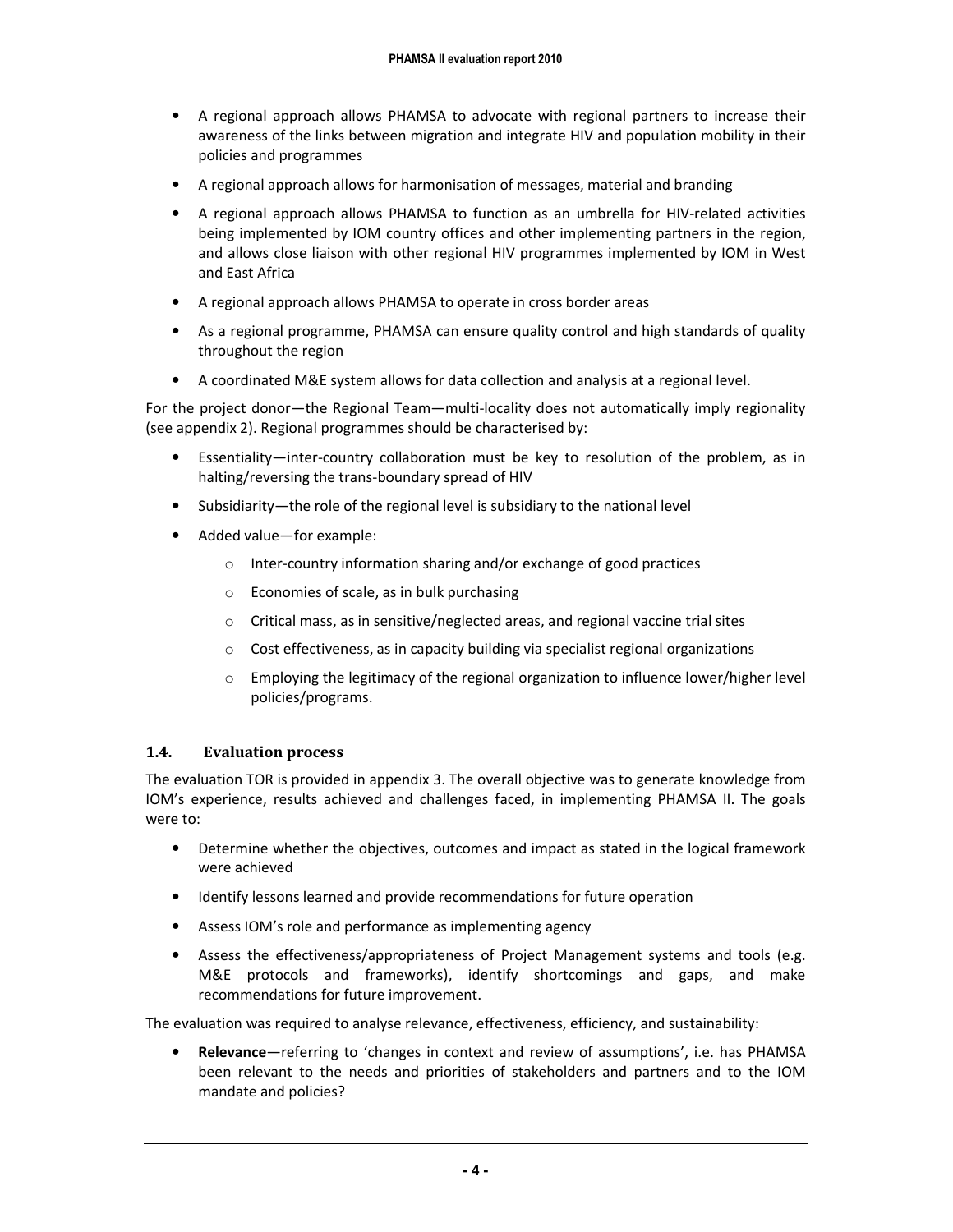- A regional approach allows PHAMSA to advocate with regional partners to increase their awareness of the links between migration and integrate HIV and population mobility in their policies and programmes
- A regional approach allows for harmonisation of messages, material and branding
- A regional approach allows PHAMSA to function as an umbrella for HIV-related activities being implemented by IOM country offices and other implementing partners in the region, and allows close liaison with other regional HIV programmes implemented by IOM in West and East Africa
- A regional approach allows PHAMSA to operate in cross border areas
- As a regional programme, PHAMSA can ensure quality control and high standards of quality throughout the region
- A coordinated M&E system allows for data collection and analysis at a regional level.

For the project donor—the Regional Team—multi-locality does not automatically imply regionality (see appendix 2). Regional programmes should be characterised by:

- Essentiality—inter-country collaboration must be key to resolution of the problem, as in halting/reversing the trans-boundary spread of HIV
- Subsidiarity—the role of the regional level is subsidiary to the national level
- Added value—for example:
  - Inter-country information sharing and/or exchange of good practices
  - Economies of scale, as in bulk purchasing
  - Critical mass, as in sensitive/neglected areas, and regional vaccine trial sites
  - Cost effectiveness, as in capacity building via specialist regional organizations
  - Employing the legitimacy of the regional organization to influence lower/higher level policies/programs.

### 1.4. Evaluation process

The evaluation TOR is provided in appendix 3. The overall objective was to generate knowledge from IOM's experience, results achieved and challenges faced, in implementing PHAMSA II. The goals were to:

- Determine whether the objectives, outcomes and impact as stated in the logical framework were achieved
- Identify lessons learned and provide recommendations for future operation
- Assess IOM's role and performance as implementing agency
- Assess the effectiveness/appropriateness of Project Management systems and tools (e.g. M&E protocols and frameworks), identify shortcomings and gaps, and make recommendations for future improvement.

The evaluation was required to analyse relevance, effectiveness, efficiency, and sustainability:

- **Relevance**—referring to 'changes in context and review of assumptions', i.e. has PHAMSA been relevant to the needs and priorities of stakeholders and partners and to the IOM mandate and policies?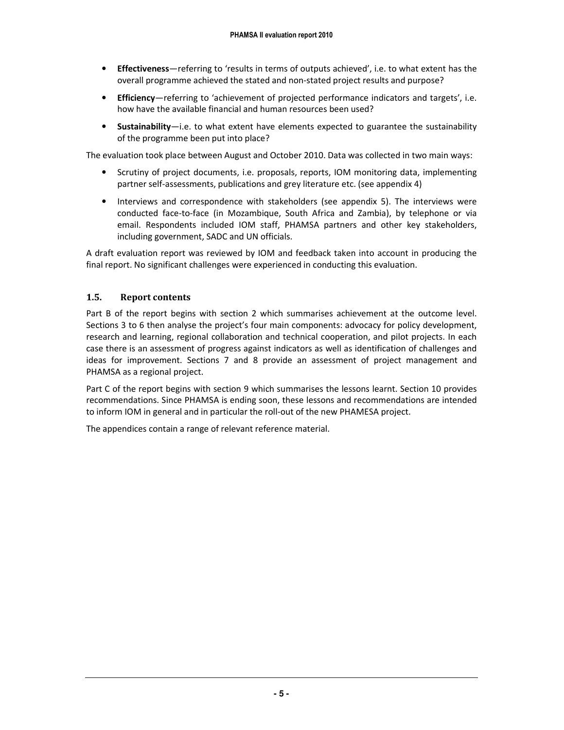- **Effectiveness**—referring to 'results in terms of outputs achieved', i.e. to what extent has the overall programme achieved the stated and non-stated project results and purpose?
- **Efficiency**—referring to 'achievement of projected performance indicators and targets', i.e. how have the available financial and human resources been used?
- **Sustainability**—i.e. to what extent have elements expected to guarantee the sustainability of the programme been put into place?

The evaluation took place between August and October 2010. Data was collected in two main ways:

- Scrutiny of project documents, i.e. proposals, reports, IOM monitoring data, implementing partner self-assessments, publications and grey literature etc. (see appendix 4)
- Interviews and correspondence with stakeholders (see appendix 5). The interviews were conducted face-to-face (in Mozambique, South Africa and Zambia), by telephone or via email. Respondents included IOM staff, PHAMSA partners and other key stakeholders, including government, SADC and UN officials.

A draft evaluation report was reviewed by IOM and feedback taken into account in producing the final report. No significant challenges were experienced in conducting this evaluation.

### 1.5. Report contents

Part B of the report begins with section 2 which summarises achievement at the outcome level. Sections 3 to 6 then analyse the project's four main components: advocacy for policy development, research and learning, regional collaboration and technical cooperation, and pilot projects. In each case there is an assessment of progress against indicators as well as identification of challenges and ideas for improvement. Sections 7 and 8 provide an assessment of project management and PHAMSA as a regional project.

Part C of the report begins with section 9 which summarises the lessons learnt. Section 10 provides recommendations. Since PHAMSA is ending soon, these lessons and recommendations are intended to inform IOM in general and in particular the roll-out of the new PHAMESA project.

The appendices contain a range of relevant reference material.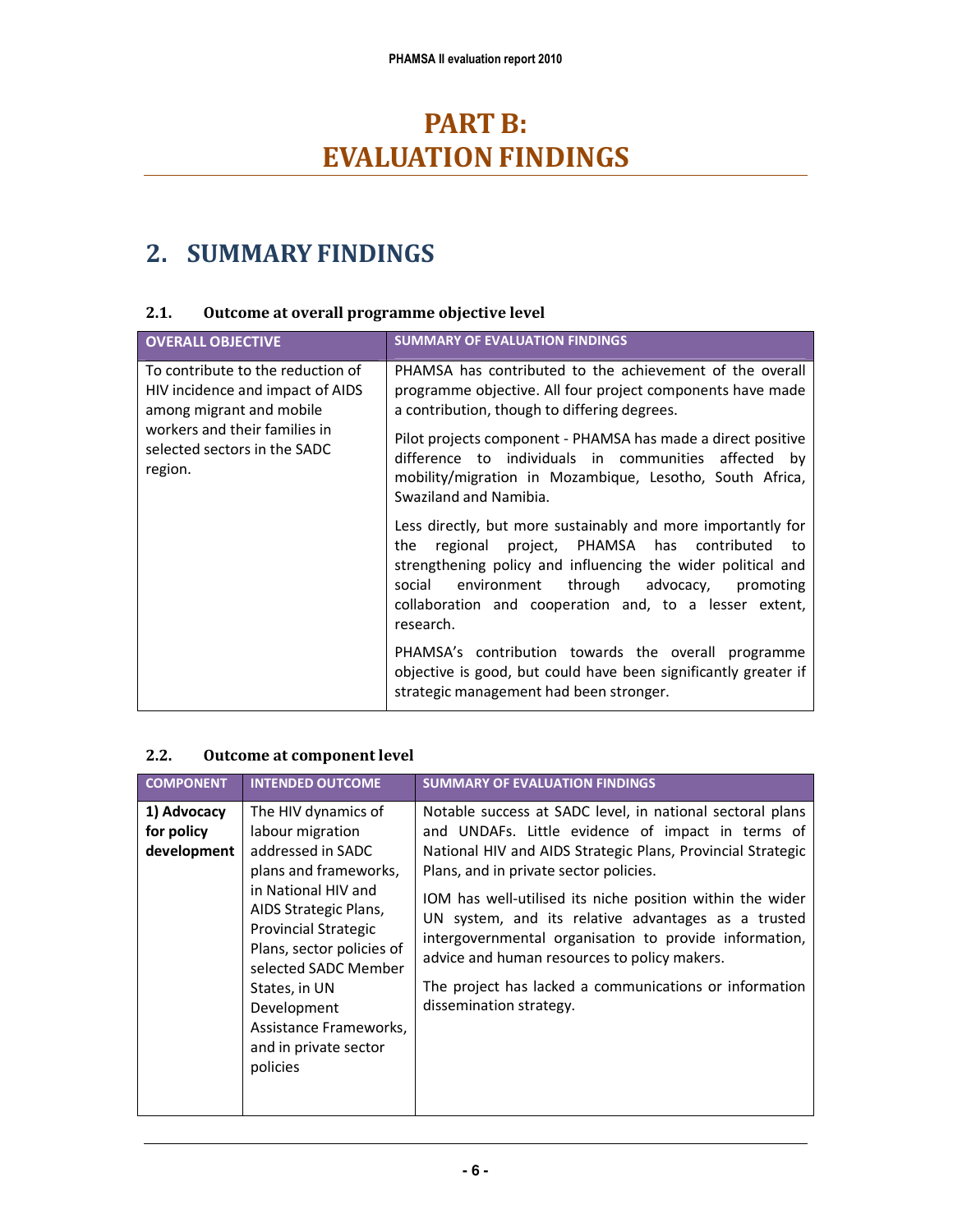# PART B: EVALUATION FINDINGS

## 2. SUMMARY FINDINGS

### 2.1. Outcome at overall programme objective level

| OVERALL OBJECTIVE | SUMMARY OF EVALUATION FINDINGS |
|---|---|
| To contribute to the reduction of HIV incidence and impact of AIDS among migrant and mobile workers and their families in selected sectors in the SADC region. | PHAMSA has contributed to the achievement of the overall programme objective. All four project components have made a contribution, though to differing degrees.<br><br>Pilot projects component - PHAMSA has made a direct positive difference to individuals in communities affected by mobility/migration in Mozambique, Lesotho, South Africa, Swaziland and Namibia.<br><br>Less directly, but more sustainably and more importantly for the regional project, PHAMSA has contributed to strengthening policy and influencing the wider political and social environment through advocacy, promoting collaboration and cooperation and, to a lesser extent, research.<br><br>PHAMSA's contribution towards the overall programme objective is good, but could have been significantly greater if strategic management had been stronger. |

### 2.2. Outcome at component level

| COMPONENT | INTENDED OUTCOME | SUMMARY OF EVALUATION FINDINGS |
|---|---|---|
| **1) Advocacy for policy development** | The HIV dynamics of labour migration addressed in SADC plans and frameworks, in National HIV and AIDS Strategic Plans, Provincial Strategic Plans, sector policies of selected SADC Member States, in UN Development Assistance Frameworks, and in private sector policies | Notable success at SADC level, in national sectoral plans and UNDAFs. Little evidence of impact in terms of National HIV and AIDS Strategic Plans, Provincial Strategic Plans, and in private sector policies.<br><br>IOM has well-utilised its niche position within the wider UN system, and its relative advantages as a trusted intergovernmental organisation to provide information, advice and human resources to policy makers.<br><br>The project has lacked a communications or information dissemination strategy. |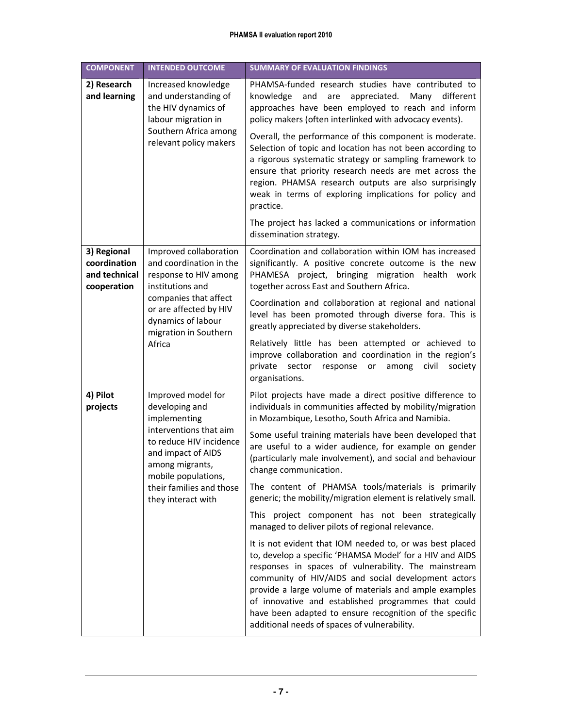| COMPONENT | INTENDED OUTCOME | SUMMARY OF EVALUATION FINDINGS |
|---|---|---|
| **2) Research and learning** | Increased knowledge and understanding of the HIV dynamics of labour migration in Southern Africa among relevant policy makers | PHAMSA-funded research studies have contributed to knowledge and are appreciated. Many different approaches have been employed to reach and inform policy makers (often interlinked with advocacy events).<br><br>Overall, the performance of this component is moderate. Selection of topic and location has not been according to a rigorous systematic strategy or sampling framework to ensure that priority research needs are met across the region. PHAMSA research outputs are also surprisingly weak in terms of exploring implications for policy and practice.<br><br>The project has lacked a communications or information dissemination strategy. |
| **3) Regional coordination and technical cooperation** | Improved collaboration and coordination in the response to HIV among institutions and companies that affect or are affected by HIV dynamics of labour migration in Southern Africa | Coordination and collaboration within IOM has increased significantly. A positive concrete outcome is the new PHAMESA project, bringing migration health work together across East and Southern Africa.<br><br>Coordination and collaboration at regional and national level has been promoted through diverse fora. This is greatly appreciated by diverse stakeholders.<br><br>Relatively little has been attempted or achieved to improve collaboration and coordination in the region's private sector response or among civil society organisations. |
| **4) Pilot projects** | Improved model for developing and implementing interventions that aim to reduce HIV incidence and impact of AIDS among migrants, mobile populations, their families and those they interact with | Pilot projects have made a direct positive difference to individuals in communities affected by mobility/migration in Mozambique, Lesotho, South Africa and Namibia.<br><br>Some useful training materials have been developed that are useful to a wider audience, for example on gender (particularly male involvement), and social and behaviour change communication.<br><br>The content of PHAMSA tools/materials is primarily generic; the mobility/migration element is relatively small.<br><br>This project component has not been strategically managed to deliver pilots of regional relevance.<br><br>It is not evident that IOM needed to, or was best placed to, develop a specific 'PHAMSA Model' for a HIV and AIDS responses in spaces of vulnerability. The mainstream community of HIV/AIDS and social development actors provide a large volume of materials and ample examples of innovative and established programmes that could have been adapted to ensure recognition of the specific additional needs of spaces of vulnerability. |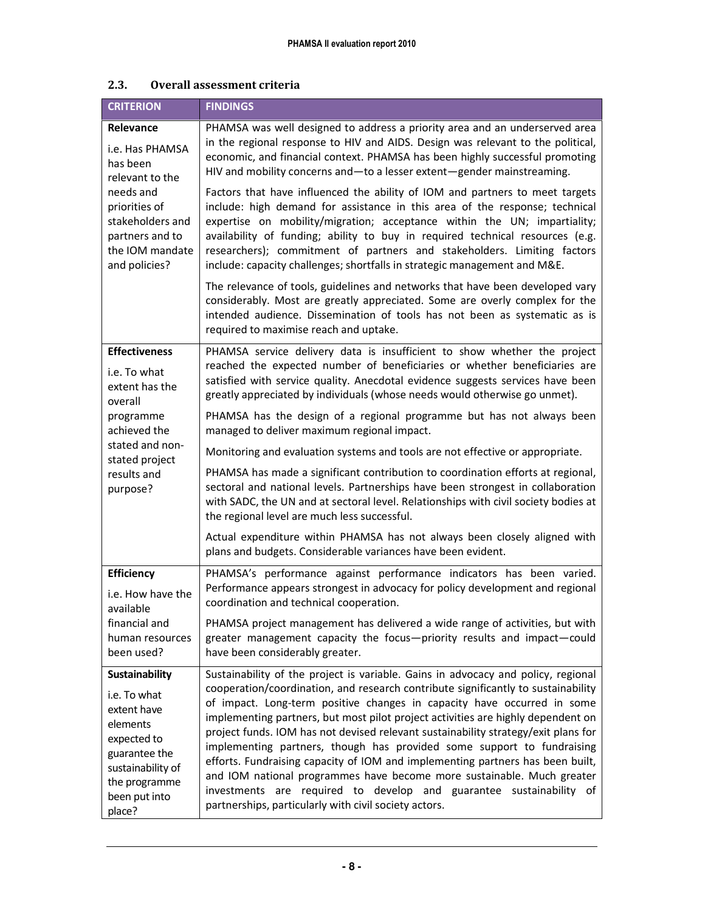## 2.3. Overall assessment criteria

| CRITERION | FINDINGS |
|---|---|
| **Relevance**<br><br>i.e. Has PHAMSA has been relevant to the needs and priorities of stakeholders and partners and to the IOM mandate and policies? | PHAMSA was well designed to address a priority area and an underserved area in the regional response to HIV and AIDS. Design was relevant to the political, economic, and financial context. PHAMSA has been highly successful promoting HIV and mobility concerns and—to a lesser extent—gender mainstreaming.<br><br>Factors that have influenced the ability of IOM and partners to meet targets include: high demand for assistance in this area of the response; technical expertise on mobility/migration; acceptance within the UN; impartiality; availability of funding; ability to buy in required technical resources (e.g. researchers); commitment of partners and stakeholders. Limiting factors include: capacity challenges; shortfalls in strategic management and M&E.<br><br>The relevance of tools, guidelines and networks that have been developed vary considerably. Most are greatly appreciated. Some are overly complex for the intended audience. Dissemination of tools has not been as systematic as is required to maximise reach and uptake. |
| **Effectiveness**<br><br>i.e. To what extent has the overall programme achieved the stated and non-stated project results and purpose? | PHAMSA service delivery data is insufficient to show whether the project reached the expected number of beneficiaries or whether beneficiaries are satisfied with service quality. Anecdotal evidence suggests services have been greatly appreciated by individuals (whose needs would otherwise go unmet).<br><br>PHAMSA has the design of a regional programme but has not always been managed to deliver maximum regional impact.<br><br>Monitoring and evaluation systems and tools are not effective or appropriate.<br><br>PHAMSA has made a significant contribution to coordination efforts at regional, sectoral and national levels. Partnerships have been strongest in collaboration with SADC, the UN and at sectoral level. Relationships with civil society bodies at the regional level are much less successful.<br><br>Actual expenditure within PHAMSA has not always been closely aligned with plans and budgets. Considerable variances have been evident. |
| **Efficiency**<br><br>i.e. How have the available financial and human resources been used? | PHAMSA's performance against performance indicators has been varied. Performance appears strongest in advocacy for policy development and regional coordination and technical cooperation.<br><br>PHAMSA project management has delivered a wide range of activities, but with greater management capacity the focus—priority results and impact—could have been considerably greater. |
| **Sustainability**<br><br>i.e. To what extent have elements expected to guarantee the sustainability of the programme been put into place? | Sustainability of the project is variable. Gains in advocacy and policy, regional cooperation/coordination, and research contribute significantly to sustainability of impact. Long-term positive changes in capacity have occurred in some implementing partners, but most pilot project activities are highly dependent on project funds. IOM has not devised relevant sustainability strategy/exit plans for implementing partners, though has provided some support to fundraising efforts. Fundraising capacity of IOM and implementing partners has been built, and IOM national programmes have become more sustainable. Much greater investments are required to develop and guarantee sustainability of partnerships, particularly with civil society actors. |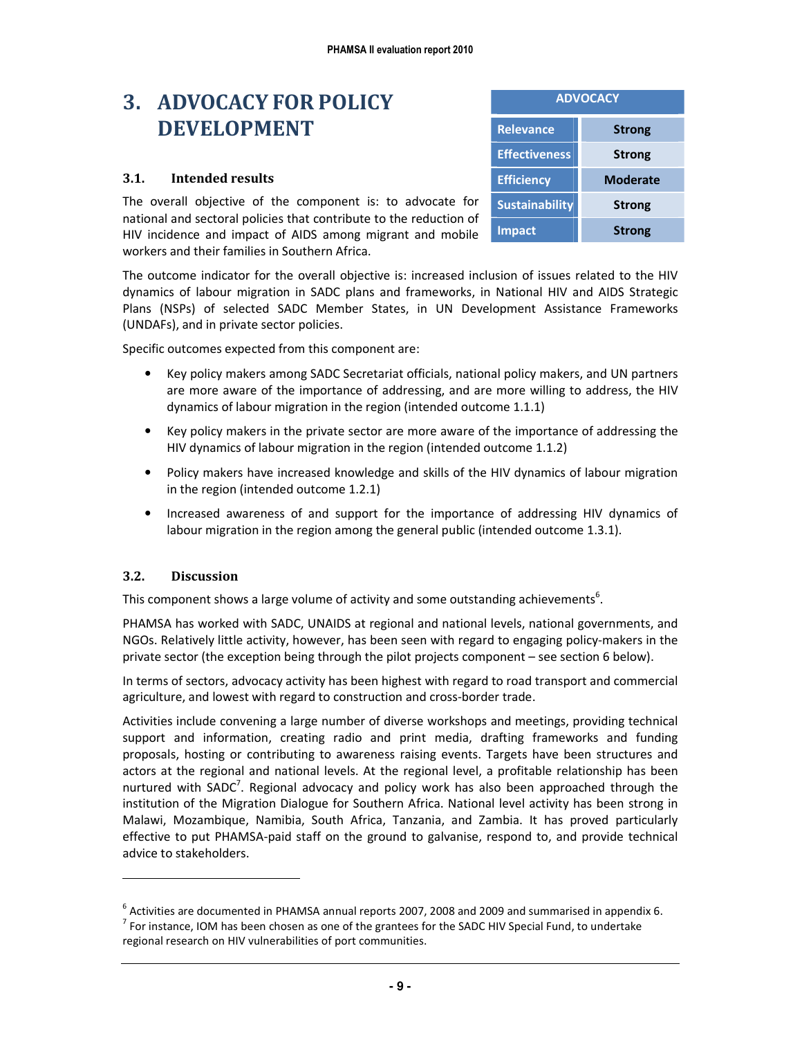# 3. ADVOCACY FOR POLICY DEVELOPMENT

| ADVOCACY | |
|---|---|
| Relevance | Strong |
| Effectiveness | Strong |
| Efficiency | Moderate |
| Sustainability | Strong |
| Impact | Strong |

## 3.1. Intended results

The overall objective of the component is: to advocate for national and sectoral policies that contribute to the reduction of HIV incidence and impact of AIDS among migrant and mobile workers and their families in Southern Africa.

The outcome indicator for the overall objective is: increased inclusion of issues related to the HIV dynamics of labour migration in SADC plans and frameworks, in National HIV and AIDS Strategic Plans (NSPs) of selected SADC Member States, in UN Development Assistance Frameworks (UNDAFs), and in private sector policies.

Specific outcomes expected from this component are:

- Key policy makers among SADC Secretariat officials, national policy makers, and UN partners are more aware of the importance of addressing, and are more willing to address, the HIV dynamics of labour migration in the region (intended outcome 1.1.1)
- Key policy makers in the private sector are more aware of the importance of addressing the HIV dynamics of labour migration in the region (intended outcome 1.1.2)
- Policy makers have increased knowledge and skills of the HIV dynamics of labour migration in the region (intended outcome 1.2.1)
- Increased awareness of and support for the importance of addressing HIV dynamics of labour migration in the region among the general public (intended outcome 1.3.1).

## 3.2. Discussion

This component shows a large volume of activity and some outstanding achievements[6].

PHAMSA has worked with SADC, UNAIDS at regional and national levels, national governments, and NGOs. Relatively little activity, however, has been seen with regard to engaging policy-makers in the private sector (the exception being through the pilot projects component – see section 6 below).

In terms of sectors, advocacy activity has been highest with regard to road transport and commercial agriculture, and lowest with regard to construction and cross-border trade.

Activities include convening a large number of diverse workshops and meetings, providing technical support and information, creating radio and print media, drafting frameworks and funding proposals, hosting or contributing to awareness raising events. Targets have been structures and actors at the regional and national levels. At the regional level, a profitable relationship has been nurtured with SADC[7]. Regional advocacy and policy work has also been approached through the institution of the Migration Dialogue for Southern Africa. National level activity has been strong in Malawi, Mozambique, Namibia, South Africa, Tanzania, and Zambia. It has proved particularly effective to put PHAMSA-paid staff on the ground to galvanise, respond to, and provide technical advice to stakeholders.

---

[6] Activities are documented in PHAMSA annual reports 2007, 2008 and 2009 and summarised in appendix 6.

[7] For instance, IOM has been chosen as one of the grantees for the SADC HIV Special Fund, to undertake regional research on HIV vulnerabilities of port communities.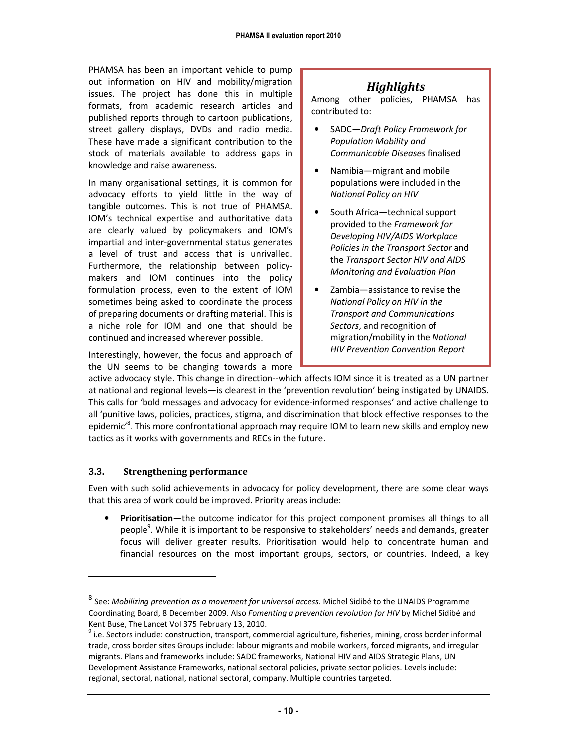PHAMSA has been an important vehicle to pump out information on HIV and mobility/migration issues. The project has done this in multiple formats, from academic research articles and published reports through to cartoon publications, street gallery displays, DVDs and radio media. These have made a significant contribution to the stock of materials available to address gaps in knowledge and raise awareness.

In many organisational settings, it is common for advocacy efforts to yield little in the way of tangible outcomes. This is not true of PHAMSA. IOM's technical expertise and authoritative data are clearly valued by policymakers and IOM's impartial and inter-governmental status generates a level of trust and access that is unrivalled. Furthermore, the relationship between policy-makers and IOM continues into the policy formulation process, even to the extent of IOM sometimes being asked to coordinate the process of preparing documents or drafting material. This is a niche role for IOM and one that should be continued and increased wherever possible.

> ***Highlights***
>
> Among other policies, PHAMSA has contributed to:
>
> - SADC—*Draft Policy Framework for Population Mobility and Communicable Diseases* finalised
> - Namibia—migrant and mobile populations were included in the *National Policy on HIV*
> - South Africa—technical support provided to the *Framework for Developing HIV/AIDS Workplace Policies in the Transport Sector* and the *Transport Sector HIV and AIDS Monitoring and Evaluation Plan*
> - Zambia—assistance to revise the *National Policy on HIV in the Transport and Communications Sectors*, and recognition of migration/mobility in the *National HIV Prevention Convention Report*

Interestingly, however, the focus and approach of the UN seems to be changing towards a more active advocacy style. This change in direction--which affects IOM since it is treated as a UN partner at national and regional levels—is clearest in the 'prevention revolution' being instigated by UNAIDS. This calls for 'bold messages and advocacy for evidence-informed responses' and active challenge to all 'punitive laws, policies, practices, stigma, and discrimination that block effective responses to the epidemic'[8]. This more confrontational approach may require IOM to learn new skills and employ new tactics as it works with governments and RECs in the future.

### 3.3. Strengthening performance

Even with such solid achievements in advocacy for policy development, there are some clear ways that this area of work could be improved. Priority areas include:

- **Prioritisation**—the outcome indicator for this project component promises all things to all people[9]. While it is important to be responsive to stakeholders' needs and demands, greater focus will deliver greater results. Prioritisation would help to concentrate human and financial resources on the most important groups, sectors, or countries. Indeed, a key

---

[8] See: *Mobilizing prevention as a movement for universal access*. Michel Sidibé to the UNAIDS Programme Coordinating Board, 8 December 2009. Also *Fomenting a prevention revolution for HIV* by Michel Sidibé and Kent Buse, The Lancet Vol 375 February 13, 2010.

[9] i.e. Sectors include: construction, transport, commercial agriculture, fisheries, mining, cross border informal trade, cross border sites Groups include: labour migrants and mobile workers, forced migrants, and irregular migrants. Plans and frameworks include: SADC frameworks, National HIV and AIDS Strategic Plans, UN Development Assistance Frameworks, national sectoral policies, private sector policies. Levels include: regional, sectoral, national, national sectoral, company. Multiple countries targeted.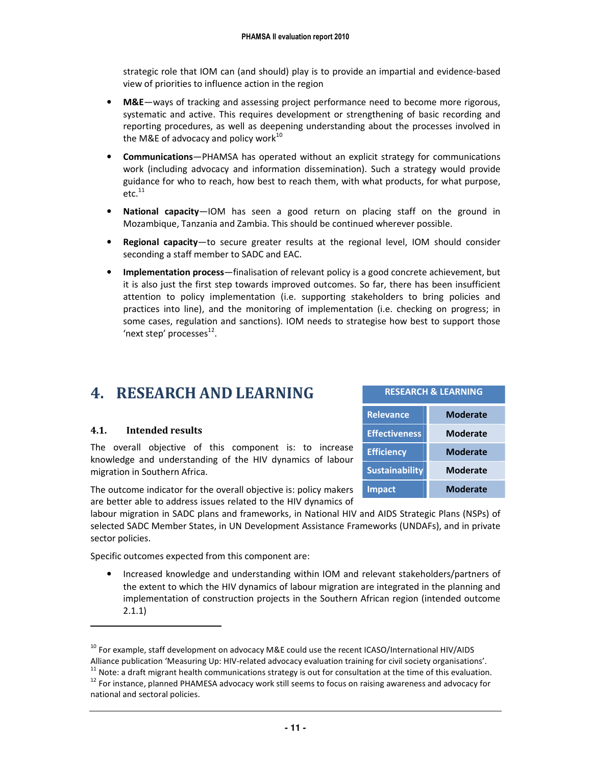strategic role that IOM can (and should) play is to provide an impartial and evidence-based view of priorities to influence action in the region

- **M&E**—ways of tracking and assessing project performance need to become more rigorous, systematic and active. This requires development or strengthening of basic recording and reporting procedures, as well as deepening understanding about the processes involved in the M&E of advocacy and policy work[10]
- **Communications**—PHAMSA has operated without an explicit strategy for communications work (including advocacy and information dissemination). Such a strategy would provide guidance for who to reach, how best to reach them, with what products, for what purpose, etc.[11]
- **National capacity**—IOM has seen a good return on placing staff on the ground in Mozambique, Tanzania and Zambia. This should be continued wherever possible.
- **Regional capacity**—to secure greater results at the regional level, IOM should consider seconding a staff member to SADC and EAC.
- **Implementation process**—finalisation of relevant policy is a good concrete achievement, but it is also just the first step towards improved outcomes. So far, there has been insufficient attention to policy implementation (i.e. supporting stakeholders to bring policies and practices into line), and the monitoring of implementation (i.e. checking on progress; in some cases, regulation and sanctions). IOM needs to strategise how best to support those 'next step' processes[12].

# 4. RESEARCH AND LEARNING

| RESEARCH & LEARNING | |
|---|---|
| Relevance | Moderate |
| Effectiveness | Moderate |
| Efficiency | Moderate |
| Sustainability | Moderate |
| Impact | Moderate |

## 4.1. Intended results

The overall objective of this component is: to increase knowledge and understanding of the HIV dynamics of labour migration in Southern Africa.

The outcome indicator for the overall objective is: policy makers are better able to address issues related to the HIV dynamics of labour migration in SADC plans and frameworks, in National HIV and AIDS Strategic Plans (NSPs) of selected SADC Member States, in UN Development Assistance Frameworks (UNDAFs), and in private sector policies.

Specific outcomes expected from this component are:

- Increased knowledge and understanding within IOM and relevant stakeholders/partners of the extent to which the HIV dynamics of labour migration are integrated in the planning and implementation of construction projects in the Southern African region (intended outcome 2.1.1)

---

[10] For example, staff development on advocacy M&E could use the recent ICASO/International HIV/AIDS Alliance publication 'Measuring Up: HIV-related advocacy evaluation training for civil society organisations'.

[11] Note: a draft migrant health communications strategy is out for consultation at the time of this evaluation.

[12] For instance, planned PHAMESA advocacy work still seems to focus on raising awareness and advocacy for national and sectoral policies.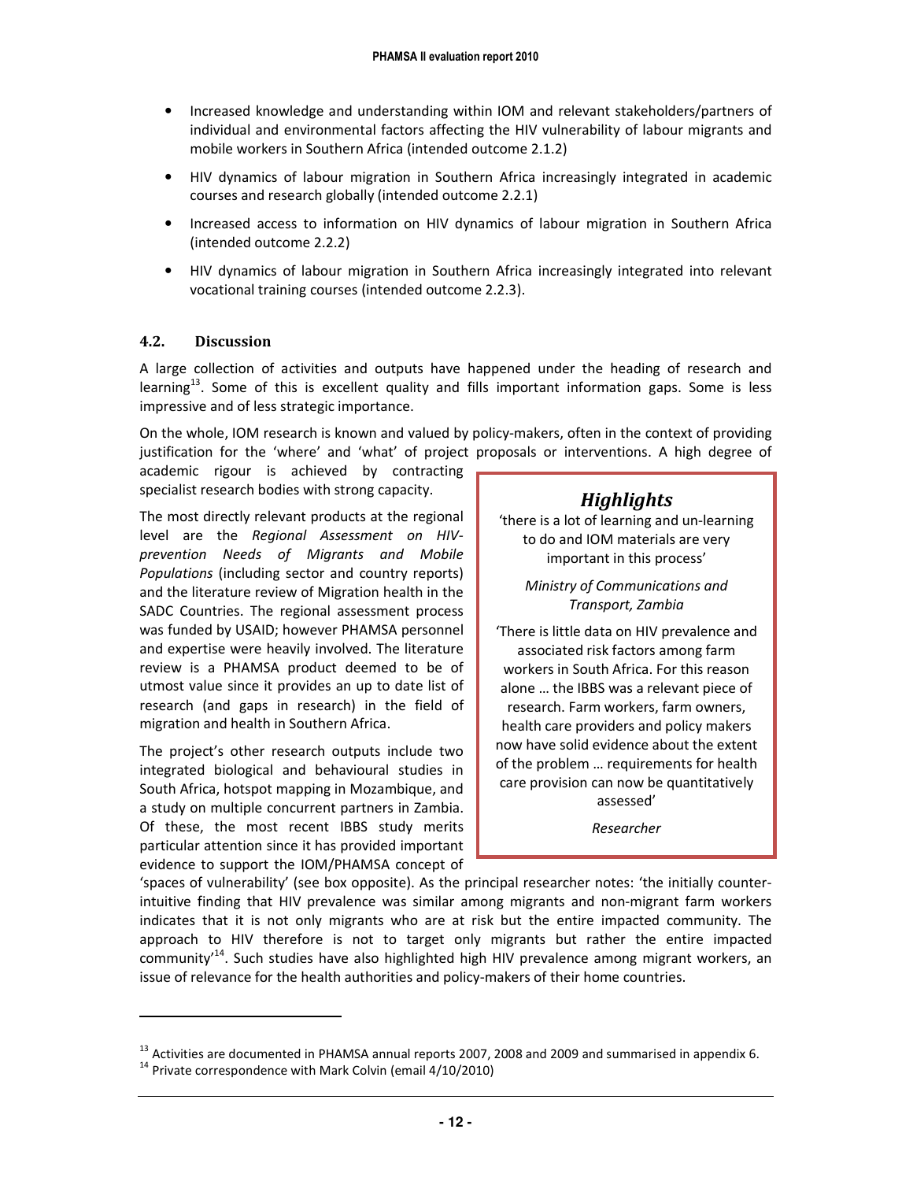- Increased knowledge and understanding within IOM and relevant stakeholders/partners of individual and environmental factors affecting the HIV vulnerability of labour migrants and mobile workers in Southern Africa (intended outcome 2.1.2)
- HIV dynamics of labour migration in Southern Africa increasingly integrated in academic courses and research globally (intended outcome 2.2.1)
- Increased access to information on HIV dynamics of labour migration in Southern Africa (intended outcome 2.2.2)
- HIV dynamics of labour migration in Southern Africa increasingly integrated into relevant vocational training courses (intended outcome 2.2.3).

### 4.2. Discussion

A large collection of activities and outputs have happened under the heading of research and learning[13]. Some of this is excellent quality and fills important information gaps. Some is less impressive and of less strategic importance.

On the whole, IOM research is known and valued by policy-makers, often in the context of providing justification for the 'where' and 'what' of project proposals or interventions. A high degree of academic rigour is achieved by contracting specialist research bodies with strong capacity.

The most directly relevant products at the regional level are the *Regional Assessment on HIV-prevention Needs of Migrants and Mobile Populations* (including sector and country reports) and the literature review of Migration health in the SADC Countries. The regional assessment process was funded by USAID; however PHAMSA personnel and expertise were heavily involved. The literature review is a PHAMSA product deemed to be of utmost value since it provides an up to date list of research (and gaps in research) in the field of migration and health in Southern Africa.

The project's other research outputs include two integrated biological and behavioural studies in South Africa, hotspot mapping in Mozambique, and a study on multiple concurrent partners in Zambia. Of these, the most recent IBBS study merits particular attention since it has provided important evidence to support the IOM/PHAMSA concept of 'spaces of vulnerability' (see box opposite). As the principal researcher notes: 'the initially counter-intuitive finding that HIV prevalence was similar among migrants and non-migrant farm workers indicates that it is not only migrants who are at risk but the entire impacted community. The approach to HIV therefore is not to target only migrants but rather the entire impacted community'[14]. Such studies have also highlighted high HIV prevalence among migrant workers, an issue of relevance for the health authorities and policy-makers of their home countries.

> ***Highlights***
>
> 'there is a lot of learning and un-learning to do and IOM materials are very important in this process'
>
> *Ministry of Communications and Transport, Zambia*
>
> 'There is little data on HIV prevalence and associated risk factors among farm workers in South Africa. For this reason alone … the IBBS was a relevant piece of research. Farm workers, farm owners, health care providers and policy makers now have solid evidence about the extent of the problem … requirements for health care provision can now be quantitatively assessed'
>
> *Researcher*

---

[13] Activities are documented in PHAMSA annual reports 2007, 2008 and 2009 and summarised in appendix 6.

[14] Private correspondence with Mark Colvin (email 4/10/2010)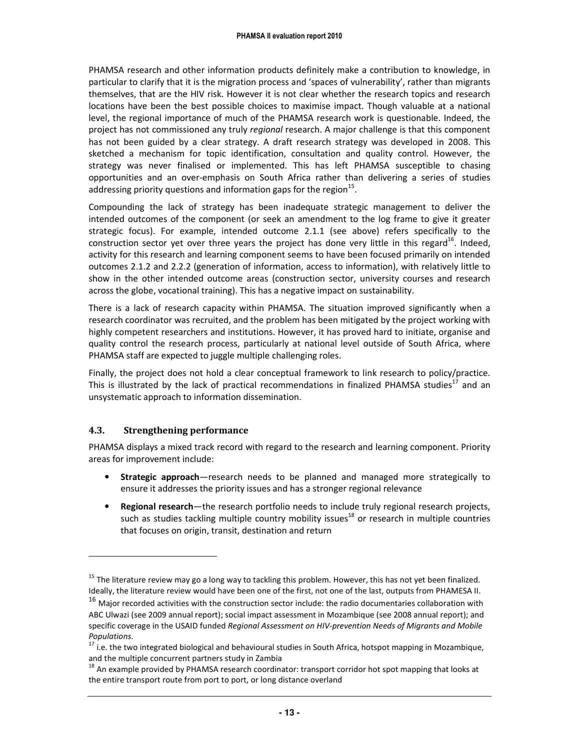PHAMSA research and other information products definitely make a contribution to knowledge, in particular to clarify that it is the migration process and 'spaces of vulnerability', rather than migrants themselves, that are the HIV risk. However it is not clear whether the research topics and research locations have been the best possible choices to maximise impact. Though valuable at a national level, the regional importance of much of the PHAMSA research work is questionable. Indeed, the project has not commissioned any truly *regional* research. A major challenge is that this component has not been guided by a clear strategy. A draft research strategy was developed in 2008. This sketched a mechanism for topic identification, consultation and quality control. However, the strategy was never finalised or implemented. This has left PHAMSA susceptible to chasing opportunities and an over-emphasis on South Africa rather than delivering a series of studies addressing priority questions and information gaps for the region[15].

Compounding the lack of strategy has been inadequate strategic management to deliver the intended outcomes of the component (or seek an amendment to the log frame to give it greater strategic focus). For example, intended outcome 2.1.1 (see above) refers specifically to the construction sector yet over three years the project has done very little in this regard[16]. Indeed, activity for this research and learning component seems to have been focused primarily on intended outcomes 2.1.2 and 2.2.2 (generation of information, access to information), with relatively little to show in the other intended outcome areas (construction sector, university courses and research across the globe, vocational training). This has a negative impact on sustainability.

There is a lack of research capacity within PHAMSA. The situation improved significantly when a research coordinator was recruited, and the problem has been mitigated by the project working with highly competent researchers and institutions. However, it has proved hard to initiate, organise and quality control the research process, particularly at national level outside of South Africa, where PHAMSA staff are expected to juggle multiple challenging roles.

Finally, the project does not hold a clear conceptual framework to link research to policy/practice. This is illustrated by the lack of practical recommendations in finalized PHAMSA studies[17] and an unsystematic approach to information dissemination.

### 4.3. Strengthening performance

PHAMSA displays a mixed track record with regard to the research and learning component. Priority areas for improvement include:

- **Strategic approach**—research needs to be planned and managed more strategically to ensure it addresses the priority issues and has a stronger regional relevance
- **Regional research**—the research portfolio needs to include truly regional research projects, such as studies tackling multiple country mobility issues[18] or research in multiple countries that focuses on origin, transit, destination and return

---

[15] The literature review may go a long way to tackling this problem. However, this has not yet been finalized. Ideally, the literature review would have been one of the first, not one of the last, outputs from PHAMESA II.

[16] Major recorded activities with the construction sector include: the radio documentaries collaboration with ABC Ulwazi (see 2009 annual report); social impact assessment in Mozambique (see 2008 annual report); and specific coverage in the USAID funded *Regional Assessment on HIV-prevention Needs of Migrants and Mobile Populations*.

[17] i.e. the two integrated biological and behavioural studies in South Africa, hotspot mapping in Mozambique, and the multiple concurrent partners study in Zambia

[18] An example provided by PHAMSA research coordinator: transport corridor hot spot mapping that looks at the entire transport route from port to port, or long distance overland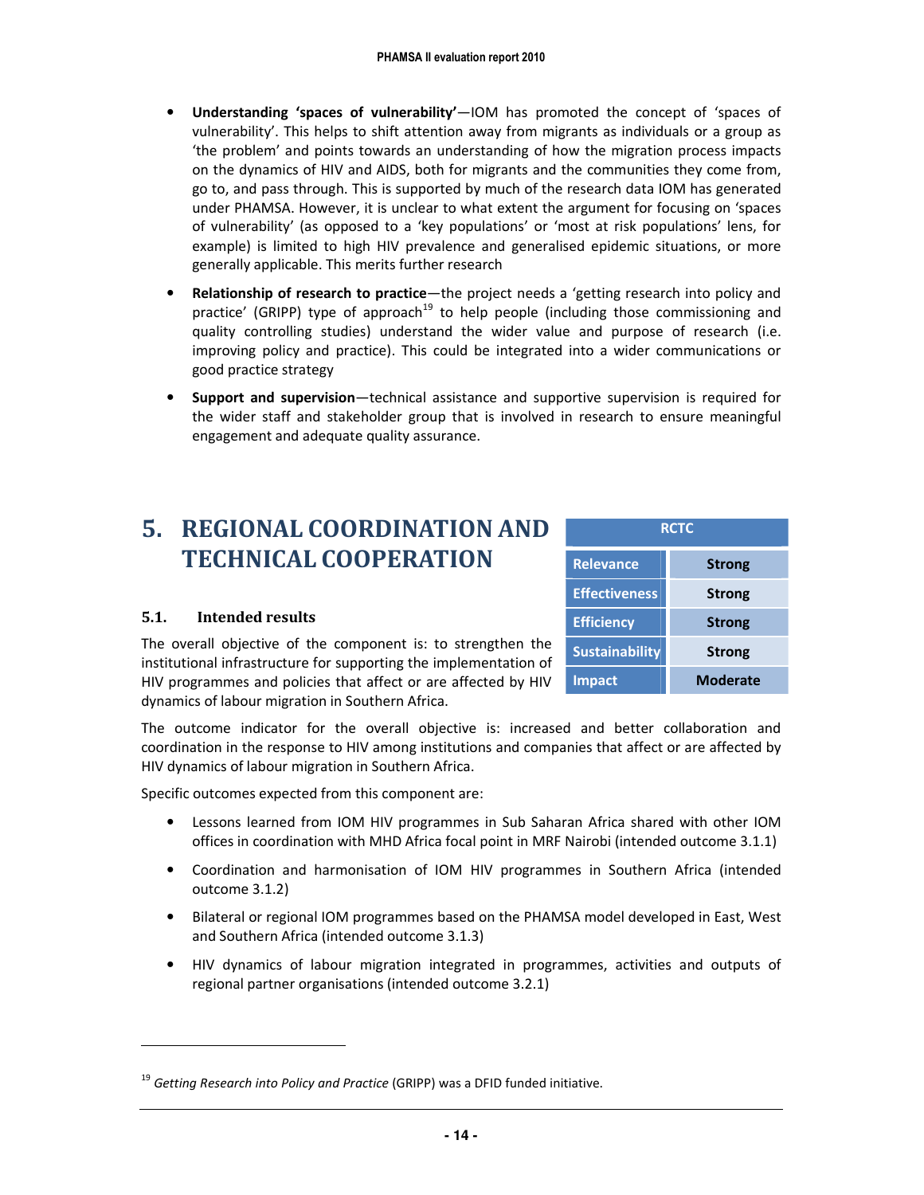- **Understanding 'spaces of vulnerability'**—IOM has promoted the concept of 'spaces of vulnerability'. This helps to shift attention away from migrants as individuals or a group as 'the problem' and points towards an understanding of how the migration process impacts on the dynamics of HIV and AIDS, both for migrants and the communities they come from, go to, and pass through. This is supported by much of the research data IOM has generated under PHAMSA. However, it is unclear to what extent the argument for focusing on 'spaces of vulnerability' (as opposed to a 'key populations' or 'most at risk populations' lens, for example) is limited to high HIV prevalence and generalised epidemic situations, or more generally applicable. This merits further research

- **Relationship of research to practice**—the project needs a 'getting research into policy and practice' (GRIPP) type of approach[19] to help people (including those commissioning and quality controlling studies) understand the wider value and purpose of research (i.e. improving policy and practice). This could be integrated into a wider communications or good practice strategy

- **Support and supervision**—technical assistance and supportive supervision is required for the wider staff and stakeholder group that is involved in research to ensure meaningful engagement and adequate quality assurance.

# 5. REGIONAL COORDINATION AND TECHNICAL COOPERATION

| RCTC | |
|---|---|
| Relevance | Strong |
| Effectiveness | Strong |
| Efficiency | Strong |
| Sustainability | Strong |
| Impact | Moderate |

## 5.1. Intended results

The overall objective of the component is: to strengthen the institutional infrastructure for supporting the implementation of HIV programmes and policies that affect or are affected by HIV dynamics of labour migration in Southern Africa.

The outcome indicator for the overall objective is: increased and better collaboration and coordination in the response to HIV among institutions and companies that affect or are affected by HIV dynamics of labour migration in Southern Africa.

Specific outcomes expected from this component are:

- Lessons learned from IOM HIV programmes in Sub Saharan Africa shared with other IOM offices in coordination with MHD Africa focal point in MRF Nairobi (intended outcome 3.1.1)
- Coordination and harmonisation of IOM HIV programmes in Southern Africa (intended outcome 3.1.2)
- Bilateral or regional IOM programmes based on the PHAMSA model developed in East, West and Southern Africa (intended outcome 3.1.3)
- HIV dynamics of labour migration integrated in programmes, activities and outputs of regional partner organisations (intended outcome 3.2.1)

---

[19] *Getting Research into Policy and Practice* (GRIPP) was a DFID funded initiative.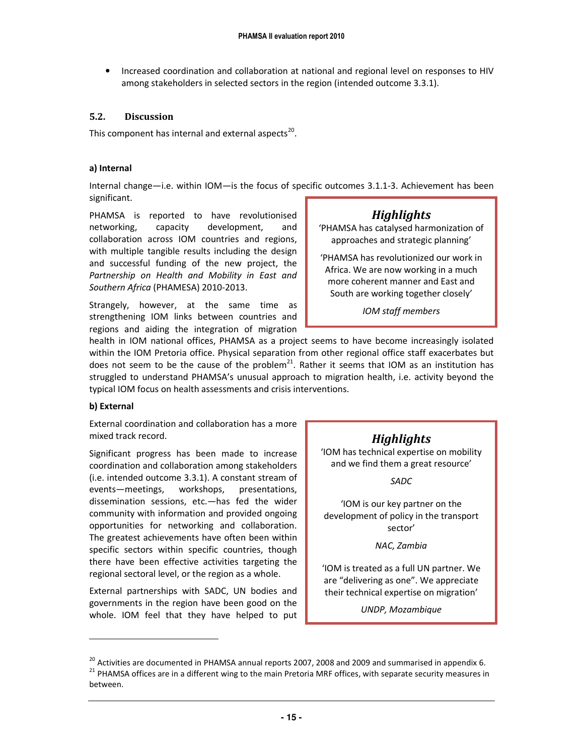- Increased coordination and collaboration at national and regional level on responses to HIV among stakeholders in selected sectors in the region (intended outcome 3.3.1).

## 5.2. Discussion

This component has internal and external aspects[20].

### a) Internal

Internal change—i.e. within IOM—is the focus of specific outcomes 3.1.1-3. Achievement has been significant.

PHAMSA is reported to have revolutionised networking, capacity development, and collaboration across IOM countries and regions, with multiple tangible results including the design and successful funding of the new project, the *Partnership on Health and Mobility in East and Southern Africa* (PHAMESA) 2010-2013.

> ***Highlights***
>
> 'PHAMSA has catalysed harmonization of approaches and strategic planning'
>
> 'PHAMSA has revolutionized our work in Africa. We are now working in a much more coherent manner and East and South are working together closely'
>
> *IOM staff members*

Strangely, however, at the same time as strengthening IOM links between countries and regions and aiding the integration of migration health in IOM national offices, PHAMSA as a project seems to have become increasingly isolated within the IOM Pretoria office. Physical separation from other regional office staff exacerbates but does not seem to be the cause of the problem[21]. Rather it seems that IOM as an institution has struggled to understand PHAMSA's unusual approach to migration health, i.e. activity beyond the typical IOM focus on health assessments and crisis interventions.

### b) External

External coordination and collaboration has a more mixed track record.

Significant progress has been made to increase coordination and collaboration among stakeholders (i.e. intended outcome 3.3.1). A constant stream of events—meetings, workshops, presentations, dissemination sessions, etc.—has fed the wider community with information and provided ongoing opportunities for networking and collaboration. The greatest achievements have often been within specific sectors within specific countries, though there have been effective activities targeting the regional sectoral level, or the region as a whole.

> ***Highlights***
>
> 'IOM has technical expertise on mobility and we find them a great resource'
>
> *SADC*
>
> 'IOM is our key partner on the development of policy in the transport sector'
>
> *NAC, Zambia*
>
> 'IOM is treated as a full UN partner. We are "delivering as one". We appreciate their technical expertise on migration'
>
> *UNDP, Mozambique*

External partnerships with SADC, UN bodies and governments in the region have been good on the whole. IOM feel that they have helped to put

---

[20] Activities are documented in PHAMSA annual reports 2007, 2008 and 2009 and summarised in appendix 6.

[21] PHAMSA offices are in a different wing to the main Pretoria MRF offices, with separate security measures in between.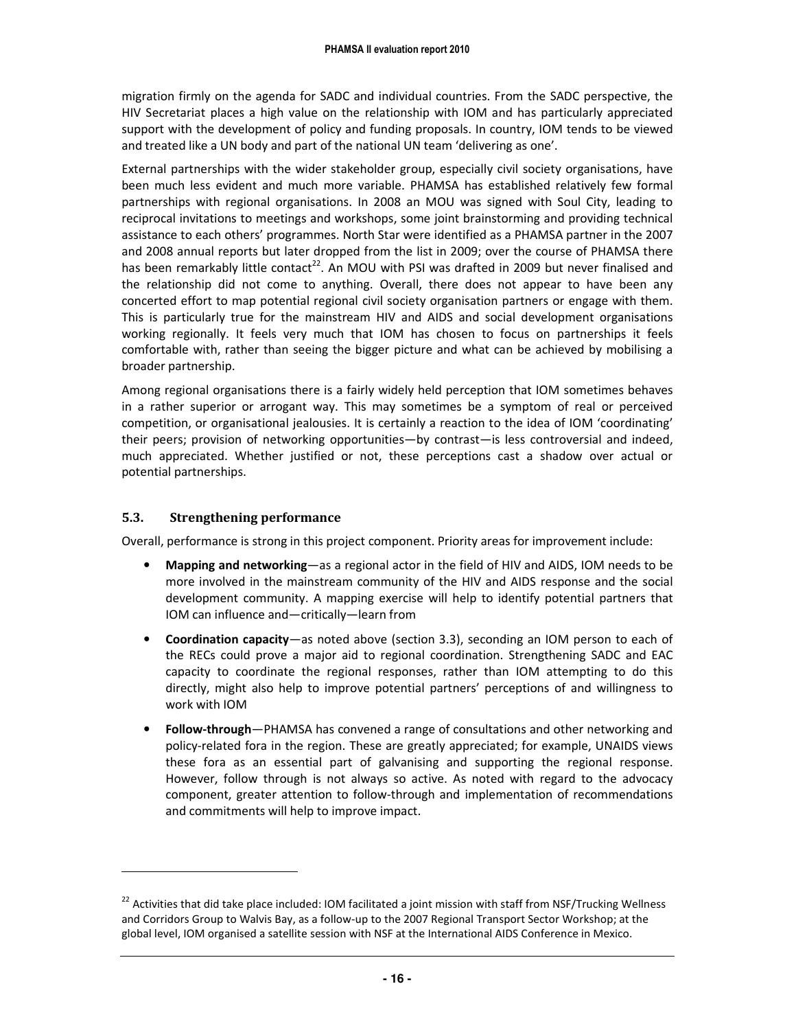migration firmly on the agenda for SADC and individual countries. From the SADC perspective, the HIV Secretariat places a high value on the relationship with IOM and has particularly appreciated support with the development of policy and funding proposals. In country, IOM tends to be viewed and treated like a UN body and part of the national UN team 'delivering as one'.

External partnerships with the wider stakeholder group, especially civil society organisations, have been much less evident and much more variable. PHAMSA has established relatively few formal partnerships with regional organisations. In 2008 an MOU was signed with Soul City, leading to reciprocal invitations to meetings and workshops, some joint brainstorming and providing technical assistance to each others' programmes. North Star were identified as a PHAMSA partner in the 2007 and 2008 annual reports but later dropped from the list in 2009; over the course of PHAMSA there has been remarkably little contact[22]. An MOU with PSI was drafted in 2009 but never finalised and the relationship did not come to anything. Overall, there does not appear to have been any concerted effort to map potential regional civil society organisation partners or engage with them. This is particularly true for the mainstream HIV and AIDS and social development organisations working regionally. It feels very much that IOM has chosen to focus on partnerships it feels comfortable with, rather than seeing the bigger picture and what can be achieved by mobilising a broader partnership.

Among regional organisations there is a fairly widely held perception that IOM sometimes behaves in a rather superior or arrogant way. This may sometimes be a symptom of real or perceived competition, or organisational jealousies. It is certainly a reaction to the idea of IOM 'coordinating' their peers; provision of networking opportunities—by contrast—is less controversial and indeed, much appreciated. Whether justified or not, these perceptions cast a shadow over actual or potential partnerships.

### 5.3. Strengthening performance

Overall, performance is strong in this project component. Priority areas for improvement include:

- **Mapping and networking**—as a regional actor in the field of HIV and AIDS, IOM needs to be more involved in the mainstream community of the HIV and AIDS response and the social development community. A mapping exercise will help to identify potential partners that IOM can influence and—critically—learn from
- **Coordination capacity**—as noted above (section 3.3), seconding an IOM person to each of the RECs could prove a major aid to regional coordination. Strengthening SADC and EAC capacity to coordinate the regional responses, rather than IOM attempting to do this directly, might also help to improve potential partners' perceptions of and willingness to work with IOM
- **Follow-through**—PHAMSA has convened a range of consultations and other networking and policy-related fora in the region. These are greatly appreciated; for example, UNAIDS views these fora as an essential part of galvanising and supporting the regional response. However, follow through is not always so active. As noted with regard to the advocacy component, greater attention to follow-through and implementation of recommendations and commitments will help to improve impact.

[22] Activities that did take place included: IOM facilitated a joint mission with staff from NSF/Trucking Wellness and Corridors Group to Walvis Bay, as a follow-up to the 2007 Regional Transport Sector Workshop; at the global level, IOM organised a satellite session with NSF at the International AIDS Conference in Mexico.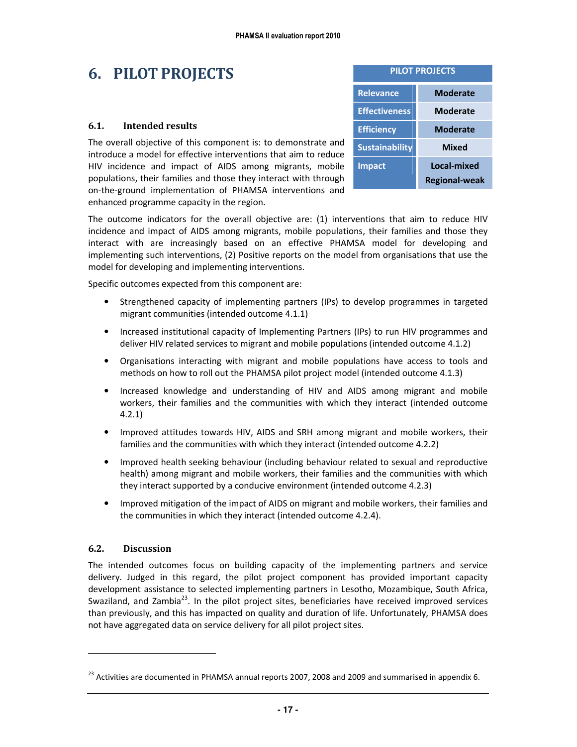# 6. PILOT PROJECTS

| PILOT PROJECTS | |
|---|---|
| Relevance | Moderate |
| Effectiveness | Moderate |
| Efficiency | Moderate |
| Sustainability | Mixed |
| Impact | Local-mixed<br>Regional-weak |

## 6.1. Intended results

The overall objective of this component is: to demonstrate and introduce a model for effective interventions that aim to reduce HIV incidence and impact of AIDS among migrants, mobile populations, their families and those they interact with through on-the-ground implementation of PHAMSA interventions and enhanced programme capacity in the region.

The outcome indicators for the overall objective are: (1) interventions that aim to reduce HIV incidence and impact of AIDS among migrants, mobile populations, their families and those they interact with are increasingly based on an effective PHAMSA model for developing and implementing such interventions, (2) Positive reports on the model from organisations that use the model for developing and implementing interventions.

Specific outcomes expected from this component are:

- Strengthened capacity of implementing partners (IPs) to develop programmes in targeted migrant communities (intended outcome 4.1.1)
- Increased institutional capacity of Implementing Partners (IPs) to run HIV programmes and deliver HIV related services to migrant and mobile populations (intended outcome 4.1.2)
- Organisations interacting with migrant and mobile populations have access to tools and methods on how to roll out the PHAMSA pilot project model (intended outcome 4.1.3)
- Increased knowledge and understanding of HIV and AIDS among migrant and mobile workers, their families and the communities with which they interact (intended outcome 4.2.1)
- Improved attitudes towards HIV, AIDS and SRH among migrant and mobile workers, their families and the communities with which they interact (intended outcome 4.2.2)
- Improved health seeking behaviour (including behaviour related to sexual and reproductive health) among migrant and mobile workers, their families and the communities with which they interact supported by a conducive environment (intended outcome 4.2.3)
- Improved mitigation of the impact of AIDS on migrant and mobile workers, their families and the communities in which they interact (intended outcome 4.2.4).

## 6.2. Discussion

The intended outcomes focus on building capacity of the implementing partners and service delivery. Judged in this regard, the pilot project component has provided important capacity development assistance to selected implementing partners in Lesotho, Mozambique, South Africa, Swaziland, and Zambia[23]. In the pilot project sites, beneficiaries have received improved services than previously, and this has impacted on quality and duration of life. Unfortunately, PHAMSA does not have aggregated data on service delivery for all pilot project sites.

[23] Activities are documented in PHAMSA annual reports 2007, 2008 and 2009 and summarised in appendix 6.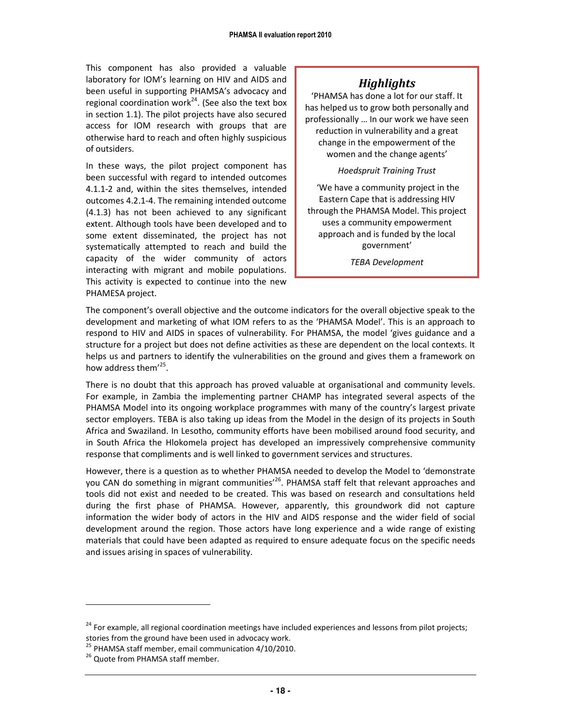This component has also provided a valuable laboratory for IOM's learning on HIV and AIDS and been useful in supporting PHAMSA's advocacy and regional coordination work[24]. (See also the text box in section 1.1). The pilot projects have also secured access for IOM research with groups that are otherwise hard to reach and often highly suspicious of outsiders.

In these ways, the pilot project component has been successful with regard to intended outcomes 4.1.1-2 and, within the sites themselves, intended outcomes 4.2.1-4. The remaining intended outcome (4.1.3) has not been achieved to any significant extent. Although tools have been developed and to some extent disseminated, the project has not systematically attempted to reach and build the capacity of the wider community of actors interacting with migrant and mobile populations. This activity is expected to continue into the new PHAMESA project.

> ### *Highlights*
>
> 'PHAMSA has done a lot for our staff. It has helped us to grow both personally and professionally … In our work we have seen reduction in vulnerability and a great change in the empowerment of the women and the change agents'
>
> *Hoedspruit Training Trust*
>
> 'We have a community project in the Eastern Cape that is addressing HIV through the PHAMSA Model. This project uses a community empowerment approach and is funded by the local government'
>
> *TEBA Development*

The component's overall objective and the outcome indicators for the overall objective speak to the development and marketing of what IOM refers to as the 'PHAMSA Model'. This is an approach to respond to HIV and AIDS in spaces of vulnerability. For PHAMSA, the model 'gives guidance and a structure for a project but does not define activities as these are dependent on the local contexts. It helps us and partners to identify the vulnerabilities on the ground and gives them a framework on how address them'[25].

There is no doubt that this approach has proved valuable at organisational and community levels. For example, in Zambia the implementing partner CHAMP has integrated several aspects of the PHAMSA Model into its ongoing workplace programmes with many of the country's largest private sector employers. TEBA is also taking up ideas from the Model in the design of its projects in South Africa and Swaziland. In Lesotho, community efforts have been mobilised around food security, and in South Africa the Hlokomela project has developed an impressively comprehensive community response that compliments and is well linked to government services and structures.

However, there is a question as to whether PHAMSA needed to develop the Model to 'demonstrate you CAN do something in migrant communities'[26]. PHAMSA staff felt that relevant approaches and tools did not exist and needed to be created. This was based on research and consultations held during the first phase of PHAMSA. However, apparently, this groundwork did not capture information the wider body of actors in the HIV and AIDS response and the wider field of social development around the region. Those actors have long experience and a wide range of existing materials that could have been adapted as required to ensure adequate focus on the specific needs and issues arising in spaces of vulnerability.

---

[24] For example, all regional coordination meetings have included experiences and lessons from pilot projects; stories from the ground have been used in advocacy work.

[25] PHAMSA staff member, email communication 4/10/2010.

[26] Quote from PHAMSA staff member.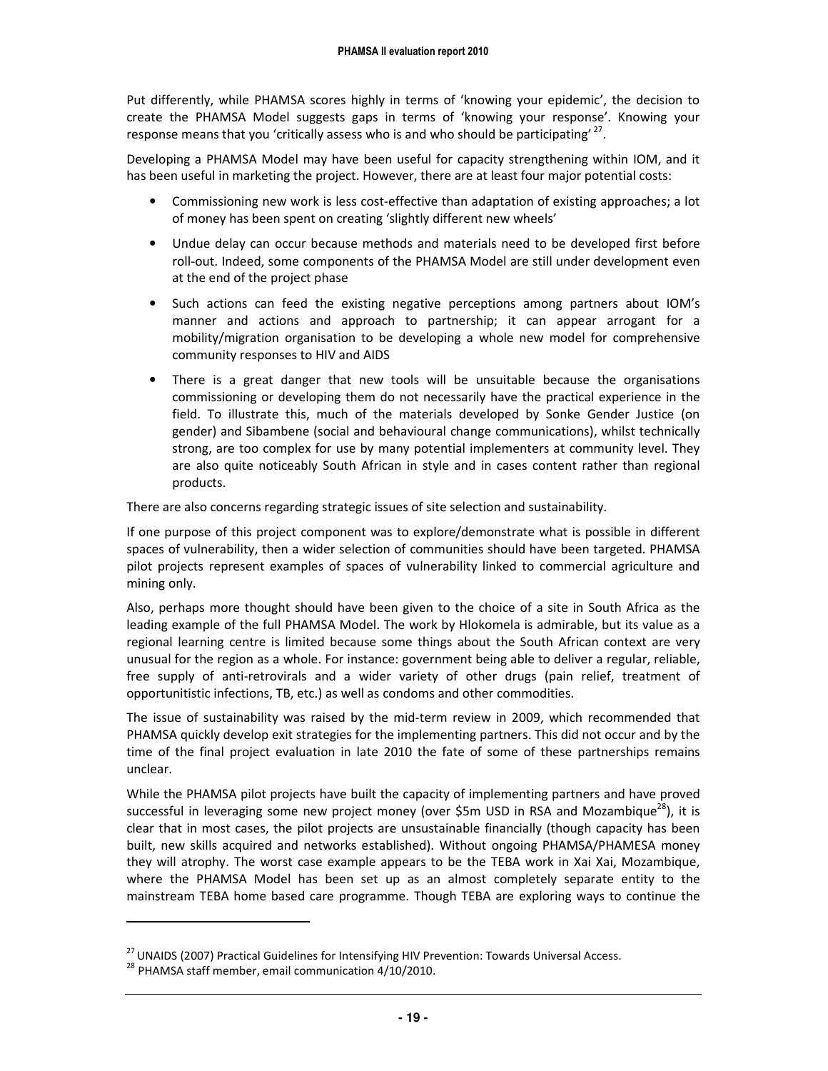Put differently, while PHAMSA scores highly in terms of 'knowing your epidemic', the decision to create the PHAMSA Model suggests gaps in terms of 'knowing your response'. Knowing your response means that you 'critically assess who is and who should be participating' [27].

Developing a PHAMSA Model may have been useful for capacity strengthening within IOM, and it has been useful in marketing the project. However, there are at least four major potential costs:

- Commissioning new work is less cost-effective than adaptation of existing approaches; a lot of money has been spent on creating 'slightly different new wheels'
- Undue delay can occur because methods and materials need to be developed first before roll-out. Indeed, some components of the PHAMSA Model are still under development even at the end of the project phase
- Such actions can feed the existing negative perceptions among partners about IOM's manner and actions and approach to partnership; it can appear arrogant for a mobility/migration organisation to be developing a whole new model for comprehensive community responses to HIV and AIDS
- There is a great danger that new tools will be unsuitable because the organisations commissioning or developing them do not necessarily have the practical experience in the field. To illustrate this, much of the materials developed by Sonke Gender Justice (on gender) and Sibambene (social and behavioural change communications), whilst technically strong, are too complex for use by many potential implementers at community level. They are also quite noticeably South African in style and in cases content rather than regional products.

There are also concerns regarding strategic issues of site selection and sustainability.

If one purpose of this project component was to explore/demonstrate what is possible in different spaces of vulnerability, then a wider selection of communities should have been targeted. PHAMSA pilot projects represent examples of spaces of vulnerability linked to commercial agriculture and mining only.

Also, perhaps more thought should have been given to the choice of a site in South Africa as the leading example of the full PHAMSA Model. The work by Hlokomela is admirable, but its value as a regional learning centre is limited because some things about the South African context are very unusual for the region as a whole. For instance: government being able to deliver a regular, reliable, free supply of anti-retrovirals and a wider variety of other drugs (pain relief, treatment of opportunitistic infections, TB, etc.) as well as condoms and other commodities.

The issue of sustainability was raised by the mid-term review in 2009, which recommended that PHAMSA quickly develop exit strategies for the implementing partners. This did not occur and by the time of the final project evaluation in late 2010 the fate of some of these partnerships remains unclear.

While the PHAMSA pilot projects have built the capacity of implementing partners and have proved successful in leveraging some new project money (over \$5m USD in RSA and Mozambique[28]), it is clear that in most cases, the pilot projects are unsustainable financially (though capacity has been built, new skills acquired and networks established). Without ongoing PHAMSA/PHAMESA money they will atrophy. The worst case example appears to be the TEBA work in Xai Xai, Mozambique, where the PHAMSA Model has been set up as an almost completely separate entity to the mainstream TEBA home based care programme. Though TEBA are exploring ways to continue the

[27] UNAIDS (2007) Practical Guidelines for Intensifying HIV Prevention: Towards Universal Access.

[28] PHAMSA staff member, email communication 4/10/2010.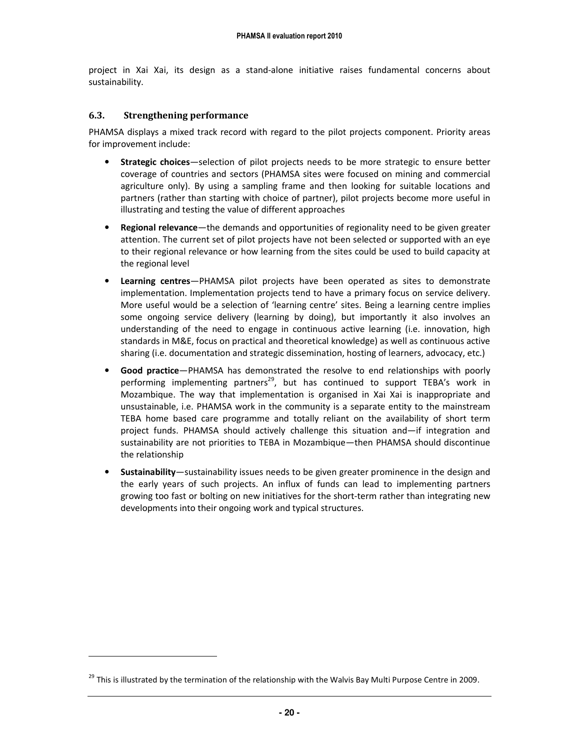project in Xai Xai, its design as a stand-alone initiative raises fundamental concerns about sustainability.

### 6.3. Strengthening performance

PHAMSA displays a mixed track record with regard to the pilot projects component. Priority areas for improvement include:

- **Strategic choices**—selection of pilot projects needs to be more strategic to ensure better coverage of countries and sectors (PHAMSA sites were focused on mining and commercial agriculture only). By using a sampling frame and then looking for suitable locations and partners (rather than starting with choice of partner), pilot projects become more useful in illustrating and testing the value of different approaches
- **Regional relevance**—the demands and opportunities of regionality need to be given greater attention. The current set of pilot projects have not been selected or supported with an eye to their regional relevance or how learning from the sites could be used to build capacity at the regional level
- **Learning centres**—PHAMSA pilot projects have been operated as sites to demonstrate implementation. Implementation projects tend to have a primary focus on service delivery. More useful would be a selection of 'learning centre' sites. Being a learning centre implies some ongoing service delivery (learning by doing), but importantly it also involves an understanding of the need to engage in continuous active learning (i.e. innovation, high standards in M&E, focus on practical and theoretical knowledge) as well as continuous active sharing (i.e. documentation and strategic dissemination, hosting of learners, advocacy, etc.)
- **Good practice**—PHAMSA has demonstrated the resolve to end relationships with poorly performing implementing partners[29], but has continued to support TEBA's work in Mozambique. The way that implementation is organised in Xai Xai is inappropriate and unsustainable, i.e. PHAMSA work in the community is a separate entity to the mainstream TEBA home based care programme and totally reliant on the availability of short term project funds. PHAMSA should actively challenge this situation and—if integration and sustainability are not priorities to TEBA in Mozambique—then PHAMSA should discontinue the relationship
- **Sustainability**—sustainability issues needs to be given greater prominence in the design and the early years of such projects. An influx of funds can lead to implementing partners growing too fast or bolting on new initiatives for the short-term rather than integrating new developments into their ongoing work and typical structures.

[29] This is illustrated by the termination of the relationship with the Walvis Bay Multi Purpose Centre in 2009.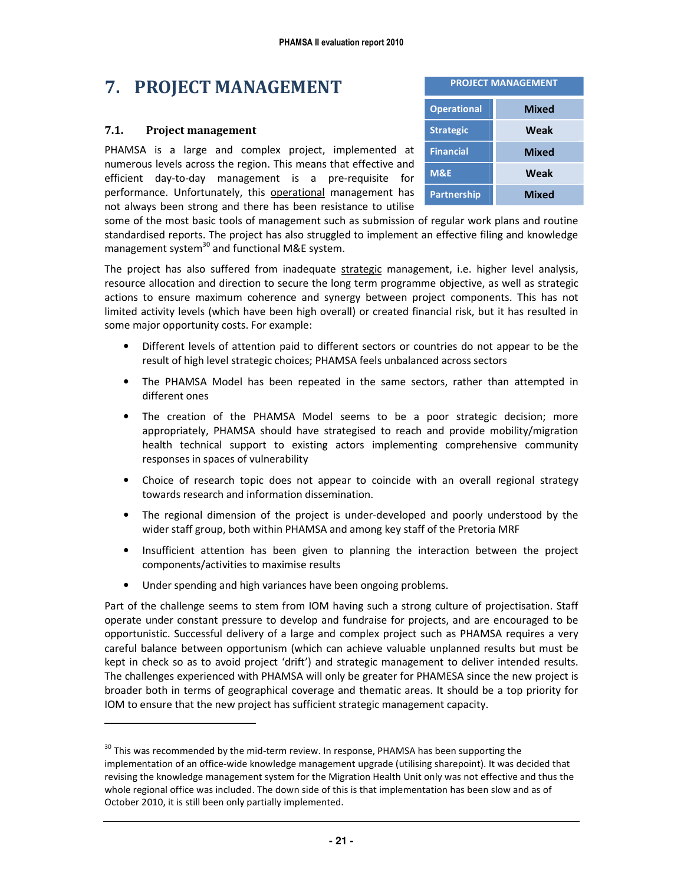# 7. PROJECT MANAGEMENT

| PROJECT MANAGEMENT | |
|---|---|
| Operational | Mixed |
| Strategic | Weak |
| Financial | Mixed |
| M&E | Weak |
| Partnership | Mixed |

## 7.1. Project management

PHAMSA is a large and complex project, implemented at numerous levels across the region. This means that effective and efficient day-to-day management is a pre-requisite for performance. Unfortunately, this operational management has not always been strong and there has been resistance to utilise some of the most basic tools of management such as submission of regular work plans and routine standardised reports. The project has also struggled to implement an effective filing and knowledge management system[30] and functional M&E system.

The project has also suffered from inadequate strategic management, i.e. higher level analysis, resource allocation and direction to secure the long term programme objective, as well as strategic actions to ensure maximum coherence and synergy between project components. This has not limited activity levels (which have been high overall) or created financial risk, but it has resulted in some major opportunity costs. For example:

- Different levels of attention paid to different sectors or countries do not appear to be the result of high level strategic choices; PHAMSA feels unbalanced across sectors
- The PHAMSA Model has been repeated in the same sectors, rather than attempted in different ones
- The creation of the PHAMSA Model seems to be a poor strategic decision; more appropriately, PHAMSA should have strategised to reach and provide mobility/migration health technical support to existing actors implementing comprehensive community responses in spaces of vulnerability
- Choice of research topic does not appear to coincide with an overall regional strategy towards research and information dissemination.
- The regional dimension of the project is under-developed and poorly understood by the wider staff group, both within PHAMSA and among key staff of the Pretoria MRF
- Insufficient attention has been given to planning the interaction between the project components/activities to maximise results
- Under spending and high variances have been ongoing problems.

Part of the challenge seems to stem from IOM having such a strong culture of projectisation. Staff operate under constant pressure to develop and fundraise for projects, and are encouraged to be opportunistic. Successful delivery of a large and complex project such as PHAMSA requires a very careful balance between opportunism (which can achieve valuable unplanned results but must be kept in check so as to avoid project 'drift') and strategic management to deliver intended results. The challenges experienced with PHAMSA will only be greater for PHAMESA since the new project is broader both in terms of geographical coverage and thematic areas. It should be a top priority for IOM to ensure that the new project has sufficient strategic management capacity.

---

[30] This was recommended by the mid-term review. In response, PHAMSA has been supporting the implementation of an office-wide knowledge management upgrade (utilising sharepoint). It was decided that revising the knowledge management system for the Migration Health Unit only was not effective and thus the whole regional office was included. The down side of this is that implementation has been slow and as of October 2010, it is still been only partially implemented.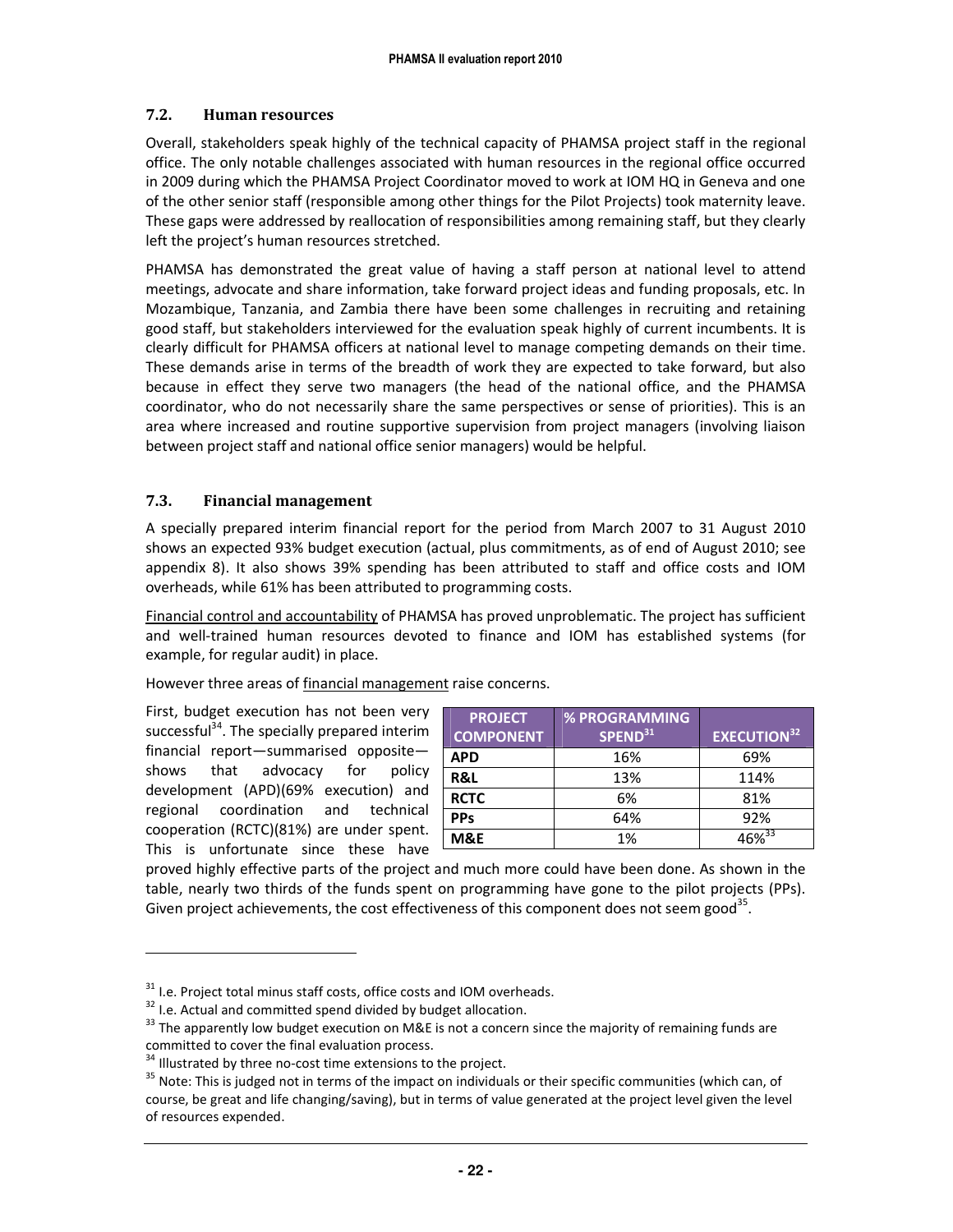### 7.2. Human resources

Overall, stakeholders speak highly of the technical capacity of PHAMSA project staff in the regional office. The only notable challenges associated with human resources in the regional office occurred in 2009 during which the PHAMSA Project Coordinator moved to work at IOM HQ in Geneva and one of the other senior staff (responsible among other things for the Pilot Projects) took maternity leave. These gaps were addressed by reallocation of responsibilities among remaining staff, but they clearly left the project's human resources stretched.

PHAMSA has demonstrated the great value of having a staff person at national level to attend meetings, advocate and share information, take forward project ideas and funding proposals, etc. In Mozambique, Tanzania, and Zambia there have been some challenges in recruiting and retaining good staff, but stakeholders interviewed for the evaluation speak highly of current incumbents. It is clearly difficult for PHAMSA officers at national level to manage competing demands on their time. These demands arise in terms of the breadth of work they are expected to take forward, but also because in effect they serve two managers (the head of the national office, and the PHAMSA coordinator, who do not necessarily share the same perspectives or sense of priorities). This is an area where increased and routine supportive supervision from project managers (involving liaison between project staff and national office senior managers) would be helpful.

### 7.3. Financial management

A specially prepared interim financial report for the period from March 2007 to 31 August 2010 shows an expected 93% budget execution (actual, plus commitments, as of end of August 2010; see appendix 8). It also shows 39% spending has been attributed to staff and office costs and IOM overheads, while 61% has been attributed to programming costs.

Financial control and accountability of PHAMSA has proved unproblematic. The project has sufficient and well-trained human resources devoted to finance and IOM has established systems (for example, for regular audit) in place.

However three areas of financial management raise concerns.

First, budget execution has not been very successful[34]. The specially prepared interim financial report—summarised opposite—shows that advocacy for policy development (APD)(69% execution) and regional coordination and technical cooperation (RCTC)(81%) are under spent. This is unfortunate since these have proved highly effective parts of the project and much more could have been done. As shown in the table, nearly two thirds of the funds spent on programming have gone to the pilot projects (PPs). Given project achievements, the cost effectiveness of this component does not seem good[35].

| PROJECT COMPONENT | % PROGRAMMING SPEND[31] | EXECUTION[32] |
|---|---|---|
| APD | 16% | 69% |
| R&L | 13% | 114% |
| RCTC | 6% | 81% |
| PPs | 64% | 92% |
| M&E | 1% | 46%[33] |

---

[31] I.e. Project total minus staff costs, office costs and IOM overheads.

[32] I.e. Actual and committed spend divided by budget allocation.

[33] The apparently low budget execution on M&E is not a concern since the majority of remaining funds are committed to cover the final evaluation process.

[34] Illustrated by three no-cost time extensions to the project.

[35] Note: This is judged not in terms of the impact on individuals or their specific communities (which can, of course, be great and life changing/saving), but in terms of value generated at the project level given the level of resources expended.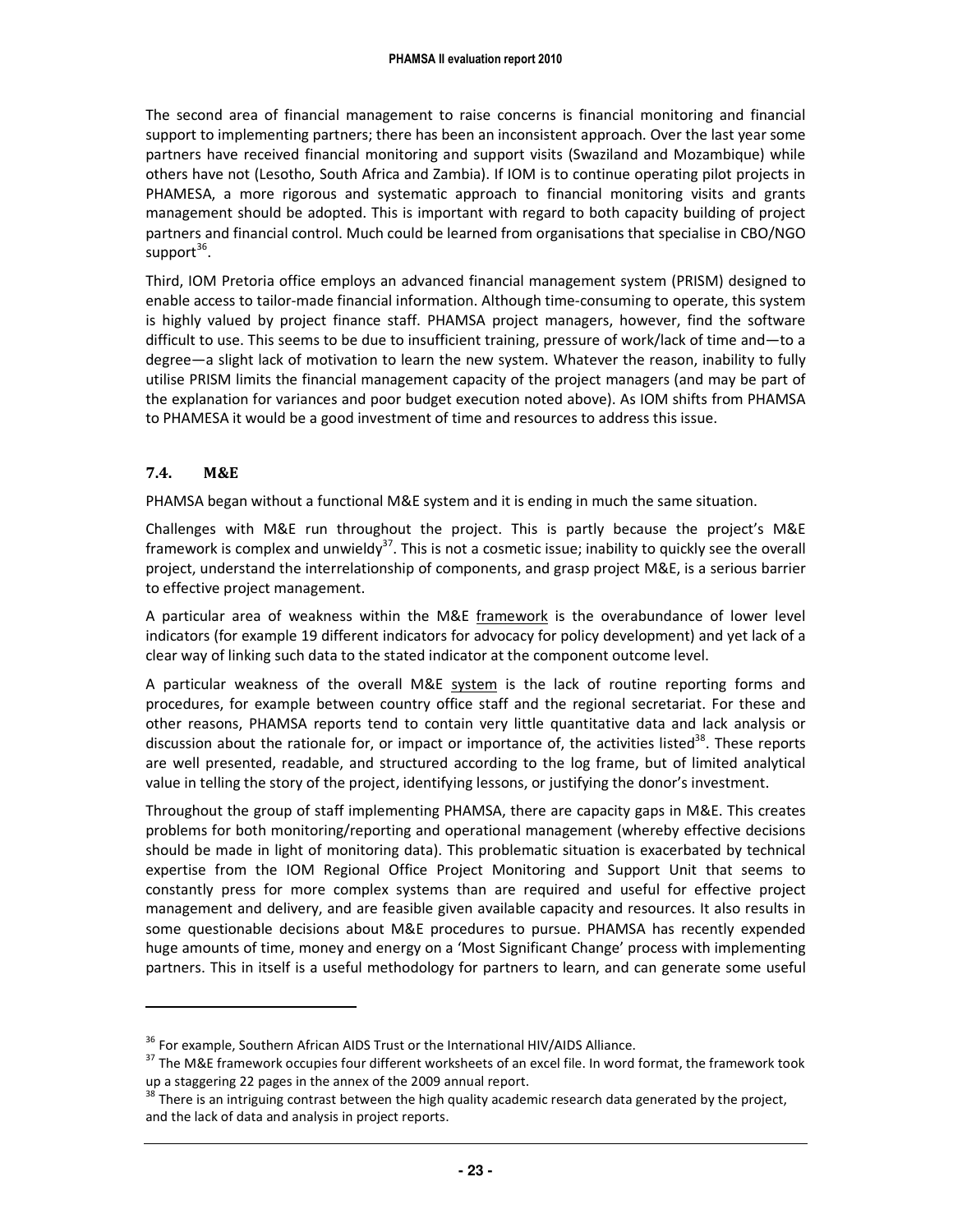The second area of financial management to raise concerns is financial monitoring and financial support to implementing partners; there has been an inconsistent approach. Over the last year some partners have received financial monitoring and support visits (Swaziland and Mozambique) while others have not (Lesotho, South Africa and Zambia). If IOM is to continue operating pilot projects in PHAMESA, a more rigorous and systematic approach to financial monitoring visits and grants management should be adopted. This is important with regard to both capacity building of project partners and financial control. Much could be learned from organisations that specialise in CBO/NGO support[36].

Third, IOM Pretoria office employs an advanced financial management system (PRISM) designed to enable access to tailor-made financial information. Although time-consuming to operate, this system is highly valued by project finance staff. PHAMSA project managers, however, find the software difficult to use. This seems to be due to insufficient training, pressure of work/lack of time and—to a degree—a slight lack of motivation to learn the new system. Whatever the reason, inability to fully utilise PRISM limits the financial management capacity of the project managers (and may be part of the explanation for variances and poor budget execution noted above). As IOM shifts from PHAMSA to PHAMESA it would be a good investment of time and resources to address this issue.

### 7.4. M&E

PHAMSA began without a functional M&E system and it is ending in much the same situation.

Challenges with M&E run throughout the project. This is partly because the project's M&E framework is complex and unwieldy[37]. This is not a cosmetic issue; inability to quickly see the overall project, understand the interrelationship of components, and grasp project M&E, is a serious barrier to effective project management.

A particular area of weakness within the M&E framework is the overabundance of lower level indicators (for example 19 different indicators for advocacy for policy development) and yet lack of a clear way of linking such data to the stated indicator at the component outcome level.

A particular weakness of the overall M&E system is the lack of routine reporting forms and procedures, for example between country office staff and the regional secretariat. For these and other reasons, PHAMSA reports tend to contain very little quantitative data and lack analysis or discussion about the rationale for, or impact or importance of, the activities listed[38]. These reports are well presented, readable, and structured according to the log frame, but of limited analytical value in telling the story of the project, identifying lessons, or justifying the donor's investment.

Throughout the group of staff implementing PHAMSA, there are capacity gaps in M&E. This creates problems for both monitoring/reporting and operational management (whereby effective decisions should be made in light of monitoring data). This problematic situation is exacerbated by technical expertise from the IOM Regional Office Project Monitoring and Support Unit that seems to constantly press for more complex systems than are required and useful for effective project management and delivery, and are feasible given available capacity and resources. It also results in some questionable decisions about M&E procedures to pursue. PHAMSA has recently expended huge amounts of time, money and energy on a 'Most Significant Change' process with implementing partners. This in itself is a useful methodology for partners to learn, and can generate some useful

---

[36] For example, Southern African AIDS Trust or the International HIV/AIDS Alliance.

[37] The M&E framework occupies four different worksheets of an excel file. In word format, the framework took up a staggering 22 pages in the annex of the 2009 annual report.

[38] There is an intriguing contrast between the high quality academic research data generated by the project, and the lack of data and analysis in project reports.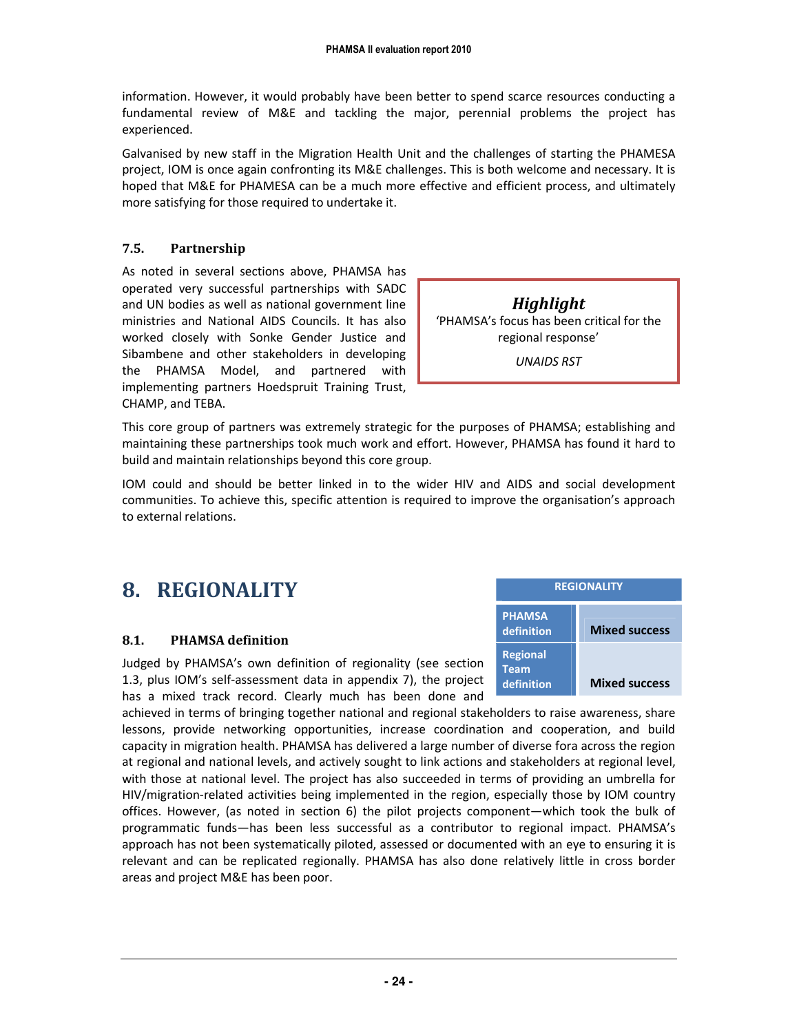information. However, it would probably have been better to spend scarce resources conducting a fundamental review of M&E and tackling the major, perennial problems the project has experienced.

Galvanised by new staff in the Migration Health Unit and the challenges of starting the PHAMESA project, IOM is once again confronting its M&E challenges. This is both welcome and necessary. It is hoped that M&E for PHAMESA can be a much more effective and efficient process, and ultimately more satisfying for those required to undertake it.

### 7.5. Partnership

As noted in several sections above, PHAMSA has operated very successful partnerships with SADC and UN bodies as well as national government line ministries and National AIDS Councils. It has also worked closely with Sonke Gender Justice and Sibambene and other stakeholders in developing the PHAMSA Model, and partnered with implementing partners Hoedspruit Training Trust, CHAMP, and TEBA.

> ***Highlight***
>
> 'PHAMSA's focus has been critical for the regional response'
>
> *UNAIDS RST*

This core group of partners was extremely strategic for the purposes of PHAMSA; establishing and maintaining these partnerships took much work and effort. However, PHAMSA has found it hard to build and maintain relationships beyond this core group.

IOM could and should be better linked in to the wider HIV and AIDS and social development communities. To achieve this, specific attention is required to improve the organisation's approach to external relations.

## 8. REGIONALITY

| REGIONALITY | |
|---|---|
| PHAMSA definition | Mixed success |
| Regional Team definition | Mixed success |

### 8.1. PHAMSA definition

Judged by PHAMSA's own definition of regionality (see section 1.3, plus IOM's self-assessment data in appendix 7), the project has a mixed track record. Clearly much has been done and achieved in terms of bringing together national and regional stakeholders to raise awareness, share lessons, provide networking opportunities, increase coordination and cooperation, and build capacity in migration health. PHAMSA has delivered a large number of diverse fora across the region at regional and national levels, and actively sought to link actions and stakeholders at regional level, with those at national level. The project has also succeeded in terms of providing an umbrella for HIV/migration-related activities being implemented in the region, especially those by IOM country offices. However, (as noted in section 6) the pilot projects component—which took the bulk of programmatic funds—has been less successful as a contributor to regional impact. PHAMSA's approach has not been systematically piloted, assessed or documented with an eye to ensuring it is relevant and can be replicated regionally. PHAMSA has also done relatively little in cross border areas and project M&E has been poor.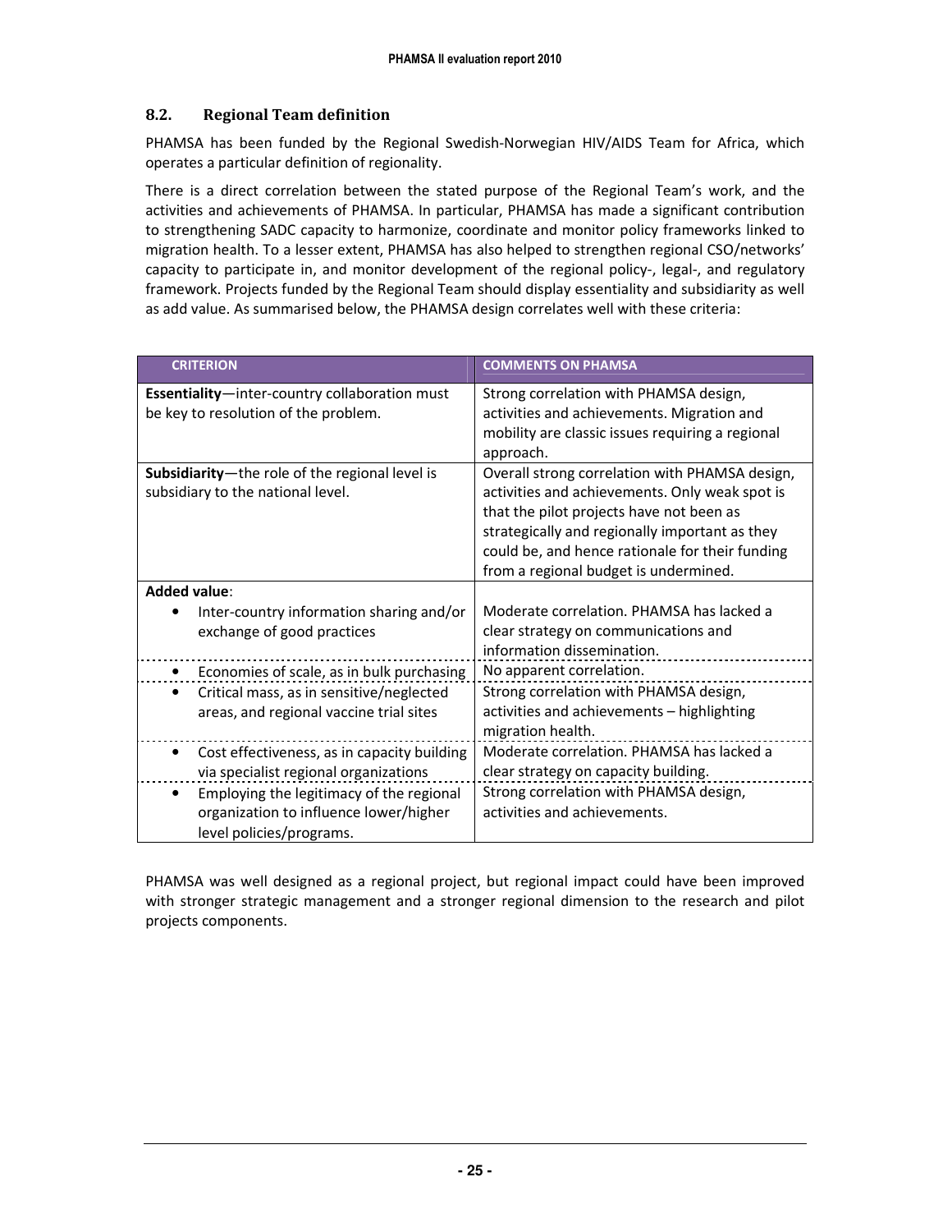## 8.2. Regional Team definition

PHAMSA has been funded by the Regional Swedish-Norwegian HIV/AIDS Team for Africa, which operates a particular definition of regionality.

There is a direct correlation between the stated purpose of the Regional Team's work, and the activities and achievements of PHAMSA. In particular, PHAMSA has made a significant contribution to strengthening SADC capacity to harmonize, coordinate and monitor policy frameworks linked to migration health. To a lesser extent, PHAMSA has also helped to strengthen regional CSO/networks' capacity to participate in, and monitor development of the regional policy-, legal-, and regulatory framework. Projects funded by the Regional Team should display essentiality and subsidiarity as well as add value. As summarised below, the PHAMSA design correlates well with these criteria:

| CRITERION | COMMENTS ON PHAMSA |
|---|---|
| **Essentiality**—inter-country collaboration must be key to resolution of the problem. | Strong correlation with PHAMSA design, activities and achievements. Migration and mobility are classic issues requiring a regional approach. |
| **Subsidiarity**—the role of the regional level is subsidiary to the national level. | Overall strong correlation with PHAMSA design, activities and achievements. Only weak spot is that the pilot projects have not been as strategically and regionally important as they could be, and hence rationale for their funding from a regional budget is undermined. |
| **Added value**: | |
| • Inter-country information sharing and/or exchange of good practices | Moderate correlation. PHAMSA has lacked a clear strategy on communications and information dissemination. |
| • Economies of scale, as in bulk purchasing | No apparent correlation. |
| • Critical mass, as in sensitive/neglected areas, and regional vaccine trial sites | Strong correlation with PHAMSA design, activities and achievements – highlighting migration health. |
| • Cost effectiveness, as in capacity building via specialist regional organizations | Moderate correlation. PHAMSA has lacked a clear strategy on capacity building. |
| • Employing the legitimacy of the regional organization to influence lower/higher level policies/programs. | Strong correlation with PHAMSA design, activities and achievements. |

PHAMSA was well designed as a regional project, but regional impact could have been improved with stronger strategic management and a stronger regional dimension to the research and pilot projects components.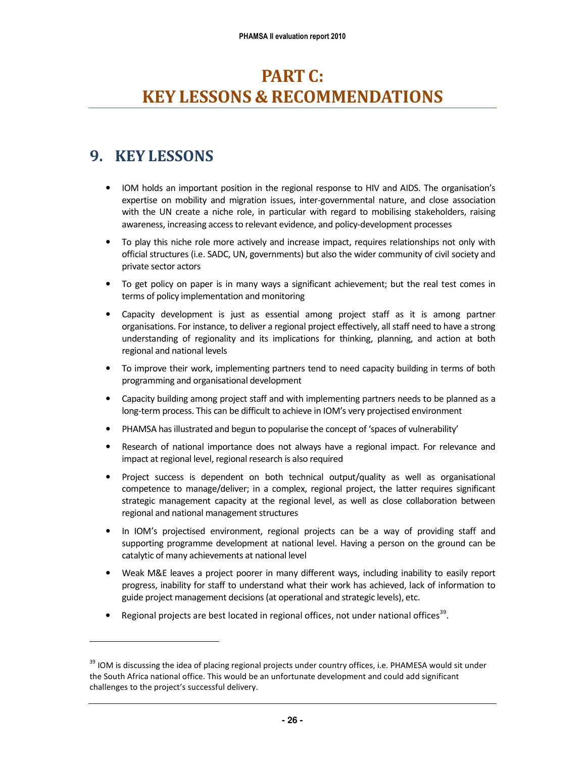# PART C: KEY LESSONS & RECOMMENDATIONS

## 9. KEY LESSONS

- IOM holds an important position in the regional response to HIV and AIDS. The organisation's expertise on mobility and migration issues, inter-governmental nature, and close association with the UN create a niche role, in particular with regard to mobilising stakeholders, raising awareness, increasing access to relevant evidence, and policy-development processes
- To play this niche role more actively and increase impact, requires relationships not only with official structures (i.e. SADC, UN, governments) but also the wider community of civil society and private sector actors
- To get policy on paper is in many ways a significant achievement; but the real test comes in terms of policy implementation and monitoring
- Capacity development is just as essential among project staff as it is among partner organisations. For instance, to deliver a regional project effectively, all staff need to have a strong understanding of regionality and its implications for thinking, planning, and action at both regional and national levels
- To improve their work, implementing partners tend to need capacity building in terms of both programming and organisational development
- Capacity building among project staff and with implementing partners needs to be planned as a long-term process. This can be difficult to achieve in IOM's very projectised environment
- PHAMSA has illustrated and begun to popularise the concept of 'spaces of vulnerability'
- Research of national importance does not always have a regional impact. For relevance and impact at regional level, regional research is also required
- Project success is dependent on both technical output/quality as well as organisational competence to manage/deliver; in a complex, regional project, the latter requires significant strategic management capacity at the regional level, as well as close collaboration between regional and national management structures
- In IOM's projectised environment, regional projects can be a way of providing staff and supporting programme development at national level. Having a person on the ground can be catalytic of many achievements at national level
- Weak M&E leaves a project poorer in many different ways, including inability to easily report progress, inability for staff to understand what their work has achieved, lack of information to guide project management decisions (at operational and strategic levels), etc.
- Regional projects are best located in regional offices, not under national offices[39].

---

[39] IOM is discussing the idea of placing regional projects under country offices, i.e. PHAMESA would sit under the South Africa national office. This would be an unfortunate development and could add significant challenges to the project's successful delivery.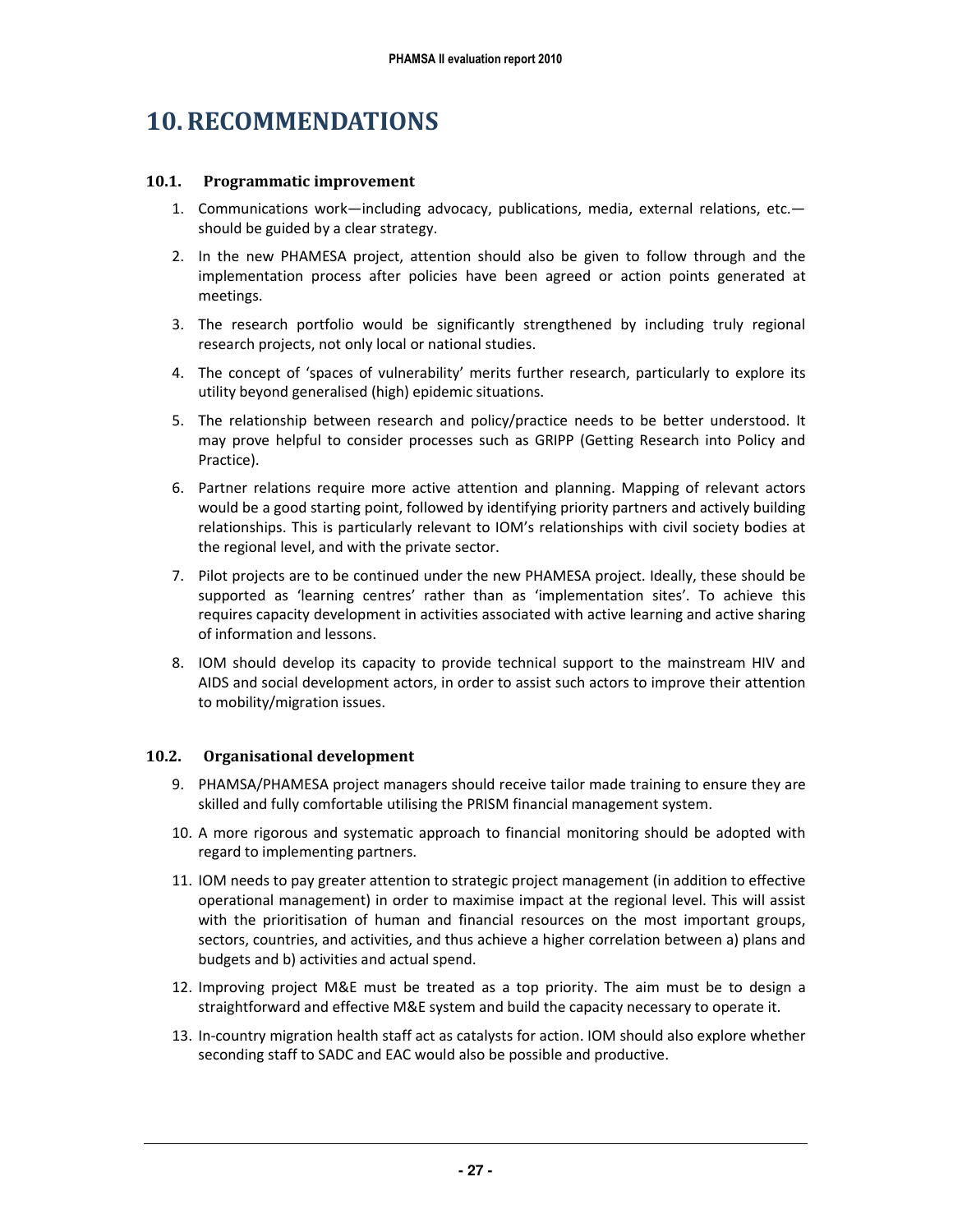# 10. RECOMMENDATIONS

## 10.1. Programmatic improvement

1. Communications work—including advocacy, publications, media, external relations, etc.—should be guided by a clear strategy.
2. In the new PHAMESA project, attention should also be given to follow through and the implementation process after policies have been agreed or action points generated at meetings.
3. The research portfolio would be significantly strengthened by including truly regional research projects, not only local or national studies.
4. The concept of 'spaces of vulnerability' merits further research, particularly to explore its utility beyond generalised (high) epidemic situations.
5. The relationship between research and policy/practice needs to be better understood. It may prove helpful to consider processes such as GRIPP (Getting Research into Policy and Practice).
6. Partner relations require more active attention and planning. Mapping of relevant actors would be a good starting point, followed by identifying priority partners and actively building relationships. This is particularly relevant to IOM's relationships with civil society bodies at the regional level, and with the private sector.
7. Pilot projects are to be continued under the new PHAMESA project. Ideally, these should be supported as 'learning centres' rather than as 'implementation sites'. To achieve this requires capacity development in activities associated with active learning and active sharing of information and lessons.
8. IOM should develop its capacity to provide technical support to the mainstream HIV and AIDS and social development actors, in order to assist such actors to improve their attention to mobility/migration issues.

## 10.2. Organisational development

9. PHAMSA/PHAMESA project managers should receive tailor made training to ensure they are skilled and fully comfortable utilising the PRISM financial management system.
10. A more rigorous and systematic approach to financial monitoring should be adopted with regard to implementing partners.
11. IOM needs to pay greater attention to strategic project management (in addition to effective operational management) in order to maximise impact at the regional level. This will assist with the prioritisation of human and financial resources on the most important groups, sectors, countries, and activities, and thus achieve a higher correlation between a) plans and budgets and b) activities and actual spend.
12. Improving project M&E must be treated as a top priority. The aim must be to design a straightforward and effective M&E system and build the capacity necessary to operate it.
13. In-country migration health staff act as catalysts for action. IOM should also explore whether seconding staff to SADC and EAC would also be possible and productive.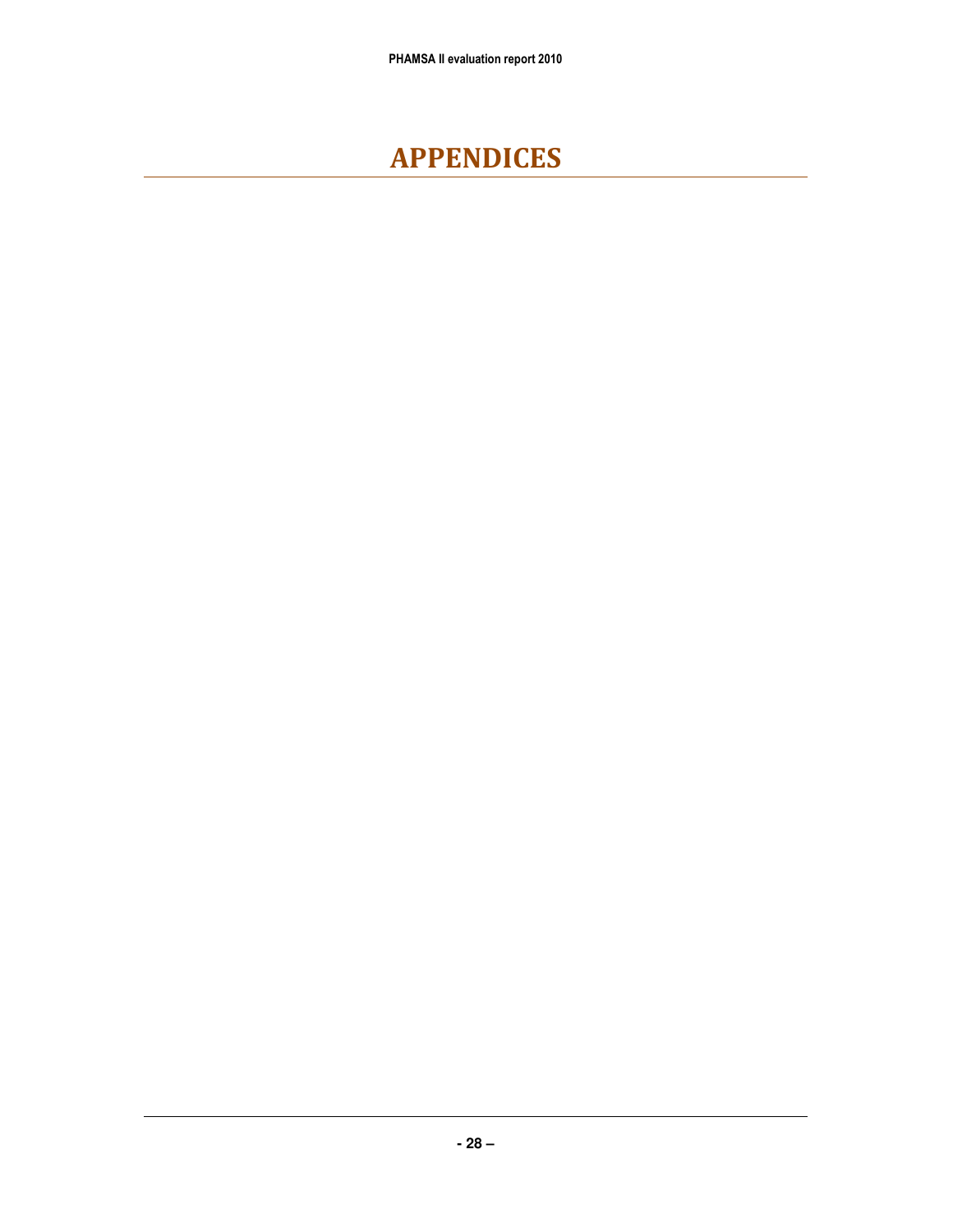# APPENDICES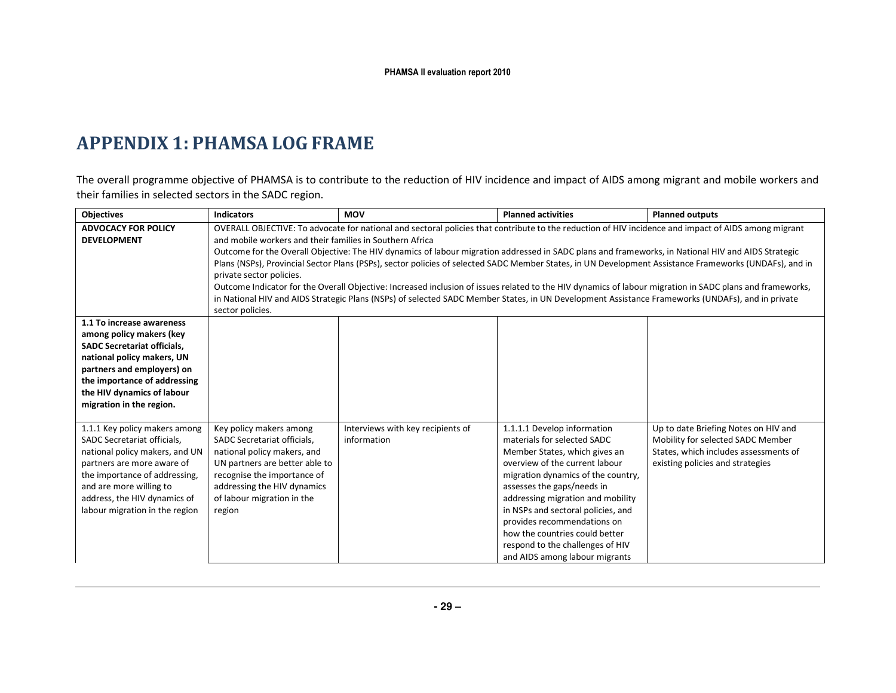# APPENDIX 1: PHAMSA LOG FRAME

The overall programme objective of PHAMSA is to contribute to the reduction of HIV incidence and impact of AIDS among migrant and mobile workers and their families in selected sectors in the SADC region.

| Objectives | Indicators | MOV | Planned activities | Planned outputs |
|---|---|---|---|---|
| **ADVOCACY FOR POLICY DEVELOPMENT** | OVERALL OBJECTIVE: To advocate for national and sectoral policies that contribute to the reduction of HIV incidence and impact of AIDS among migrant and mobile workers and their families in Southern Africa<br>Outcome for the Overall Objective: The HIV dynamics of labour migration addressed in SADC plans and frameworks, in National HIV and AIDS Strategic Plans (NSPs), Provincial Sector Plans (PSPs), sector policies of selected SADC Member States, in UN Development Assistance Frameworks (UNDAFs), and in private sector policies.<br>Outcome Indicator for the Overall Objective: Increased inclusion of issues related to the HIV dynamics of labour migration in SADC plans and frameworks, in National HIV and AIDS Strategic Plans (NSPs) of selected SADC Member States, in UN Development Assistance Frameworks (UNDAFs), and in private sector policies. | | | |
| **1.1 To increase awareness among policy makers (key SADC Secretariat officials, national policy makers, UN partners and employers) on the importance of addressing the HIV dynamics of labour migration in the region.** | | | | |
| 1.1.1 Key policy makers among SADC Secretariat officials, national policy makers, and UN partners are more aware of the importance of addressing, and are more willing to address, the HIV dynamics of labour migration in the region | Key policy makers among SADC Secretariat officials, national policy makers, and UN partners are better able to recognise the importance of addressing the HIV dynamics of labour migration in the region | Interviews with key recipients of information | 1.1.1.1 Develop information materials for selected SADC Member States, which gives an overview of the current labour migration dynamics of the country, assesses the gaps/needs in addressing migration and mobility in NSPs and sectoral policies, and provides recommendations on how the countries could better respond to the challenges of HIV and AIDS among labour migrants | Up to date Briefing Notes on HIV and Mobility for selected SADC Member States, which includes assessments of existing policies and strategies |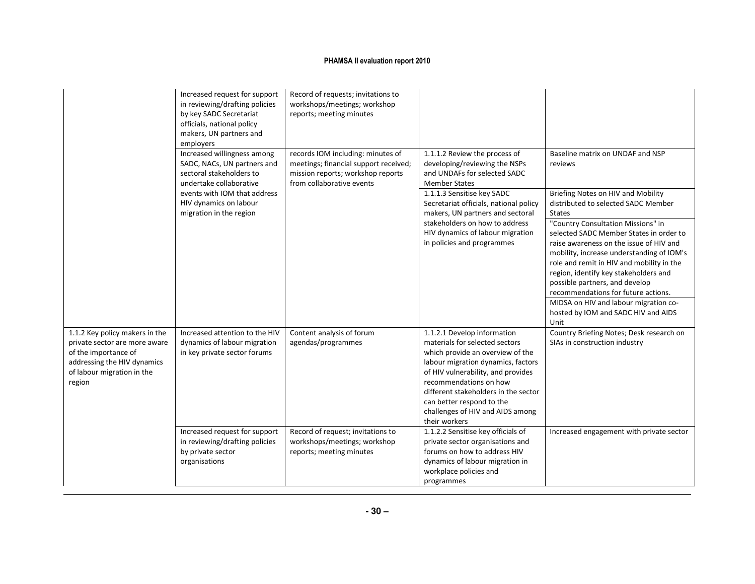| | | | | |
|---|---|---|---|---|
| | Increased request for support in reviewing/drafting policies by key SADC Secretariat officials, national policy makers, UN partners and employers | Record of requests; invitations to workshops/meetings; workshop reports; meeting minutes | | |
| | Increased willingness among SADC, NACs, UN partners and sectoral stakeholders to undertake collaborative events with IOM that address HIV dynamics on labour migration in the region | records IOM including: minutes of meetings; financial support received; mission reports; workshop reports from collaborative events | 1.1.1.2 Review the process of developing/reviewing the NSPs and UNDAFs for selected SADC Member States | Baseline matrix on UNDAF and NSP reviews |
| | | | 1.1.1.3 Sensitise key SADC Secretariat officials, national policy makers, UN partners and sectoral stakeholders on how to address HIV dynamics of labour migration in policies and programmes | Briefing Notes on HIV and Mobility distributed to selected SADC Member States |
| | | | | "Country Consultation Missions" in selected SADC Member States in order to raise awareness on the issue of HIV and mobility, increase understanding of IOM's role and remit in HIV and mobility in the region, identify key stakeholders and possible partners, and develop recommendations for future actions. |
| | | | | MIDSA on HIV and labour migration co-hosted by IOM and SADC HIV and AIDS Unit |
| 1.1.2 Key policy makers in the private sector are more aware of the importance of addressing the HIV dynamics of labour migration in the region | Increased attention to the HIV dynamics of labour migration in key private sector forums | Content analysis of forum agendas/programmes | 1.1.2.1 Develop information materials for selected sectors which provide an overview of the labour migration dynamics, factors of HIV vulnerability, and provides recommendations on how different stakeholders in the sector can better respond to the challenges of HIV and AIDS among their workers | Country Briefing Notes; Desk research on SIAs in construction industry |
| | Increased request for support in reviewing/drafting policies by private sector organisations | Record of request; invitations to workshops/meetings; workshop reports; meeting minutes | 1.1.2.2 Sensitise key officials of private sector organisations and forums on how to address HIV dynamics of labour migration in workplace policies and programmes | Increased engagement with private sector |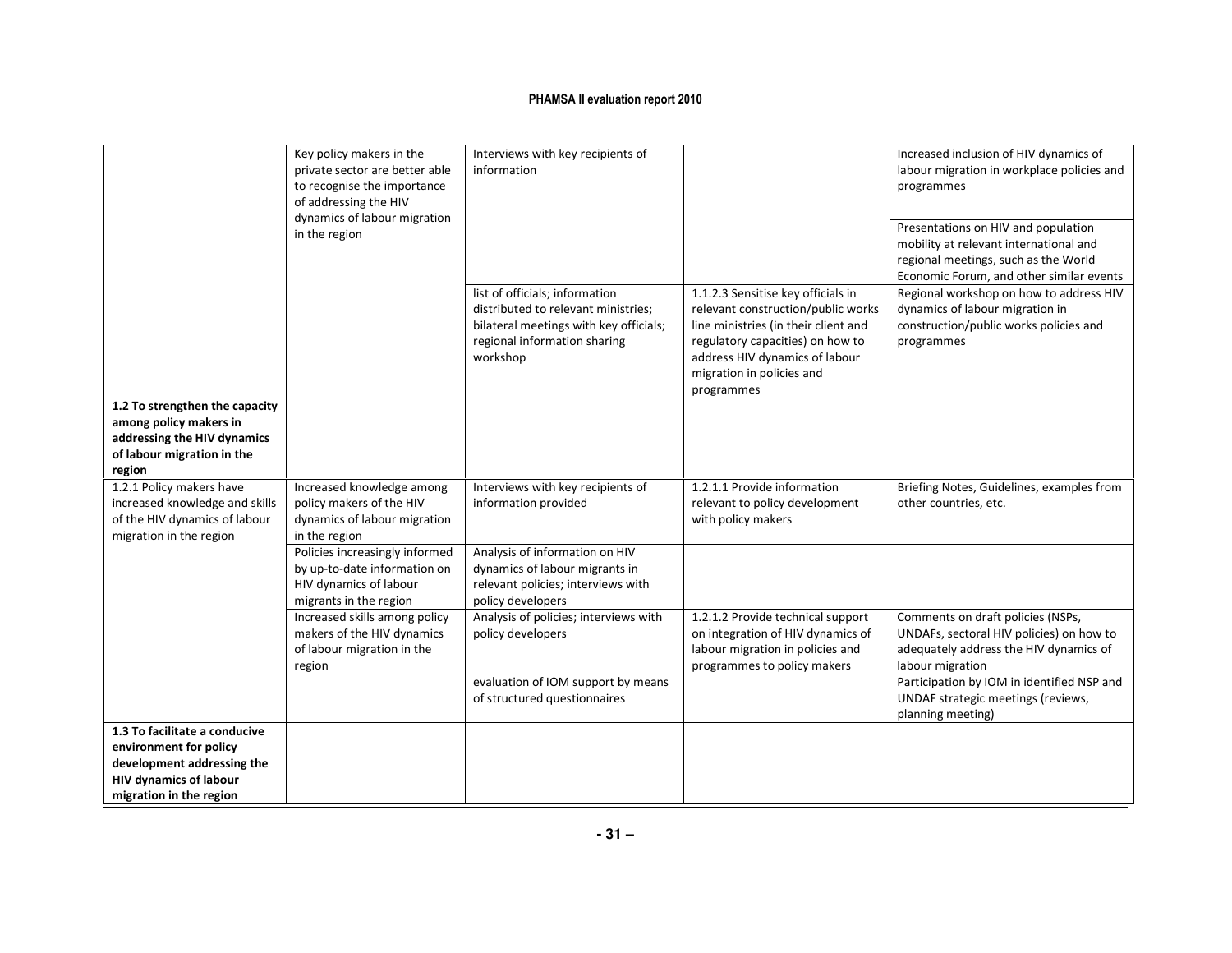| | | | | |
|---|---|---|---|---|
| | Key policy makers in the private sector are better able to recognise the importance of addressing the HIV dynamics of labour migration in the region | Interviews with key recipients of information | | Increased inclusion of HIV dynamics of labour migration in workplace policies and programmes |
| | | | | Presentations on HIV and population mobility at relevant international and regional meetings, such as the World Economic Forum, and other similar events |
| | | list of officials; information distributed to relevant ministries; bilateral meetings with key officials; regional information sharing workshop | 1.1.2.3 Sensitise key officials in relevant construction/public works line ministries (in their client and regulatory capacities) on how to address HIV dynamics of labour migration in policies and programmes | Regional workshop on how to address HIV dynamics of labour migration in construction/public works policies and programmes |
| **1.2 To strengthen the capacity among policy makers in addressing the HIV dynamics of labour migration in the region** | | | | |
| 1.2.1 Policy makers have increased knowledge and skills of the HIV dynamics of labour migration in the region | Increased knowledge among policy makers of the HIV dynamics of labour migration in the region | Interviews with key recipients of information provided | 1.2.1.1 Provide information relevant to policy development with policy makers | Briefing Notes, Guidelines, examples from other countries, etc. |
| | Policies increasingly informed by up-to-date information on HIV dynamics of labour migrants in the region | Analysis of information on HIV dynamics of labour migrants in relevant policies; interviews with policy developers | | |
| | Increased skills among policy makers of the HIV dynamics of labour migration in the region | Analysis of policies; interviews with policy developers | 1.2.1.2 Provide technical support on integration of HIV dynamics of labour migration in policies and programmes to policy makers | Comments on draft policies (NSPs, UNDAFs, sectoral HIV policies) on how to adequately address the HIV dynamics of labour migration |
| | | evaluation of IOM support by means of structured questionnaires | | Participation by IOM in identified NSP and UNDAF strategic meetings (reviews, planning meeting) |
| **1.3 To facilitate a conducive environment for policy development addressing the HIV dynamics of labour migration in the region** | | | | |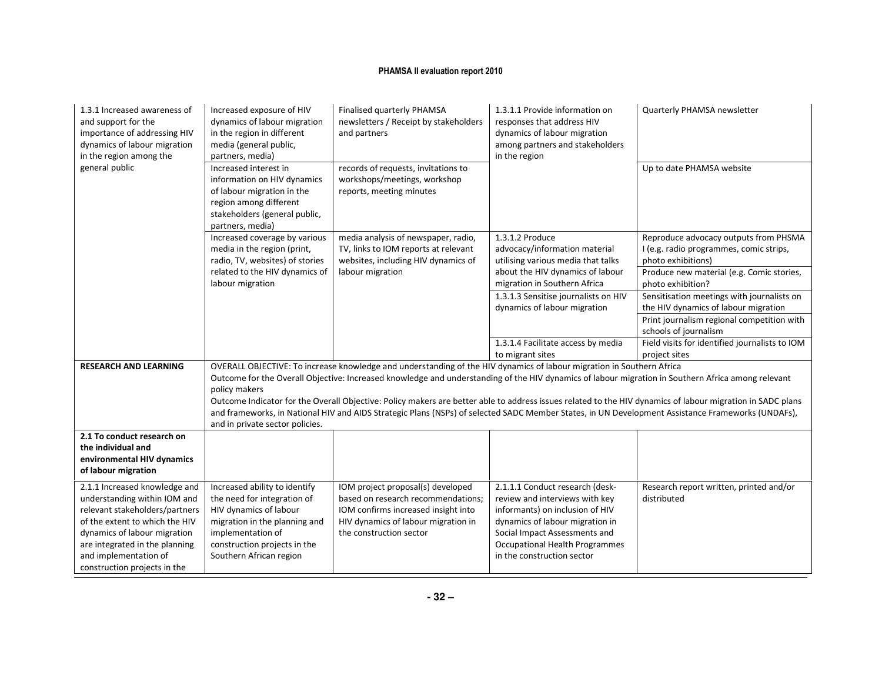| | | | | |
|---|---|---|---|---|
| 1.3.1 Increased awareness of and support for the importance of addressing HIV dynamics of labour migration in the region among the general public | Increased exposure of HIV dynamics of labour migration in the region in different media (general public, partners, media) | Finalised quarterly PHAMSA newsletters / Receipt by stakeholders and partners | 1.3.1.1 Provide information on responses that address HIV dynamics of labour migration among partners and stakeholders in the region | Quarterly PHAMSA newsletter |
| | Increased interest in information on HIV dynamics of labour migration in the region among different stakeholders (general public, partners, media) | records of requests, invitations to workshops/meetings, workshop reports, meeting minutes | | Up to date PHAMSA website |
| | Increased coverage by various media in the region (print, radio, TV, websites) of stories related to the HIV dynamics of labour migration | media analysis of newspaper, radio, TV, links to IOM reports at relevant websites, including HIV dynamics of labour migration | 1.3.1.2 Produce advocacy/information material utilising various media that talks about the HIV dynamics of labour migration in Southern Africa | Reproduce advocacy outputs from PHSMA I (e.g. radio programmes, comic strips, photo exhibitions) |
| | | | | Produce new material (e.g. Comic stories, photo exhibition? |
| | | | 1.3.1.3 Sensitise journalists on HIV dynamics of labour migration | Sensitisation meetings with journalists on the HIV dynamics of labour migration |
| | | | | Print journalism regional competition with schools of journalism |
| | | | 1.3.1.4 Facilitate access by media to migrant sites | Field visits for identified journalists to IOM project sites |
| **RESEARCH AND LEARNING** | OVERALL OBJECTIVE: To increase knowledge and understanding of the HIV dynamics of labour migration in Southern Africa<br>Outcome for the Overall Objective: Increased knowledge and understanding of the HIV dynamics of labour migration in Southern Africa among relevant policy makers<br>Outcome Indicator for the Overall Objective: Policy makers are better able to address issues related to the HIV dynamics of labour migration in SADC plans and frameworks, in National HIV and AIDS Strategic Plans (NSPs) of selected SADC Member States, in UN Development Assistance Frameworks (UNDAFs), and in private sector policies. | | | |
| **2.1 To conduct research on the individual and environmental HIV dynamics of labour migration** | | | | |
| 2.1.1 Increased knowledge and understanding within IOM and relevant stakeholders/partners of the extent to which the HIV dynamics of labour migration are integrated in the planning and implementation of construction projects in the | Increased ability to identify the need for integration of HIV dynamics of labour migration in the planning and implementation of construction projects in the Southern African region | IOM project proposal(s) developed based on research recommendations; IOM confirms increased insight into HIV dynamics of labour migration in the construction sector | 2.1.1.1 Conduct research (desk-review and interviews with key informants) on inclusion of HIV dynamics of labour migration in Social Impact Assessments and Occupational Health Programmes in the construction sector | Research report written, printed and/or distributed |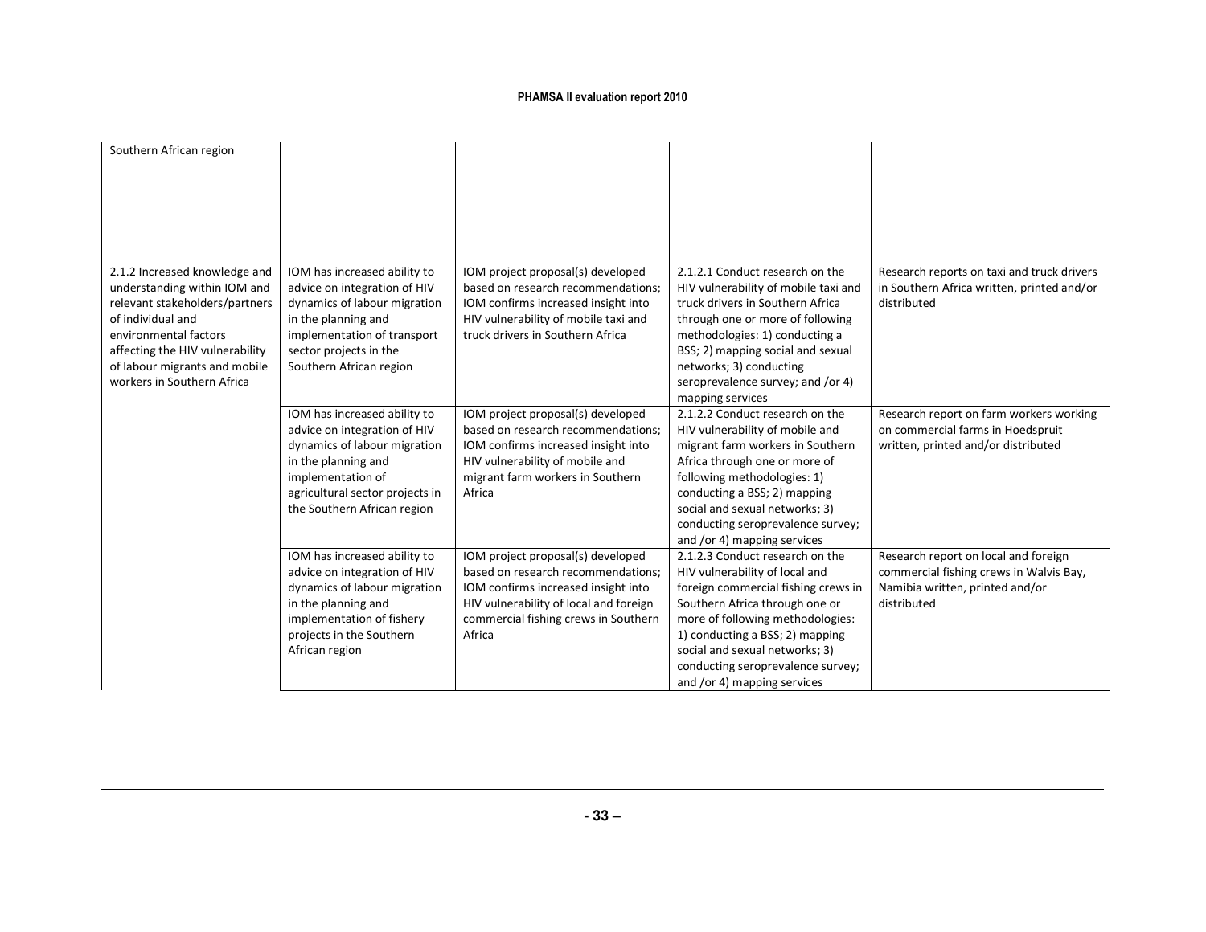| | | | | |
|---|---|---|---|---|
| Southern African region | | | | |
| 2.1.2 Increased knowledge and understanding within IOM and relevant stakeholders/partners of individual and environmental factors affecting the HIV vulnerability of labour migrants and mobile workers in Southern Africa | IOM has increased ability to advice on integration of HIV dynamics of labour migration in the planning and implementation of transport sector projects in the Southern African region | IOM project proposal(s) developed based on research recommendations; IOM confirms increased insight into HIV vulnerability of mobile taxi and truck drivers in Southern Africa | 2.1.2.1 Conduct research on the HIV vulnerability of mobile taxi and truck drivers in Southern Africa through one or more of following methodologies: 1) conducting a BSS; 2) mapping social and sexual networks; 3) conducting seroprevalence survey; and /or 4) mapping services | Research reports on taxi and truck drivers in Southern Africa written, printed and/or distributed |
| | IOM has increased ability to advice on integration of HIV dynamics of labour migration in the planning and implementation of agricultural sector projects in the Southern African region | IOM project proposal(s) developed based on research recommendations; IOM confirms increased insight into HIV vulnerability of mobile and migrant farm workers in Southern Africa | 2.1.2.2 Conduct research on the HIV vulnerability of mobile and migrant farm workers in Southern Africa through one or more of following methodologies: 1) conducting a BSS; 2) mapping social and sexual networks; 3) conducting seroprevalence survey; and /or 4) mapping services | Research report on farm workers working on commercial farms in Hoedspruit written, printed and/or distributed |
| | IOM has increased ability to advice on integration of HIV dynamics of labour migration in the planning and implementation of fishery projects in the Southern African region | IOM project proposal(s) developed based on research recommendations; IOM confirms increased insight into HIV vulnerability of local and foreign commercial fishing crews in Southern Africa | 2.1.2.3 Conduct research on the HIV vulnerability of local and foreign commercial fishing crews in Southern Africa through one or more of following methodologies: 1) conducting a BSS; 2) mapping social and sexual networks; 3) conducting seroprevalence survey; and /or 4) mapping services | Research report on local and foreign commercial fishing crews in Walvis Bay, Namibia written, printed and/or distributed |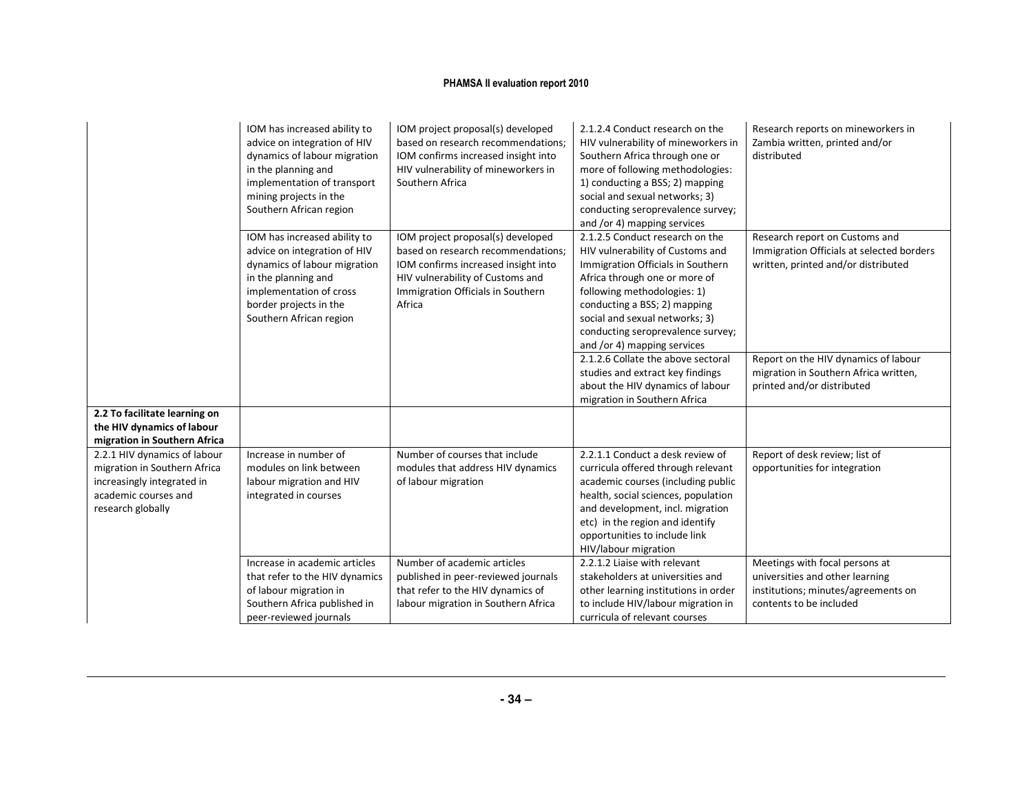| | | | | |
|---|---|---|---|---|
| | IOM has increased ability to advice on integration of HIV dynamics of labour migration in the planning and implementation of transport mining projects in the Southern African region | IOM project proposal(s) developed based on research recommendations; IOM confirms increased insight into HIV vulnerability of mineworkers in Southern Africa | 2.1.2.4 Conduct research on the HIV vulnerability of mineworkers in Southern Africa through one or more of following methodologies: 1) conducting a BSS; 2) mapping social and sexual networks; 3) conducting seroprevalence survey; and /or 4) mapping services | Research reports on mineworkers in Zambia written, printed and/or distributed |
| | IOM has increased ability to advice on integration of HIV dynamics of labour migration in the planning and implementation of cross border projects in the Southern African region | IOM project proposal(s) developed based on research recommendations; IOM confirms increased insight into HIV vulnerability of Customs and Immigration Officials in Southern Africa | 2.1.2.5 Conduct research on the HIV vulnerability of Customs and Immigration Officials in Southern Africa through one or more of following methodologies: 1) conducting a BSS; 2) mapping social and sexual networks; 3) conducting seroprevalence survey; and /or 4) mapping services | Research report on Customs and Immigration Officials at selected borders written, printed and/or distributed |
| | | | 2.1.2.6 Collate the above sectoral studies and extract key findings about the HIV dynamics of labour migration in Southern Africa | Report on the HIV dynamics of labour migration in Southern Africa written, printed and/or distributed |
| **2.2 To facilitate learning on the HIV dynamics of labour migration in Southern Africa** | | | | |
| 2.2.1 HIV dynamics of labour migration in Southern Africa increasingly integrated in academic courses and research globally | Increase in number of modules on link between labour migration and HIV integrated in courses | Number of courses that include modules that address HIV dynamics of labour migration | 2.2.1.1 Conduct a desk review of curricula offered through relevant academic courses (including public health, social sciences, population and development, incl. migration etc) in the region and identify opportunities to include link HIV/labour migration | Report of desk review; list of opportunities for integration |
| | Increase in academic articles that refer to the HIV dynamics of labour migration in Southern Africa published in peer-reviewed journals | Number of academic articles published in peer-reviewed journals that refer to the HIV dynamics of labour migration in Southern Africa | 2.2.1.2 Liaise with relevant stakeholders at universities and other learning institutions in order to include HIV/labour migration in curricula of relevant courses | Meetings with focal persons at universities and other learning institutions; minutes/agreements on contents to be included |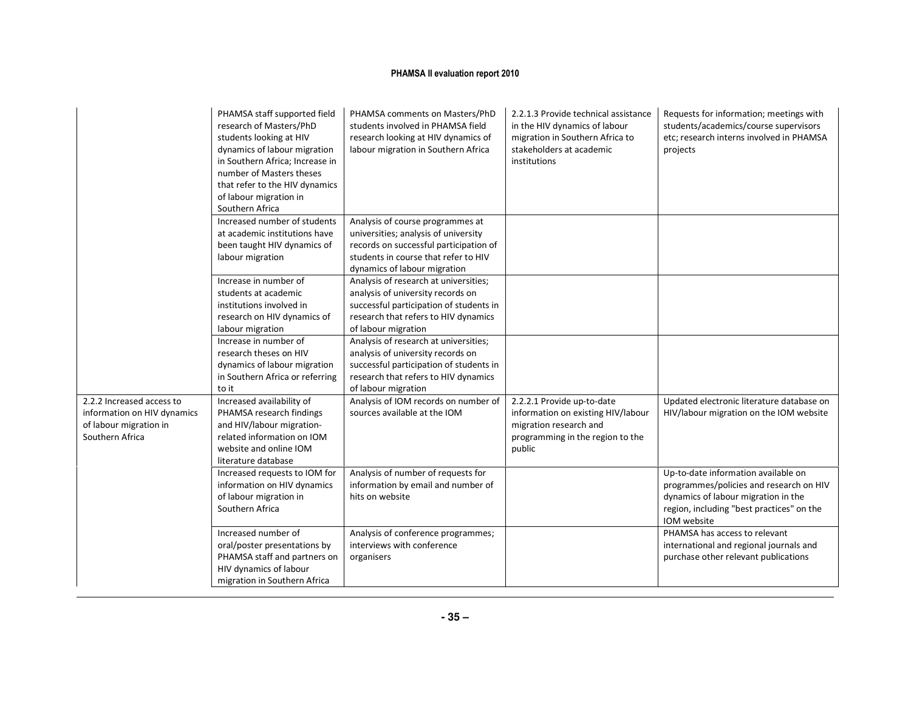| | | | | |
|---|---|---|---|---|
| | PHAMSA staff supported field research of Masters/PhD students looking at HIV dynamics of labour migration in Southern Africa; Increase in number of Masters theses that refer to the HIV dynamics of labour migration in Southern Africa | PHAMSA comments on Masters/PhD students involved in PHAMSA field research looking at HIV dynamics of labour migration in Southern Africa | 2.2.1.3 Provide technical assistance in the HIV dynamics of labour migration in Southern Africa to stakeholders at academic institutions | Requests for information; meetings with students/academics/course supervisors etc; research interns involved in PHAMSA projects |
| | Increased number of students at academic institutions have been taught HIV dynamics of labour migration | Analysis of course programmes at universities; analysis of university records on successful participation of students in course that refer to HIV dynamics of labour migration | | |
| | Increase in number of students at academic institutions involved in research on HIV dynamics of labour migration | Analysis of research at universities; analysis of university records on successful participation of students in research that refers to HIV dynamics of labour migration | | |
| | Increase in number of research theses on HIV dynamics of labour migration in Southern Africa or referring to it | Analysis of research at universities; analysis of university records on successful participation of students in research that refers to HIV dynamics of labour migration | | |
| 2.2.2 Increased access to information on HIV dynamics of labour migration in Southern Africa | Increased availability of PHAMSA research findings and HIV/labour migration-related information on IOM website and online IOM literature database | Analysis of IOM records on number of sources available at the IOM | 2.2.2.1 Provide up-to-date information on existing HIV/labour migration research and programming in the region to the public | Updated electronic literature database on HIV/labour migration on the IOM website |
| | Increased requests to IOM for information on HIV dynamics of labour migration in Southern Africa | Analysis of number of requests for information by email and number of hits on website | | Up-to-date information available on programmes/policies and research on HIV dynamics of labour migration in the region, including "best practices" on the IOM website |
| | Increased number of oral/poster presentations by PHAMSA staff and partners on HIV dynamics of labour migration in Southern Africa | Analysis of conference programmes; interviews with conference organisers | | PHAMSA has access to relevant international and regional journals and purchase other relevant publications |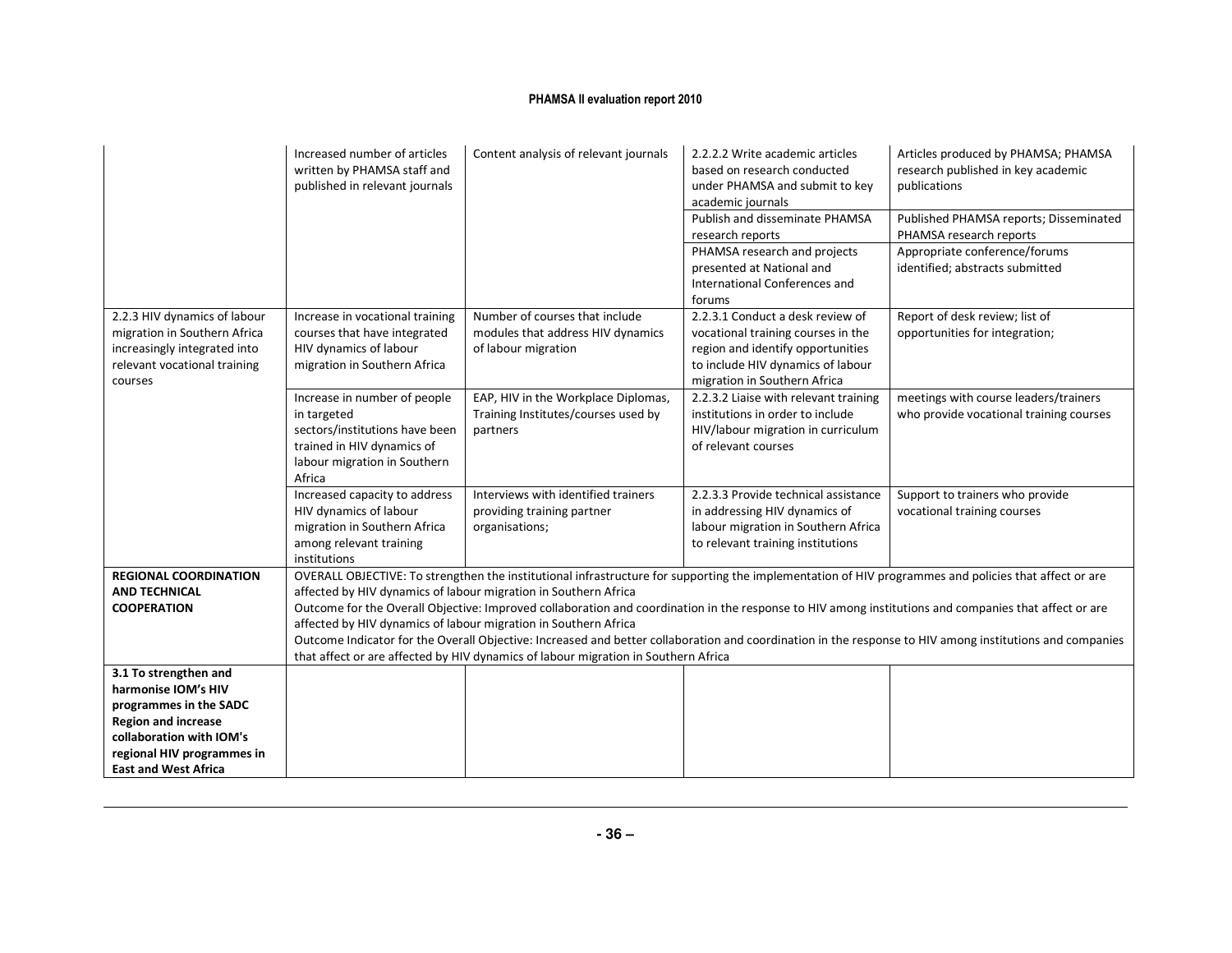| | | | | |
|---|---|---|---|---|
| | Increased number of articles written by PHAMSA staff and published in relevant journals | Content analysis of relevant journals | 2.2.2.2 Write academic articles based on research conducted under PHAMSA and submit to key academic journals | Articles produced by PHAMSA; PHAMSA research published in key academic publications |
| | | | Publish and disseminate PHAMSA research reports | Published PHAMSA reports; Disseminated PHAMSA research reports |
| | | | PHAMSA research and projects presented at National and International Conferences and forums | Appropriate conference/forums identified; abstracts submitted |
| 2.2.3 HIV dynamics of labour migration in Southern Africa increasingly integrated into relevant vocational training courses | Increase in vocational training courses that have integrated HIV dynamics of labour migration in Southern Africa | Number of courses that include modules that address HIV dynamics of labour migration | 2.2.3.1 Conduct a desk review of vocational training courses in the region and identify opportunities to include HIV dynamics of labour migration in Southern Africa | Report of desk review; list of opportunities for integration; |
| | Increase in number of people in targeted sectors/institutions have been trained in HIV dynamics of labour migration in Southern Africa | EAP, HIV in the Workplace Diplomas, Training Institutes/courses used by partners | 2.2.3.2 Liaise with relevant training institutions in order to include HIV/labour migration in curriculum of relevant courses | meetings with course leaders/trainers who provide vocational training courses |
| | Increased capacity to address HIV dynamics of labour migration in Southern Africa among relevant training institutions | Interviews with identified trainers providing training partner organisations; | 2.2.3.3 Provide technical assistance in addressing HIV dynamics of labour migration in Southern Africa to relevant training institutions | Support to trainers who provide vocational training courses |
| **REGIONAL COORDINATION AND TECHNICAL COOPERATION** | OVERALL OBJECTIVE: To strengthen the institutional infrastructure for supporting the implementation of HIV programmes and policies that affect or are affected by HIV dynamics of labour migration in Southern Africa<br>Outcome for the Overall Objective: Improved collaboration and coordination in the response to HIV among institutions and companies that affect or are affected by HIV dynamics of labour migration in Southern Africa<br>Outcome Indicator for the Overall Objective: Increased and better collaboration and coordination in the response to HIV among institutions and companies that affect or are affected by HIV dynamics of labour migration in Southern Africa | | | |
| **3.1 To strengthen and harmonise IOM's HIV programmes in the SADC Region and increase collaboration with IOM's regional HIV programmes in East and West Africa** | | | | |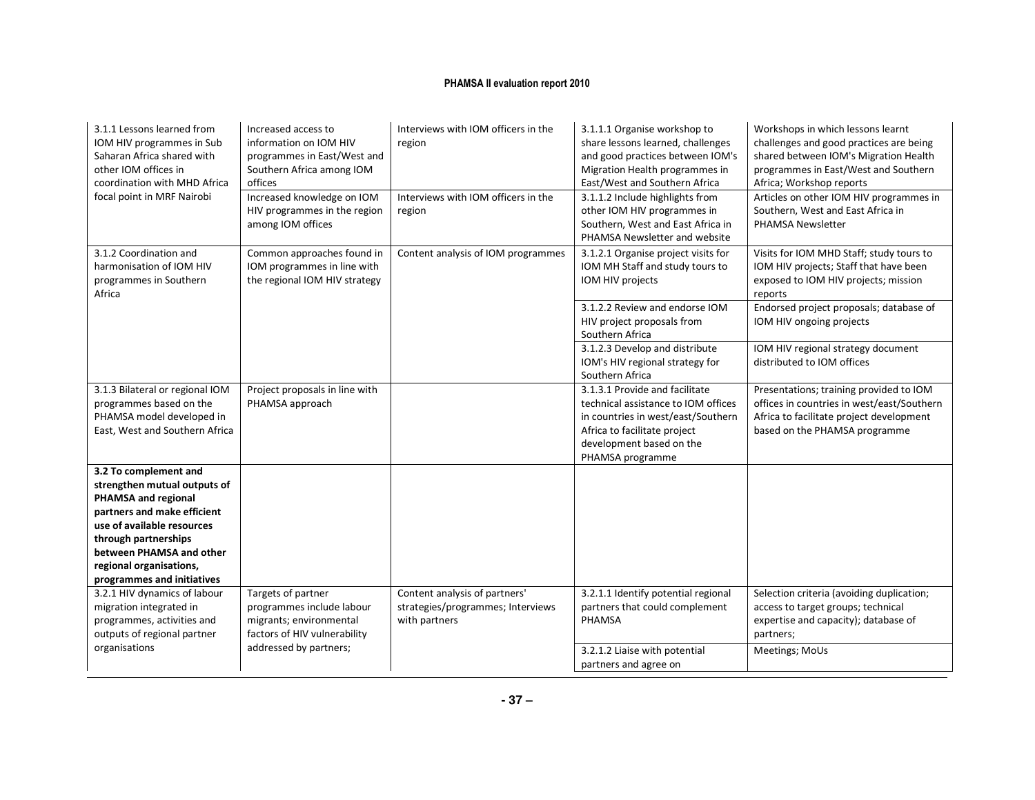| | | | | |
|---|---|---|---|---|
| 3.1.1 Lessons learned from IOM HIV programmes in Sub Saharan Africa shared with other IOM offices in coordination with MHD Africa focal point in MRF Nairobi | Increased access to information on IOM HIV programmes in East/West and Southern Africa among IOM offices | Interviews with IOM officers in the region | 3.1.1.1 Organise workshop to share lessons learned, challenges and good practices between IOM's Migration Health programmes in East/West and Southern Africa | Workshops in which lessons learnt challenges and good practices are being shared between IOM's Migration Health programmes in East/West and Southern Africa; Workshop reports |
| | Increased knowledge on IOM HIV programmes in the region among IOM offices | Interviews with IOM officers in the region | 3.1.1.2 Include highlights from other IOM HIV programmes in Southern, West and East Africa in PHAMSA Newsletter and website | Articles on other IOM HIV programmes in Southern, West and East Africa in PHAMSA Newsletter |
| 3.1.2 Coordination and harmonisation of IOM HIV programmes in Southern Africa | Common approaches found in IOM programmes in line with the regional IOM HIV strategy | Content analysis of IOM programmes | 3.1.2.1 Organise project visits for IOM MH Staff and study tours to IOM HIV projects | Visits for IOM MHD Staff; study tours to IOM HIV projects; Staff that have been exposed to IOM HIV projects; mission reports |
| | | | 3.1.2.2 Review and endorse IOM HIV project proposals from Southern Africa | Endorsed project proposals; database of IOM HIV ongoing projects |
| | | | 3.1.2.3 Develop and distribute IOM's HIV regional strategy for Southern Africa | IOM HIV regional strategy document distributed to IOM offices |
| 3.1.3 Bilateral or regional IOM programmes based on the PHAMSA model developed in East, West and Southern Africa | Project proposals in line with PHAMSA approach | | 3.1.3.1 Provide and facilitate technical assistance to IOM offices in countries in west/east/Southern Africa to facilitate project development based on the PHAMSA programme | Presentations; training provided to IOM offices in countries in west/east/Southern Africa to facilitate project development based on the PHAMSA programme |
| **3.2 To complement and strengthen mutual outputs of PHAMSA and regional partners and make efficient use of available resources through partnerships between PHAMSA and other regional organisations, programmes and initiatives** | | | | |
| 3.2.1 HIV dynamics of labour migration integrated in programmes, activities and outputs of regional partner organisations | Targets of partner programmes include labour migrants; environmental factors of HIV vulnerability addressed by partners; | Content analysis of partners' strategies/programmes; Interviews with partners | 3.2.1.1 Identify potential regional partners that could complement PHAMSA | Selection criteria (avoiding duplication; access to target groups; technical expertise and capacity); database of partners; |
| | | | 3.2.1.2 Liaise with potential partners and agree on | Meetings; MoUs |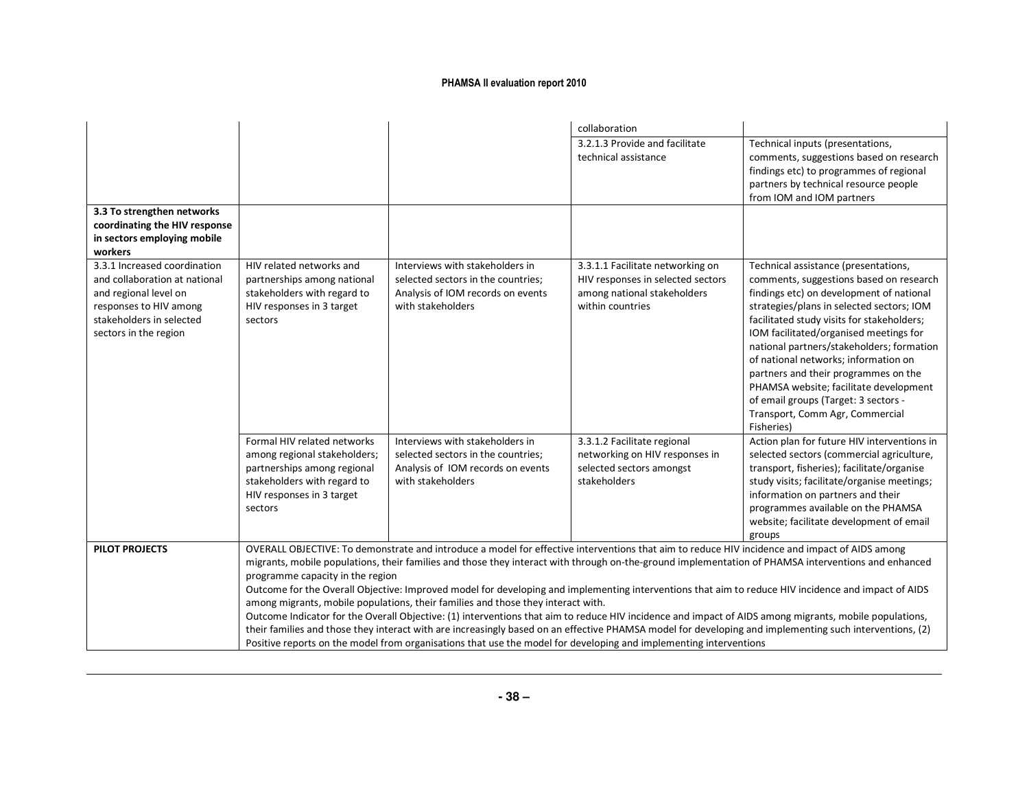| | | | | |
|---|---|---|---|---|
| | | | collaboration | |
| | | | 3.2.1.3 Provide and facilitate technical assistance | Technical inputs (presentations, comments, suggestions based on research findings etc) to programmes of regional partners by technical resource people from IOM and IOM partners |
| **3.3 To strengthen networks coordinating the HIV response in sectors employing mobile workers** | | | | |
| 3.3.1 Increased coordination and collaboration at national and regional level on responses to HIV among stakeholders in selected sectors in the region | HIV related networks and partnerships among national stakeholders with regard to HIV responses in 3 target sectors | Interviews with stakeholders in selected sectors in the countries; Analysis of IOM records on events with stakeholders | 3.3.1.1 Facilitate networking on HIV responses in selected sectors among national stakeholders within countries | Technical assistance (presentations, comments, suggestions based on research findings etc) on development of national strategies/plans in selected sectors; IOM facilitated study visits for stakeholders; IOM facilitated/organised meetings for national partners/stakeholders; formation of national networks; information on partners and their programmes on the PHAMSA website; facilitate development of email groups (Target: 3 sectors - Transport, Comm Agr, Commercial Fisheries) |
| | Formal HIV related networks among regional stakeholders; partnerships among regional stakeholders with regard to HIV responses in 3 target sectors | Interviews with stakeholders in selected sectors in the countries; Analysis of IOM records on events with stakeholders | 3.3.1.2 Facilitate regional networking on HIV responses in selected sectors amongst stakeholders | Action plan for future HIV interventions in selected sectors (commercial agriculture, transport, fisheries); facilitate/organise study visits; facilitate/organise meetings; information on partners and their programmes available on the PHAMSA website; facilitate development of email groups |
| **PILOT PROJECTS** | OVERALL OBJECTIVE: To demonstrate and introduce a model for effective interventions that aim to reduce HIV incidence and impact of AIDS among migrants, mobile populations, their families and those they interact with through on-the-ground implementation of PHAMSA interventions and enhanced programme capacity in the region<br>Outcome for the Overall Objective: Improved model for developing and implementing interventions that aim to reduce HIV incidence and impact of AIDS among migrants, mobile populations, their families and those they interact with.<br>Outcome Indicator for the Overall Objective: (1) interventions that aim to reduce HIV incidence and impact of AIDS among migrants, mobile populations, their families and those they interact with are increasingly based on an effective PHAMSA model for developing and implementing such interventions, (2) Positive reports on the model from organisations that use the model for developing and implementing interventions | | | |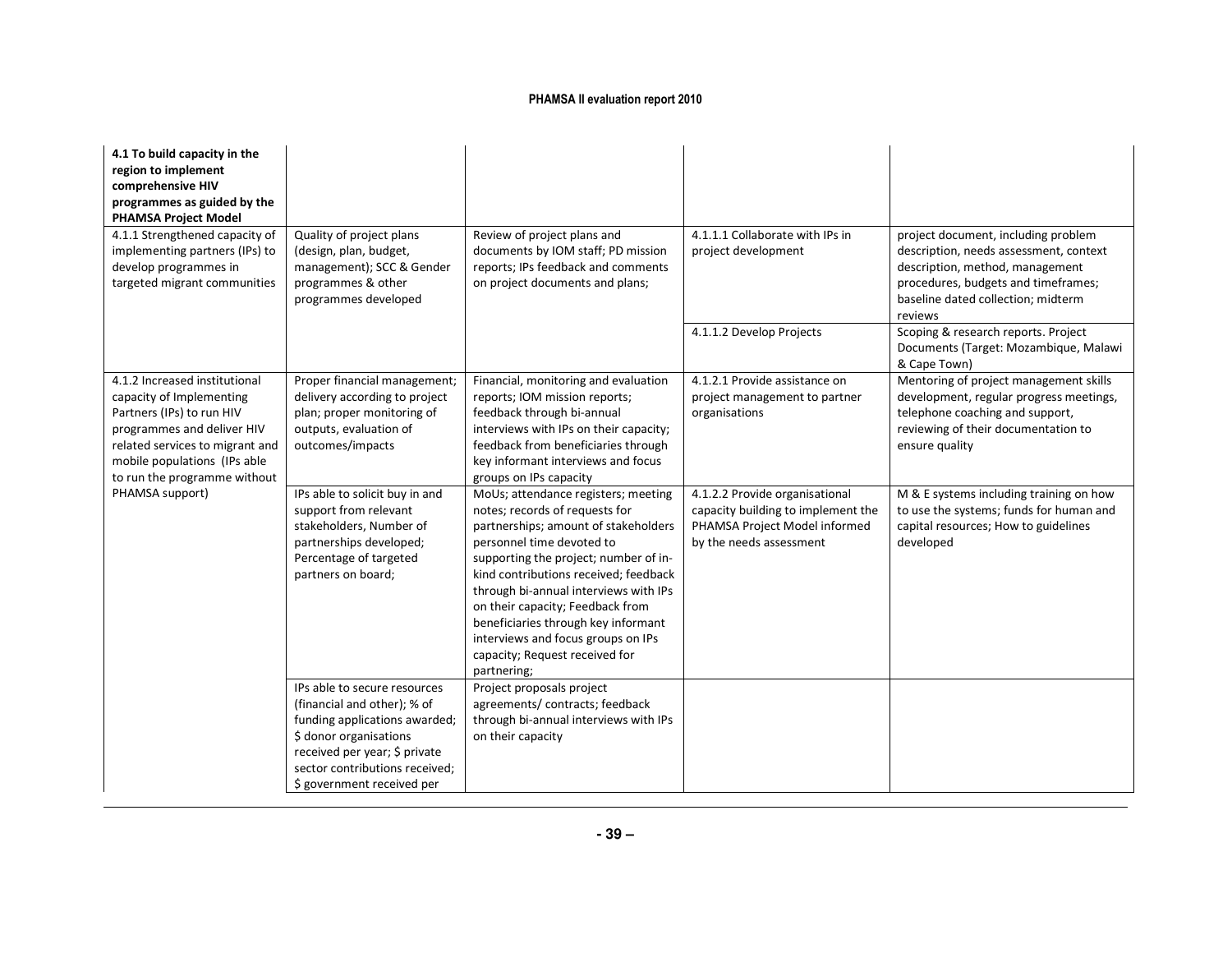| **4.1 To build capacity in the region to implement comprehensive HIV programmes as guided by the PHAMSA Project Model** | | | | |
|---|---|---|---|---|
| 4.1.1 Strengthened capacity of implementing partners (IPs) to develop programmes in targeted migrant communities | Quality of project plans (design, plan, budget, management); SCC & Gender programmes & other programmes developed | Review of project plans and documents by IOM staff; PD mission reports; IPs feedback and comments on project documents and plans; | 4.1.1.1 Collaborate with IPs in project development | project document, including problem description, needs assessment, context description, method, management procedures, budgets and timeframes; baseline dated collection; midterm reviews |
| | | | 4.1.1.2 Develop Projects | Scoping & research reports. Project Documents (Target: Mozambique, Malawi & Cape Town) |
| 4.1.2 Increased institutional capacity of Implementing Partners (IPs) to run HIV programmes and deliver HIV related services to migrant and mobile populations (IPs able to run the programme without PHAMSA support) | Proper financial management; delivery according to project plan; proper monitoring of outputs, evaluation of outcomes/impacts | Financial, monitoring and evaluation reports; IOM mission reports; feedback through bi-annual interviews with IPs on their capacity; feedback from beneficiaries through key informant interviews and focus groups on IPs capacity | 4.1.2.1 Provide assistance on project management to partner organisations | Mentoring of project management skills development, regular progress meetings, telephone coaching and support, reviewing of their documentation to ensure quality |
| | IPs able to solicit buy in and support from relevant stakeholders, Number of partnerships developed; Percentage of targeted partners on board; | MoUs; attendance registers; meeting notes; records of requests for partnerships; amount of stakeholders personnel time devoted to supporting the project; number of in-kind contributions received; feedback through bi-annual interviews with IPs on their capacity; Feedback from beneficiaries through key informant interviews and focus groups on IPs capacity; Request received for partnering; | 4.1.2.2 Provide organisational capacity building to implement the PHAMSA Project Model informed by the needs assessment | M & E systems including training on how to use the systems; funds for human and capital resources; How to guidelines developed |
| | IPs able to secure resources (financial and other); % of funding applications awarded; $ donor organisations received per year; $ private sector contributions received; $ government received per | Project proposals project agreements/ contracts; feedback through bi-annual interviews with IPs on their capacity | | |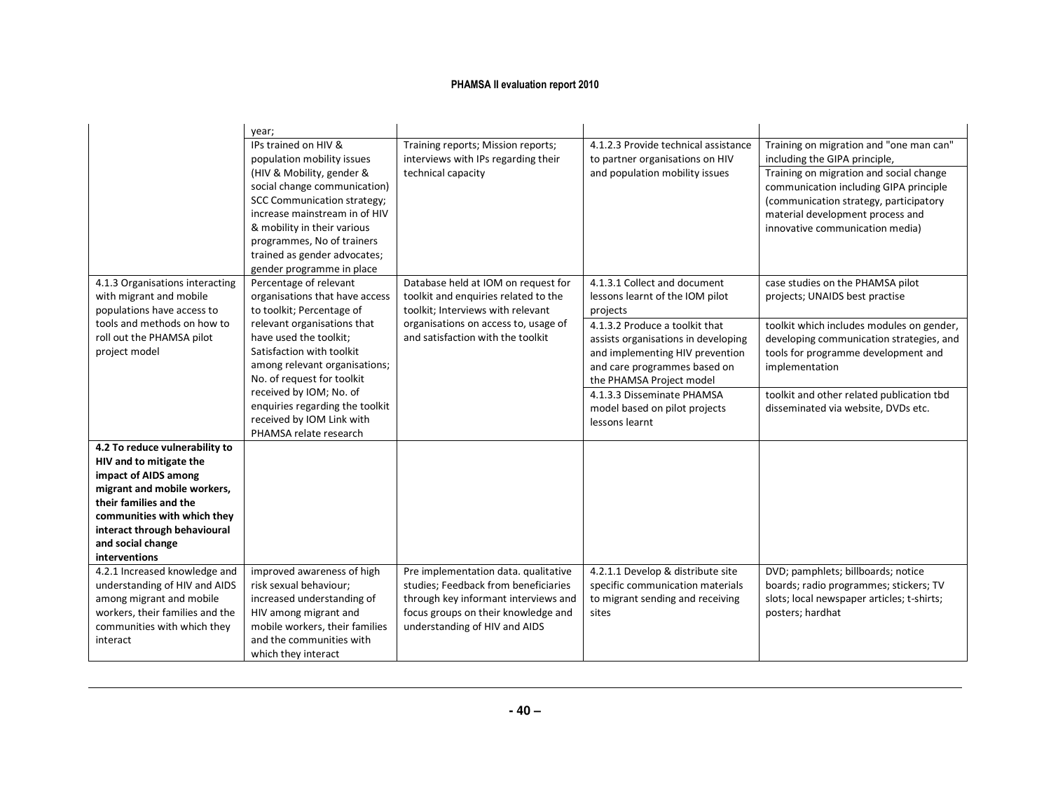| | | | | |
|---|---|---|---|---|
| | year; | | | |
| | IPs trained on HIV & population mobility issues (HIV & Mobility, gender & social change communication) SCC Communication strategy; increase mainstream in of HIV & mobility in their various programmes, No of trainers trained as gender advocates; gender programme in place | Training reports; Mission reports; interviews with IPs regarding their technical capacity | 4.1.2.3 Provide technical assistance to partner organisations on HIV and population mobility issues | Training on migration and "one man can" including the GIPA principle, Training on migration and social change communication including GIPA principle (communication strategy, participatory material development process and innovative communication media) |
| 4.1.3 Organisations interacting with migrant and mobile populations have access to tools and methods on how to roll out the PHAMSA pilot project model | Percentage of relevant organisations that have access to toolkit; Percentage of relevant organisations that have used the toolkit; Satisfaction with toolkit among relevant organisations; No. of request for toolkit received by IOM; No. of enquiries regarding the toolkit received by IOM Link with PHAMSA relate research | Database held at IOM on request for toolkit and enquiries related to the toolkit; Interviews with relevant organisations on access to, usage of and satisfaction with the toolkit | 4.1.3.1 Collect and document lessons learnt of the IOM pilot projects | case studies on the PHAMSA pilot projects; UNAIDS best practise |
| | | | 4.1.3.2 Produce a toolkit that assists organisations in developing and implementing HIV prevention and care programmes based on the PHAMSA Project model | toolkit which includes modules on gender, developing communication strategies, and tools for programme development and implementation |
| | | | 4.1.3.3 Disseminate PHAMSA model based on pilot projects lessons learnt | toolkit and other related publication tbd disseminated via website, DVDs etc. |
| **4.2 To reduce vulnerability to HIV and to mitigate the impact of AIDS among migrant and mobile workers, their families and the communities with which they interact through behavioural and social change interventions** | | | | |
| 4.2.1 Increased knowledge and understanding of HIV and AIDS among migrant and mobile workers, their families and the communities with which they interact | improved awareness of high risk sexual behaviour; increased understanding of HIV among migrant and mobile workers, their families and the communities with which they interact | Pre implementation data. qualitative studies; Feedback from beneficiaries through key informant interviews and focus groups on their knowledge and understanding of HIV and AIDS | 4.2.1.1 Develop & distribute site specific communication materials to migrant sending and receiving sites | DVD; pamphlets; billboards; notice boards; radio programmes; stickers; TV slots; local newspaper articles; t-shirts; posters; hardhat |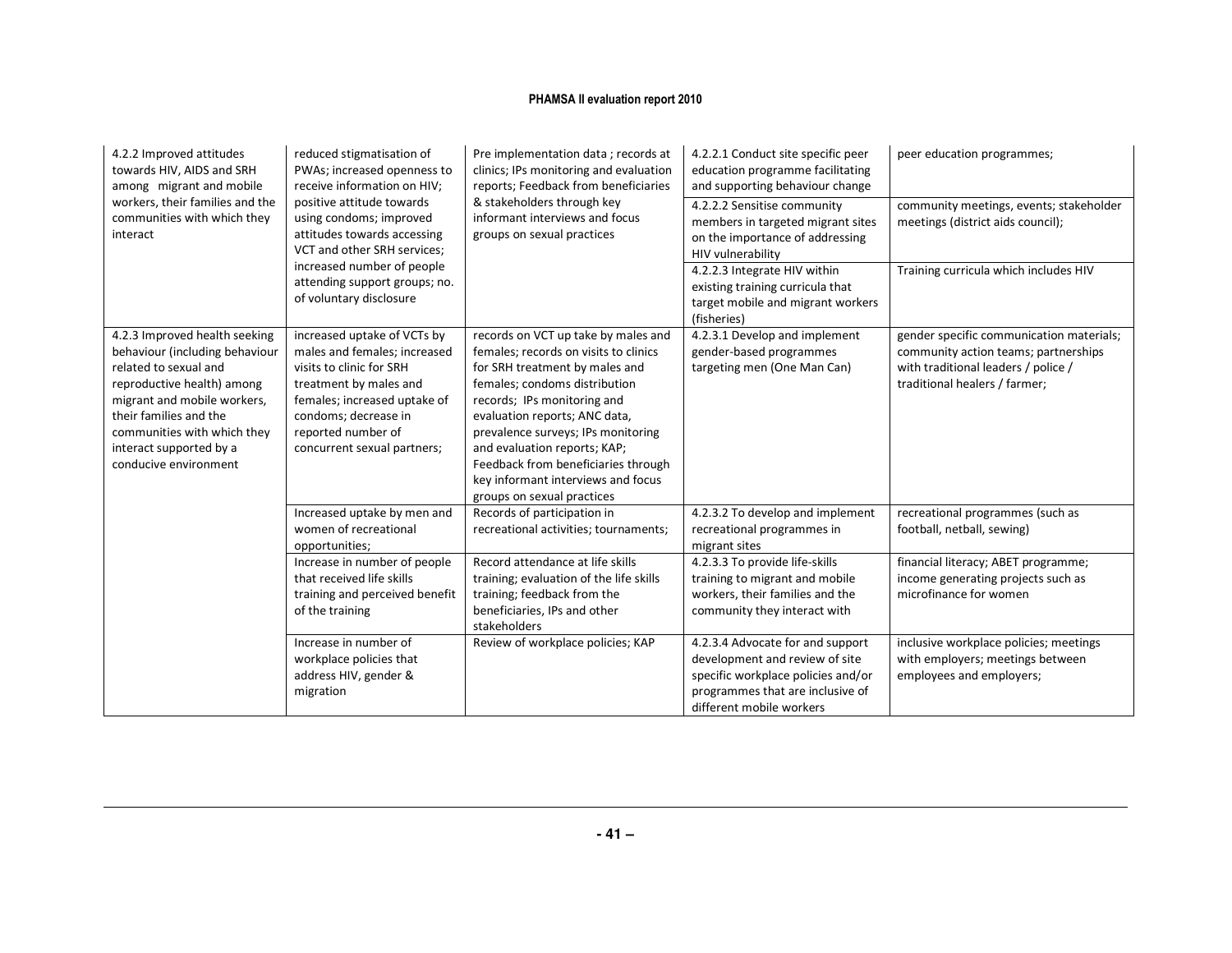| | | | | |
|---|---|---|---|---|
| 4.2.2 Improved attitudes towards HIV, AIDS and SRH among migrant and mobile workers, their families and the communities with which they interact | reduced stigmatisation of PWAs; increased openness to receive information on HIV; positive attitude towards using condoms; improved attitudes towards accessing VCT and other SRH services; increased number of people attending support groups; no. of voluntary disclosure | Pre implementation data ; records at clinics; IPs monitoring and evaluation reports; Feedback from beneficiaries & stakeholders through key informant interviews and focus groups on sexual practices | 4.2.2.1 Conduct site specific peer education programme facilitating and supporting behaviour change | peer education programmes; |
| | | | 4.2.2.2 Sensitise community members in targeted migrant sites on the importance of addressing HIV vulnerability | community meetings, events; stakeholder meetings (district aids council); |
| | | | 4.2.2.3 Integrate HIV within existing training curricula that target mobile and migrant workers (fisheries) | Training curricula which includes HIV |
| 4.2.3 Improved health seeking behaviour (including behaviour related to sexual and reproductive health) among migrant and mobile workers, their families and the communities with which they interact supported by a conducive environment | increased uptake of VCTs by males and females; increased visits to clinic for SRH treatment by males and females; increased uptake of condoms; decrease in reported number of concurrent sexual partners; | records on VCT up take by males and females; records on visits to clinics for SRH treatment by males and females; condoms distribution records; IPs monitoring and evaluation reports; ANC data, prevalence surveys; IPs monitoring and evaluation reports; KAP; Feedback from beneficiaries through key informant interviews and focus groups on sexual practices | 4.2.3.1 Develop and implement gender-based programmes targeting men (One Man Can) | gender specific communication materials; community action teams; partnerships with traditional leaders / police / traditional healers / farmer; |
| | Increased uptake by men and women of recreational opportunities; | Records of participation in recreational activities; tournaments; | 4.2.3.2 To develop and implement recreational programmes in migrant sites | recreational programmes (such as football, netball, sewing) |
| | Increase in number of people that received life skills training and perceived benefit of the training | Record attendance at life skills training; evaluation of the life skills training; feedback from the beneficiaries, IPs and other stakeholders | 4.2.3.3 To provide life-skills training to migrant and mobile workers, their families and the community they interact with | financial literacy; ABET programme; income generating projects such as microfinance for women |
| | Increase in number of workplace policies that address HIV, gender & migration | Review of workplace policies; KAP | 4.2.3.4 Advocate for and support development and review of site specific workplace policies and/or programmes that are inclusive of different mobile workers | inclusive workplace policies; meetings with employers; meetings between employees and employers; |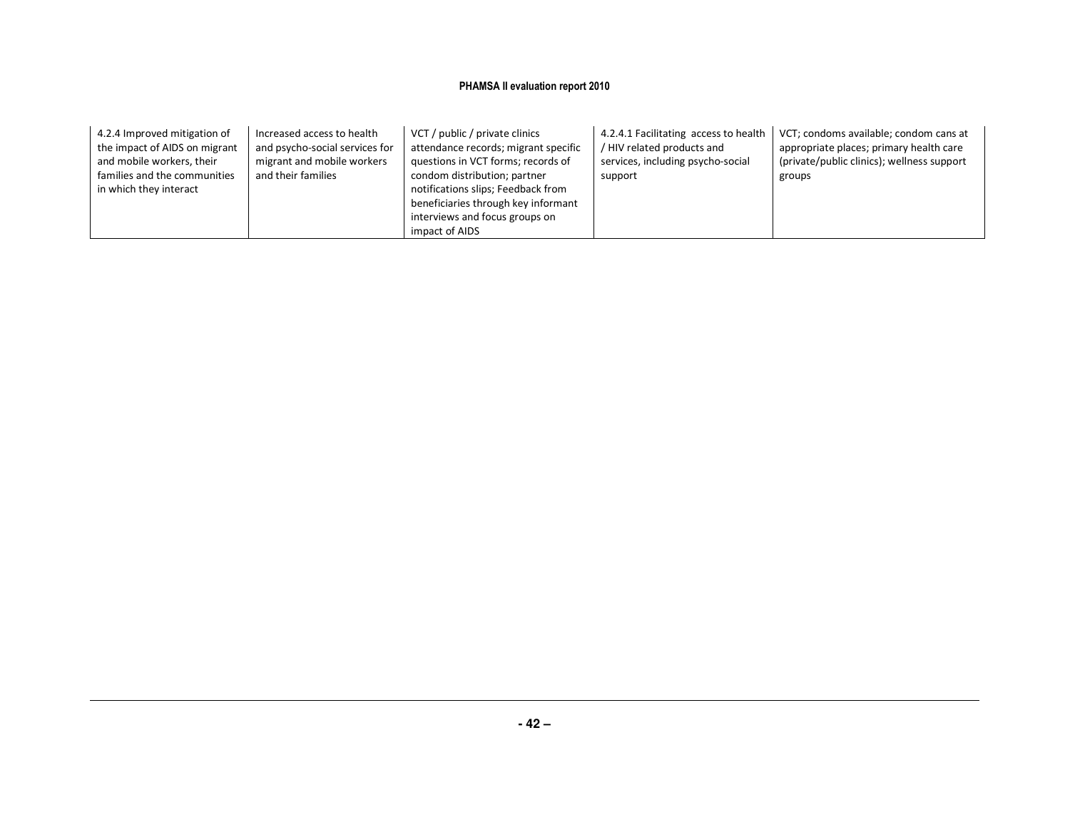| | | | | |
|---|---|---|---|---|
| 4.2.4 Improved mitigation of the impact of AIDS on migrant and mobile workers, their families and the communities in which they interact | Increased access to health and psycho-social services for migrant and mobile workers and their families | VCT / public / private clinics attendance records; migrant specific questions in VCT forms; records of condom distribution; partner notifications slips; Feedback from beneficiaries through key informant interviews and focus groups on impact of AIDS | 4.2.4.1 Facilitating access to health / HIV related products and services, including psycho-social support | VCT; condoms available; condom cans at appropriate places; primary health care (private/public clinics); wellness support groups |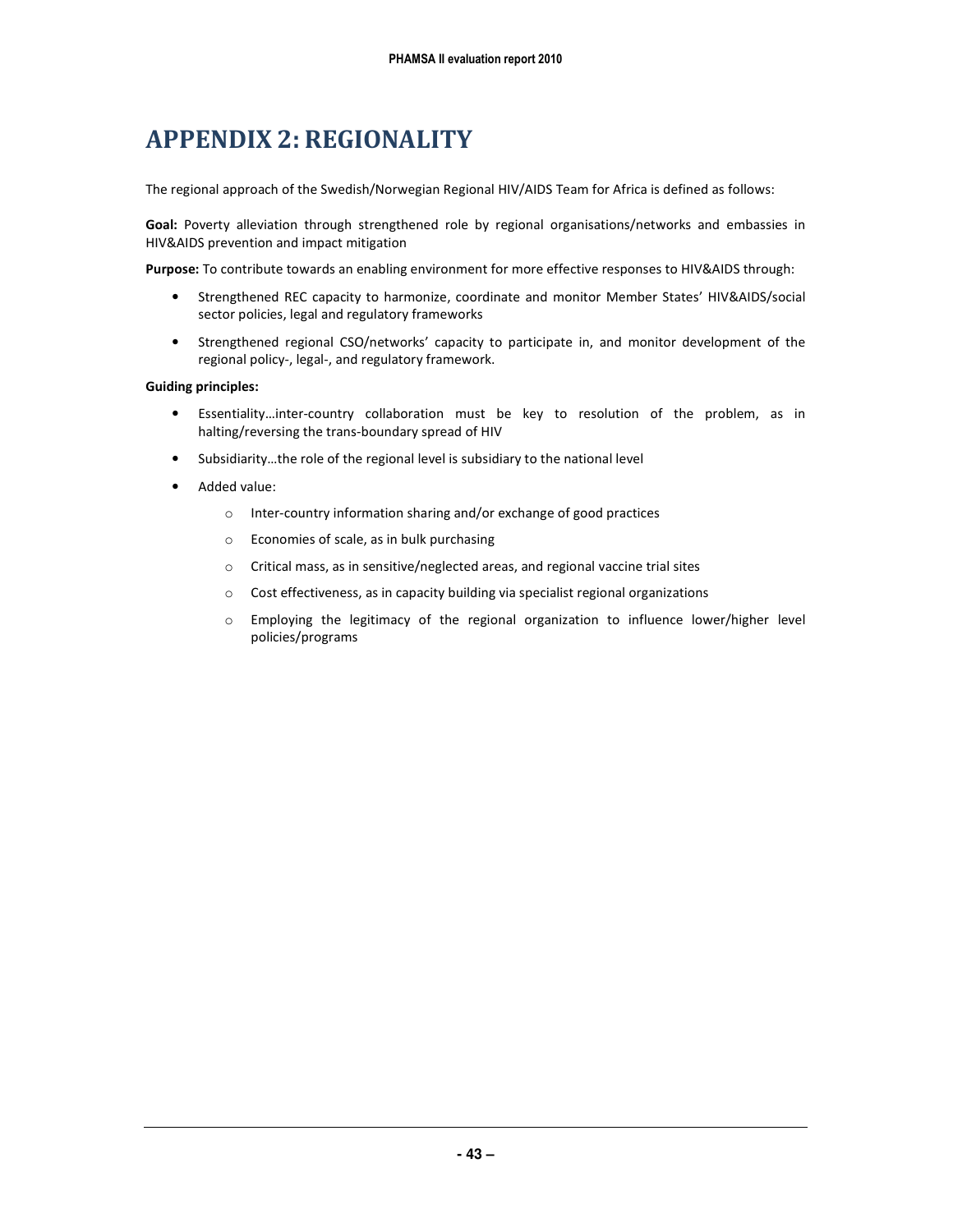# APPENDIX 2: REGIONALITY

The regional approach of the Swedish/Norwegian Regional HIV/AIDS Team for Africa is defined as follows:

**Goal:** Poverty alleviation through strengthened role by regional organisations/networks and embassies in HIV&AIDS prevention and impact mitigation

**Purpose:** To contribute towards an enabling environment for more effective responses to HIV&AIDS through:

- Strengthened REC capacity to harmonize, coordinate and monitor Member States' HIV&AIDS/social sector policies, legal and regulatory frameworks
- Strengthened regional CSO/networks' capacity to participate in, and monitor development of the regional policy-, legal-, and regulatory framework.

**Guiding principles:**

- Essentiality…inter-country collaboration must be key to resolution of the problem, as in halting/reversing the trans-boundary spread of HIV
- Subsidiarity…the role of the regional level is subsidiary to the national level
- Added value:
  - Inter-country information sharing and/or exchange of good practices
  - Economies of scale, as in bulk purchasing
  - Critical mass, as in sensitive/neglected areas, and regional vaccine trial sites
  - Cost effectiveness, as in capacity building via specialist regional organizations
  - Employing the legitimacy of the regional organization to influence lower/higher level policies/programs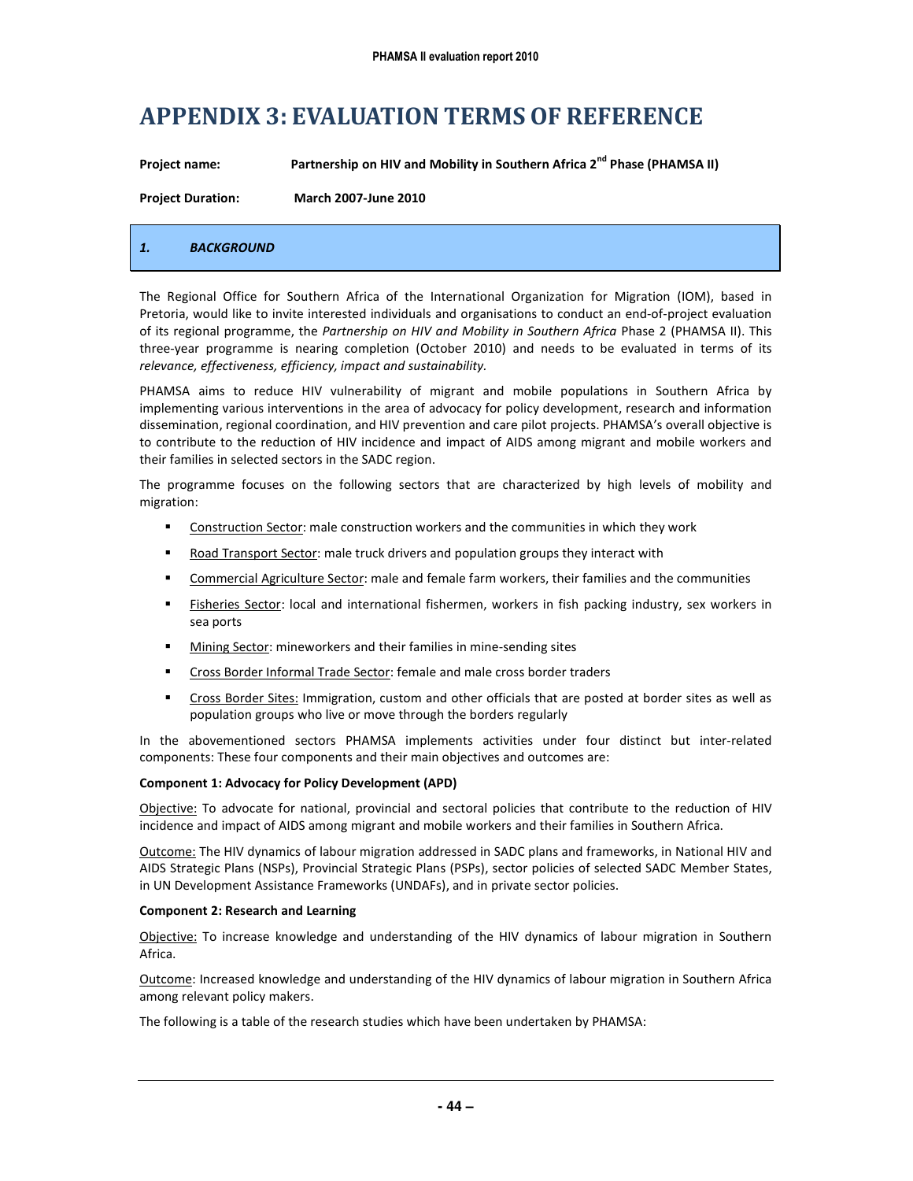# APPENDIX 3: EVALUATION TERMS OF REFERENCE

**Project name:** **Partnership on HIV and Mobility in Southern Africa 2nd Phase (PHAMSA II)**

**Project Duration:** **March 2007-June 2010**

## *1. BACKGROUND*

The Regional Office for Southern Africa of the International Organization for Migration (IOM), based in Pretoria, would like to invite interested individuals and organisations to conduct an end-of-project evaluation of its regional programme, the *Partnership on HIV and Mobility in Southern Africa* Phase 2 (PHAMSA II). This three-year programme is nearing completion (October 2010) and needs to be evaluated in terms of its *relevance, effectiveness, efficiency, impact and sustainability.*

PHAMSA aims to reduce HIV vulnerability of migrant and mobile populations in Southern Africa by implementing various interventions in the area of advocacy for policy development, research and information dissemination, regional coordination, and HIV prevention and care pilot projects. PHAMSA's overall objective is to contribute to the reduction of HIV incidence and impact of AIDS among migrant and mobile workers and their families in selected sectors in the SADC region.

The programme focuses on the following sectors that are characterized by high levels of mobility and migration:

- Construction Sector: male construction workers and the communities in which they work
- Road Transport Sector: male truck drivers and population groups they interact with
- Commercial Agriculture Sector: male and female farm workers, their families and the communities
- Fisheries Sector: local and international fishermen, workers in fish packing industry, sex workers in sea ports
- Mining Sector: mineworkers and their families in mine-sending sites
- Cross Border Informal Trade Sector: female and male cross border traders
- Cross Border Sites: Immigration, custom and other officials that are posted at border sites as well as population groups who live or move through the borders regularly

In the abovementioned sectors PHAMSA implements activities under four distinct but inter-related components: These four components and their main objectives and outcomes are:

**Component 1: Advocacy for Policy Development (APD)**

Objective: To advocate for national, provincial and sectoral policies that contribute to the reduction of HIV incidence and impact of AIDS among migrant and mobile workers and their families in Southern Africa.

Outcome: The HIV dynamics of labour migration addressed in SADC plans and frameworks, in National HIV and AIDS Strategic Plans (NSPs), Provincial Strategic Plans (PSPs), sector policies of selected SADC Member States, in UN Development Assistance Frameworks (UNDAFs), and in private sector policies.

**Component 2: Research and Learning**

Objective: To increase knowledge and understanding of the HIV dynamics of labour migration in Southern Africa.

Outcome: Increased knowledge and understanding of the HIV dynamics of labour migration in Southern Africa among relevant policy makers.

The following is a table of the research studies which have been undertaken by PHAMSA: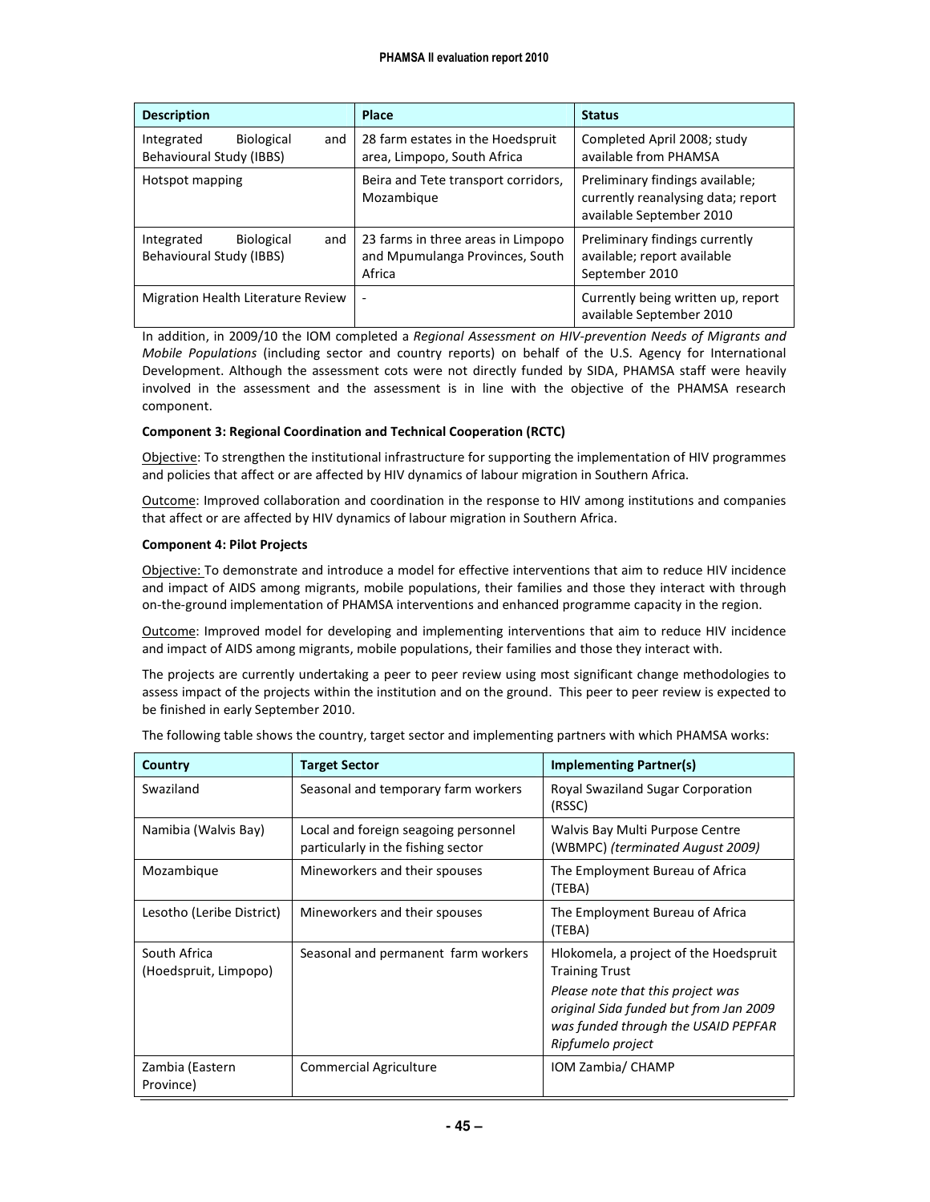| Description | Place | Status |
|---|---|---|
| Integrated Biological and Behavioural Study (IBBS) | 28 farm estates in the Hoedspruit area, Limpopo, South Africa | Completed April 2008; study available from PHAMSA |
| Hotspot mapping | Beira and Tete transport corridors, Mozambique | Preliminary findings available; currently reanalysing data; report available September 2010 |
| Integrated Biological and Behavioural Study (IBBS) | 23 farms in three areas in Limpopo and Mpumulanga Provinces, South Africa | Preliminary findings currently available; report available September 2010 |
| Migration Health Literature Review | - | Currently being written up, report available September 2010 |

In addition, in 2009/10 the IOM completed a *Regional Assessment on HIV-prevention Needs of Migrants and Mobile Populations* (including sector and country reports) on behalf of the U.S. Agency for International Development. Although the assessment cots were not directly funded by SIDA, PHAMSA staff were heavily involved in the assessment and the assessment is in line with the objective of the PHAMSA research component.

**Component 3: Regional Coordination and Technical Cooperation (RCTC)**

Objective: To strengthen the institutional infrastructure for supporting the implementation of HIV programmes and policies that affect or are affected by HIV dynamics of labour migration in Southern Africa.

Outcome: Improved collaboration and coordination in the response to HIV among institutions and companies that affect or are affected by HIV dynamics of labour migration in Southern Africa.

**Component 4: Pilot Projects**

Objective: To demonstrate and introduce a model for effective interventions that aim to reduce HIV incidence and impact of AIDS among migrants, mobile populations, their families and those they interact with through on-the-ground implementation of PHAMSA interventions and enhanced programme capacity in the region.

Outcome: Improved model for developing and implementing interventions that aim to reduce HIV incidence and impact of AIDS among migrants, mobile populations, their families and those they interact with.

The projects are currently undertaking a peer to peer review using most significant change methodologies to assess impact of the projects within the institution and on the ground. This peer to peer review is expected to be finished in early September 2010.

The following table shows the country, target sector and implementing partners with which PHAMSA works:

| Country | Target Sector | Implementing Partner(s) |
|---|---|---|
| Swaziland | Seasonal and temporary farm workers | Royal Swaziland Sugar Corporation (RSSC) |
| Namibia (Walvis Bay) | Local and foreign seagoing personnel particularly in the fishing sector | Walvis Bay Multi Purpose Centre (WBMPC) *(terminated August 2009)* |
| Mozambique | Mineworkers and their spouses | The Employment Bureau of Africa (TEBA) |
| Lesotho (Leribe District) | Mineworkers and their spouses | The Employment Bureau of Africa (TEBA) |
| South Africa (Hoedspruit, Limpopo) | Seasonal and permanent farm workers | Hlokomela, a project of the Hoedspruit Training Trust *Please note that this project was original Sida funded but from Jan 2009 was funded through the USAID PEPFAR Ripfumelo project* |
| Zambia (Eastern Province) | Commercial Agriculture | IOM Zambia/ CHAMP |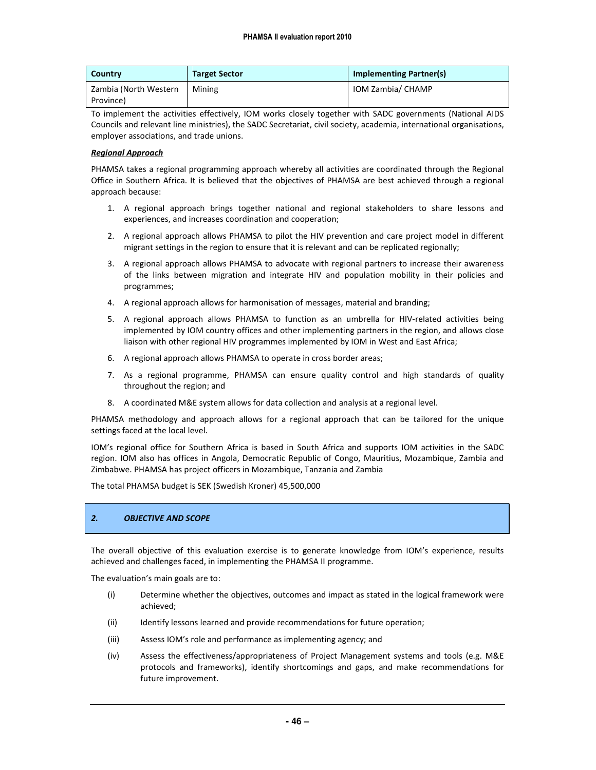| Country | Target Sector | Implementing Partner(s) |
| --- | --- | --- |
| Zambia (North Western Province) | Mining | IOM Zambia/ CHAMP |

To implement the activities effectively, IOM works closely together with SADC governments (National AIDS Councils and relevant line ministries), the SADC Secretariat, civil society, academia, international organisations, employer associations, and trade unions.

***Regional Approach***

PHAMSA takes a regional programming approach whereby all activities are coordinated through the Regional Office in Southern Africa. It is believed that the objectives of PHAMSA are best achieved through a regional approach because:

1. A regional approach brings together national and regional stakeholders to share lessons and experiences, and increases coordination and cooperation;
2. A regional approach allows PHAMSA to pilot the HIV prevention and care project model in different migrant settings in the region to ensure that it is relevant and can be replicated regionally;
3. A regional approach allows PHAMSA to advocate with regional partners to increase their awareness of the links between migration and integrate HIV and population mobility in their policies and programmes;
4. A regional approach allows for harmonisation of messages, material and branding;
5. A regional approach allows PHAMSA to function as an umbrella for HIV-related activities being implemented by IOM country offices and other implementing partners in the region, and allows close liaison with other regional HIV programmes implemented by IOM in West and East Africa;
6. A regional approach allows PHAMSA to operate in cross border areas;
7. As a regional programme, PHAMSA can ensure quality control and high standards of quality throughout the region; and
8. A coordinated M&E system allows for data collection and analysis at a regional level.

PHAMSA methodology and approach allows for a regional approach that can be tailored for the unique settings faced at the local level.

IOM's regional office for Southern Africa is based in South Africa and supports IOM activities in the SADC region. IOM also has offices in Angola, Democratic Republic of Congo, Mauritius, Mozambique, Zambia and Zimbabwe. PHAMSA has project officers in Mozambique, Tanzania and Zambia

The total PHAMSA budget is SEK (Swedish Kroner) 45,500,000

## *2. OBJECTIVE AND SCOPE*

The overall objective of this evaluation exercise is to generate knowledge from IOM's experience, results achieved and challenges faced, in implementing the PHAMSA II programme.

The evaluation's main goals are to:

(i) Determine whether the objectives, outcomes and impact as stated in the logical framework were achieved;

(ii) Identify lessons learned and provide recommendations for future operation;

(iii) Assess IOM's role and performance as implementing agency; and

(iv) Assess the effectiveness/appropriateness of Project Management systems and tools (e.g. M&E protocols and frameworks), identify shortcomings and gaps, and make recommendations for future improvement.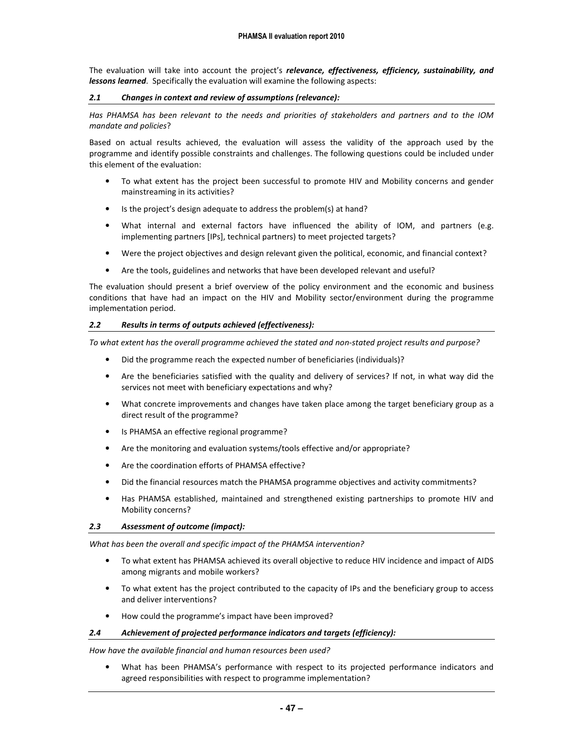The evaluation will take into account the project's ***relevance, effectiveness, efficiency, sustainability, and lessons learned***. Specifically the evaluation will examine the following aspects:

### *2.1 Changes in context and review of assumptions (relevance):*

*Has PHAMSA has been relevant to the needs and priorities of stakeholders and partners and to the IOM mandate and policies*?

Based on actual results achieved, the evaluation will assess the validity of the approach used by the programme and identify possible constraints and challenges. The following questions could be included under this element of the evaluation:

- To what extent has the project been successful to promote HIV and Mobility concerns and gender mainstreaming in its activities?
- Is the project's design adequate to address the problem(s) at hand?
- What internal and external factors have influenced the ability of IOM, and partners (e.g. implementing partners [IPs], technical partners) to meet projected targets?
- Were the project objectives and design relevant given the political, economic, and financial context?
- Are the tools, guidelines and networks that have been developed relevant and useful?

The evaluation should present a brief overview of the policy environment and the economic and business conditions that have had an impact on the HIV and Mobility sector/environment during the programme implementation period.

### *2.2 Results in terms of outputs achieved (effectiveness):*

*To what extent has the overall programme achieved the stated and non-stated project results and purpose?*

- Did the programme reach the expected number of beneficiaries (individuals)?
- Are the beneficiaries satisfied with the quality and delivery of services? If not, in what way did the services not meet with beneficiary expectations and why?
- What concrete improvements and changes have taken place among the target beneficiary group as a direct result of the programme?
- Is PHAMSA an effective regional programme?
- Are the monitoring and evaluation systems/tools effective and/or appropriate?
- Are the coordination efforts of PHAMSA effective?
- Did the financial resources match the PHAMSA programme objectives and activity commitments?
- Has PHAMSA established, maintained and strengthened existing partnerships to promote HIV and Mobility concerns?

### *2.3 Assessment of outcome (impact):*

*What has been the overall and specific impact of the PHAMSA intervention?*

- To what extent has PHAMSA achieved its overall objective to reduce HIV incidence and impact of AIDS among migrants and mobile workers?
- To what extent has the project contributed to the capacity of IPs and the beneficiary group to access and deliver interventions?
- How could the programme's impact have been improved?

### *2.4 Achievement of projected performance indicators and targets (efficiency):*

*How have the available financial and human resources been used?*

- What has been PHAMSA's performance with respect to its projected performance indicators and agreed responsibilities with respect to programme implementation?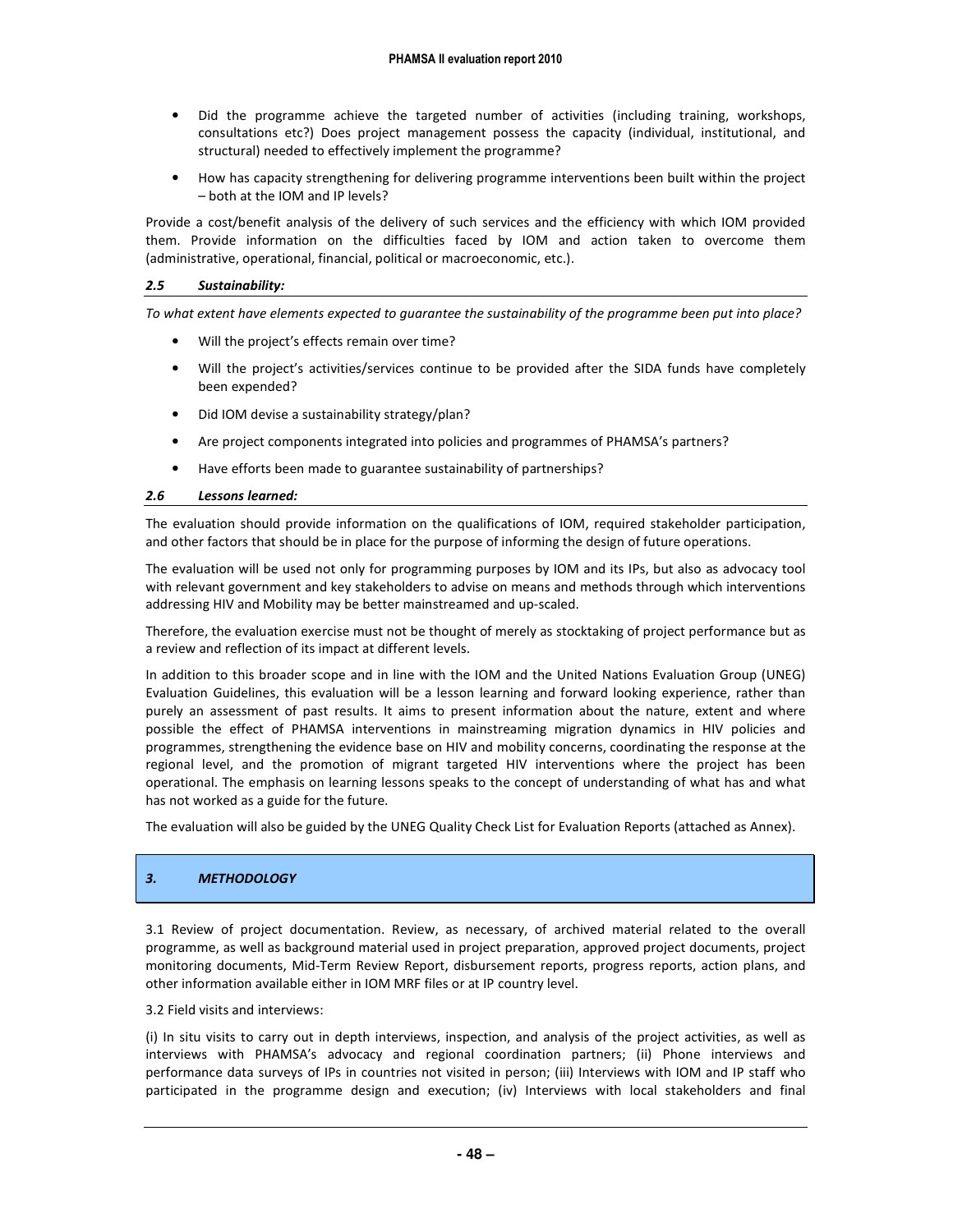- Did the programme achieve the targeted number of activities (including training, workshops, consultations etc?) Does project management possess the capacity (individual, institutional, and structural) needed to effectively implement the programme?
- How has capacity strengthening for delivering programme interventions been built within the project – both at the IOM and IP levels?

Provide a cost/benefit analysis of the delivery of such services and the efficiency with which IOM provided them. Provide information on the difficulties faced by IOM and action taken to overcome them (administrative, operational, financial, political or macroeconomic, etc.).

### *2.5 Sustainability:*

*To what extent have elements expected to guarantee the sustainability of the programme been put into place?*

- Will the project's effects remain over time?
- Will the project's activities/services continue to be provided after the SIDA funds have completely been expended?
- Did IOM devise a sustainability strategy/plan?
- Are project components integrated into policies and programmes of PHAMSA's partners?
- Have efforts been made to guarantee sustainability of partnerships?

### *2.6 Lessons learned:*

The evaluation should provide information on the qualifications of IOM, required stakeholder participation, and other factors that should be in place for the purpose of informing the design of future operations.

The evaluation will be used not only for programming purposes by IOM and its IPs, but also as advocacy tool with relevant government and key stakeholders to advise on means and methods through which interventions addressing HIV and Mobility may be better mainstreamed and up-scaled.

Therefore, the evaluation exercise must not be thought of merely as stocktaking of project performance but as a review and reflection of its impact at different levels.

In addition to this broader scope and in line with the IOM and the United Nations Evaluation Group (UNEG) Evaluation Guidelines, this evaluation will be a lesson learning and forward looking experience, rather than purely an assessment of past results. It aims to present information about the nature, extent and where possible the effect of PHAMSA interventions in mainstreaming migration dynamics in HIV policies and programmes, strengthening the evidence base on HIV and mobility concerns, coordinating the response at the regional level, and the promotion of migrant targeted HIV interventions where the project has been operational. The emphasis on learning lessons speaks to the concept of understanding of what has and what has not worked as a guide for the future.

The evaluation will also be guided by the UNEG Quality Check List for Evaluation Reports (attached as Annex).

## *3. METHODOLOGY*

3.1 Review of project documentation. Review, as necessary, of archived material related to the overall programme, as well as background material used in project preparation, approved project documents, project monitoring documents, Mid-Term Review Report, disbursement reports, progress reports, action plans, and other information available either in IOM MRF files or at IP country level.

3.2 Field visits and interviews:

(i) In situ visits to carry out in depth interviews, inspection, and analysis of the project activities, as well as interviews with PHAMSA's advocacy and regional coordination partners; (ii) Phone interviews and performance data surveys of IPs in countries not visited in person; (iii) Interviews with IOM and IP staff who participated in the programme design and execution; (iv) Interviews with local stakeholders and final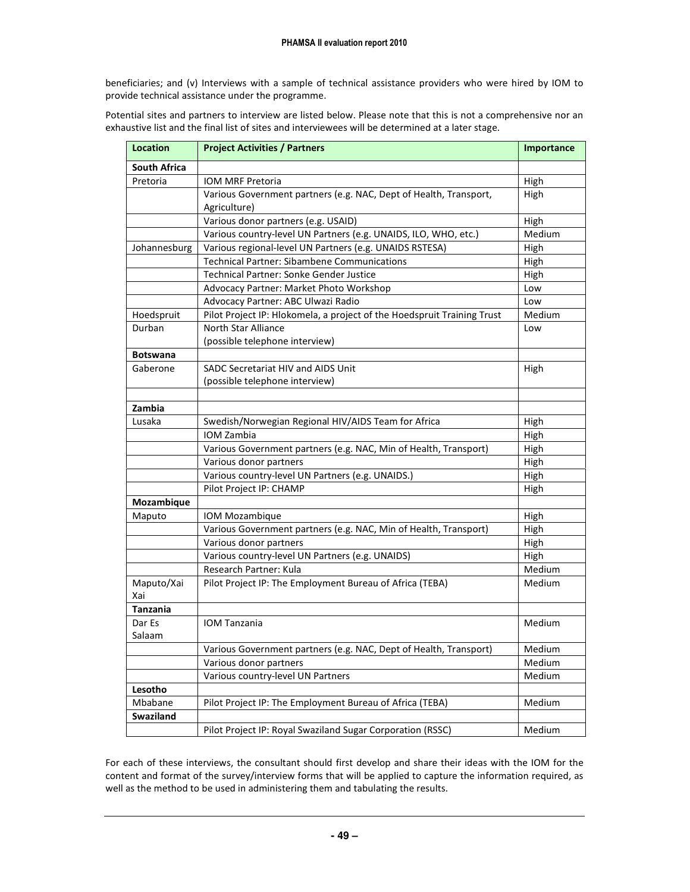beneficiaries; and (v) Interviews with a sample of technical assistance providers who were hired by IOM to provide technical assistance under the programme.

Potential sites and partners to interview are listed below. Please note that this is not a comprehensive nor an exhaustive list and the final list of sites and interviewees will be determined at a later stage.

| Location | Project Activities / Partners | Importance |
|---|---|---|
| **South Africa** | | |
| Pretoria | IOM MRF Pretoria | High |
| | Various Government partners (e.g. NAC, Dept of Health, Transport, Agriculture) | High |
| | Various donor partners (e.g. USAID) | High |
| | Various country-level UN Partners (e.g. UNAIDS, ILO, WHO, etc.) | Medium |
| Johannesburg | Various regional-level UN Partners (e.g. UNAIDS RSTESA) | High |
| | Technical Partner: Sibambene Communications | High |
| | Technical Partner: Sonke Gender Justice | High |
| | Advocacy Partner: Market Photo Workshop | Low |
| | Advocacy Partner: ABC Ulwazi Radio | Low |
| Hoedspruit | Pilot Project IP: Hlokomela, a project of the Hoedspruit Training Trust | Medium |
| Durban | North Star Alliance (possible telephone interview) | Low |
| **Botswana** | | |
| Gaberone | SADC Secretariat HIV and AIDS Unit (possible telephone interview) | High |
| | | |
| **Zambia** | | |
| Lusaka | Swedish/Norwegian Regional HIV/AIDS Team for Africa | High |
| | IOM Zambia | High |
| | Various Government partners (e.g. NAC, Min of Health, Transport) | High |
| | Various donor partners | High |
| | Various country-level UN Partners (e.g. UNAIDS.) | High |
| | Pilot Project IP: CHAMP | High |
| **Mozambique** | | |
| Maputo | IOM Mozambique | High |
| | Various Government partners (e.g. NAC, Min of Health, Transport) | High |
| | Various donor partners | High |
| | Various country-level UN Partners (e.g. UNAIDS) | High |
| | Research Partner: Kula | Medium |
| Maputo/Xai Xai | Pilot Project IP: The Employment Bureau of Africa (TEBA) | Medium |
| **Tanzania** | | |
| Dar Es Salaam | IOM Tanzania | Medium |
| | Various Government partners (e.g. NAC, Dept of Health, Transport) | Medium |
| | Various donor partners | Medium |
| | Various country-level UN Partners | Medium |
| **Lesotho** | | |
| Mbabane | Pilot Project IP: The Employment Bureau of Africa (TEBA) | Medium |
| **Swaziland** | | |
| | Pilot Project IP: Royal Swaziland Sugar Corporation (RSSC) | Medium |

For each of these interviews, the consultant should first develop and share their ideas with the IOM for the content and format of the survey/interview forms that will be applied to capture the information required, as well as the method to be used in administering them and tabulating the results.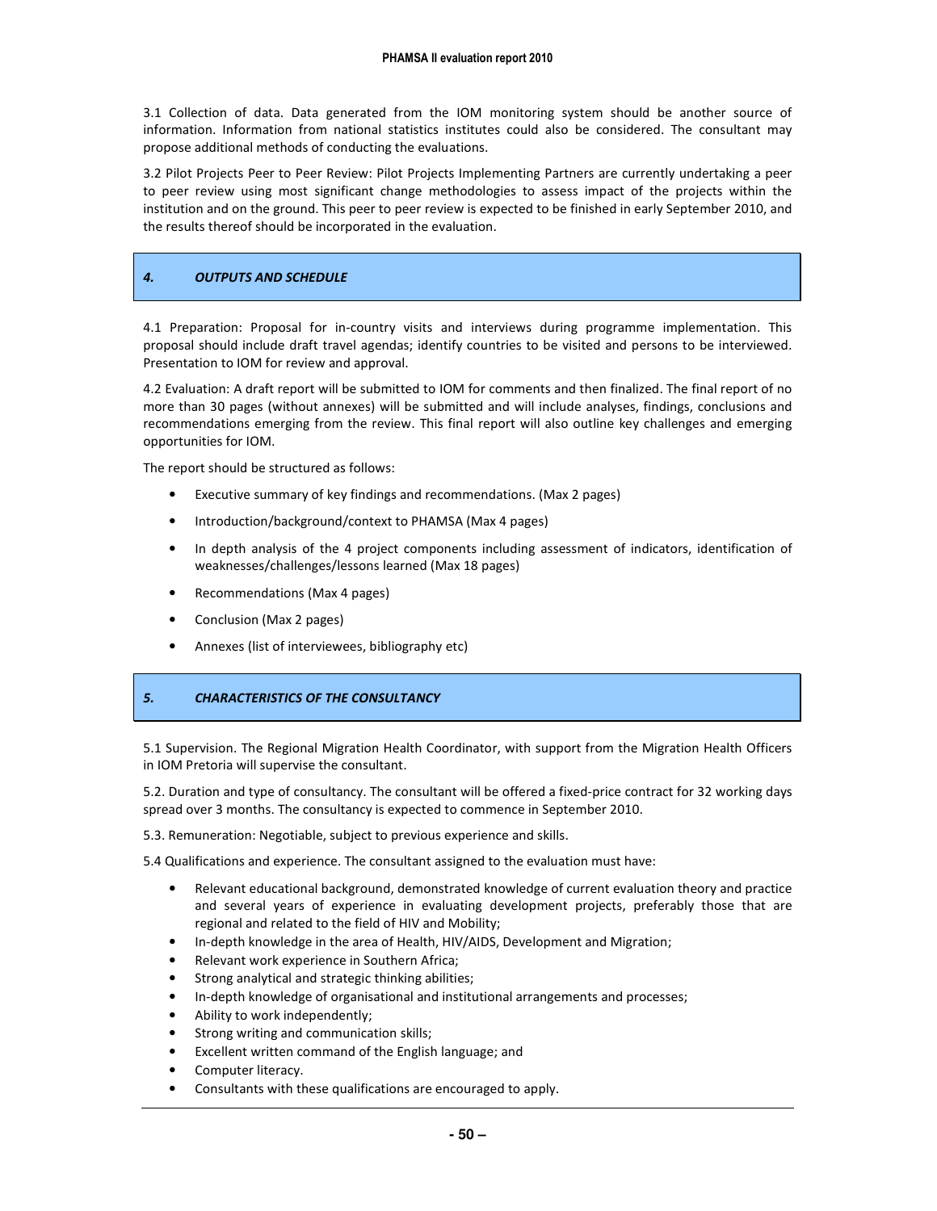3.1 Collection of data. Data generated from the IOM monitoring system should be another source of information. Information from national statistics institutes could also be considered. The consultant may propose additional methods of conducting the evaluations.

3.2 Pilot Projects Peer to Peer Review: Pilot Projects Implementing Partners are currently undertaking a peer to peer review using most significant change methodologies to assess impact of the projects within the institution and on the ground. This peer to peer review is expected to be finished in early September 2010, and the results thereof should be incorporated in the evaluation.

## *4. OUTPUTS AND SCHEDULE*

4.1 Preparation: Proposal for in-country visits and interviews during programme implementation. This proposal should include draft travel agendas; identify countries to be visited and persons to be interviewed. Presentation to IOM for review and approval.

4.2 Evaluation: A draft report will be submitted to IOM for comments and then finalized. The final report of no more than 30 pages (without annexes) will be submitted and will include analyses, findings, conclusions and recommendations emerging from the review. This final report will also outline key challenges and emerging opportunities for IOM.

The report should be structured as follows:

- Executive summary of key findings and recommendations. (Max 2 pages)
- Introduction/background/context to PHAMSA (Max 4 pages)
- In depth analysis of the 4 project components including assessment of indicators, identification of weaknesses/challenges/lessons learned (Max 18 pages)
- Recommendations (Max 4 pages)
- Conclusion (Max 2 pages)
- Annexes (list of interviewees, bibliography etc)

## *5. CHARACTERISTICS OF THE CONSULTANCY*

5.1 Supervision. The Regional Migration Health Coordinator, with support from the Migration Health Officers in IOM Pretoria will supervise the consultant.

5.2. Duration and type of consultancy. The consultant will be offered a fixed-price contract for 32 working days spread over 3 months. The consultancy is expected to commence in September 2010.

5.3. Remuneration: Negotiable, subject to previous experience and skills.

5.4 Qualifications and experience. The consultant assigned to the evaluation must have:

- Relevant educational background, demonstrated knowledge of current evaluation theory and practice and several years of experience in evaluating development projects, preferably those that are regional and related to the field of HIV and Mobility;
- In-depth knowledge in the area of Health, HIV/AIDS, Development and Migration;
- Relevant work experience in Southern Africa;
- Strong analytical and strategic thinking abilities;
- In-depth knowledge of organisational and institutional arrangements and processes;
- Ability to work independently;
- Strong writing and communication skills;
- Excellent written command of the English language; and
- Computer literacy.
- Consultants with these qualifications are encouraged to apply.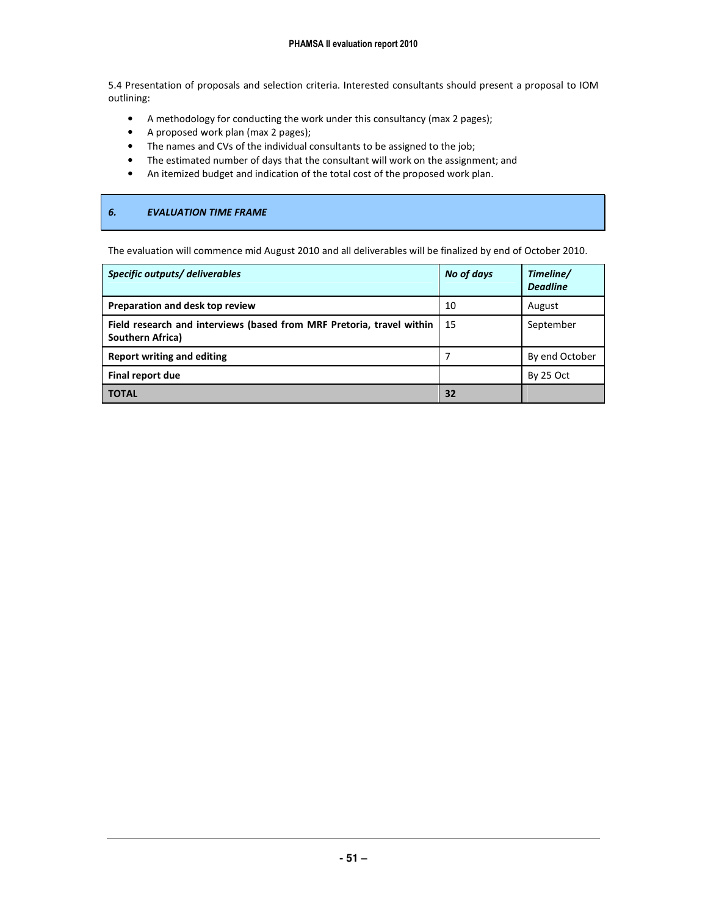5.4 Presentation of proposals and selection criteria. Interested consultants should present a proposal to IOM outlining:

- A methodology for conducting the work under this consultancy (max 2 pages);
- A proposed work plan (max 2 pages);
- The names and CVs of the individual consultants to be assigned to the job;
- The estimated number of days that the consultant will work on the assignment; and
- An itemized budget and indication of the total cost of the proposed work plan.

## *6. EVALUATION TIME FRAME*

The evaluation will commence mid August 2010 and all deliverables will be finalized by end of October 2010.

| *Specific outputs/ deliverables* | *No of days* | *Timeline/ Deadline* |
|---|---|---|
| **Preparation and desk top review** | 10 | August |
| **Field research and interviews (based from MRF Pretoria, travel within Southern Africa)** | 15 | September |
| **Report writing and editing** | 7 | By end October |
| **Final report due** | | By 25 Oct |
| **TOTAL** | **32** | |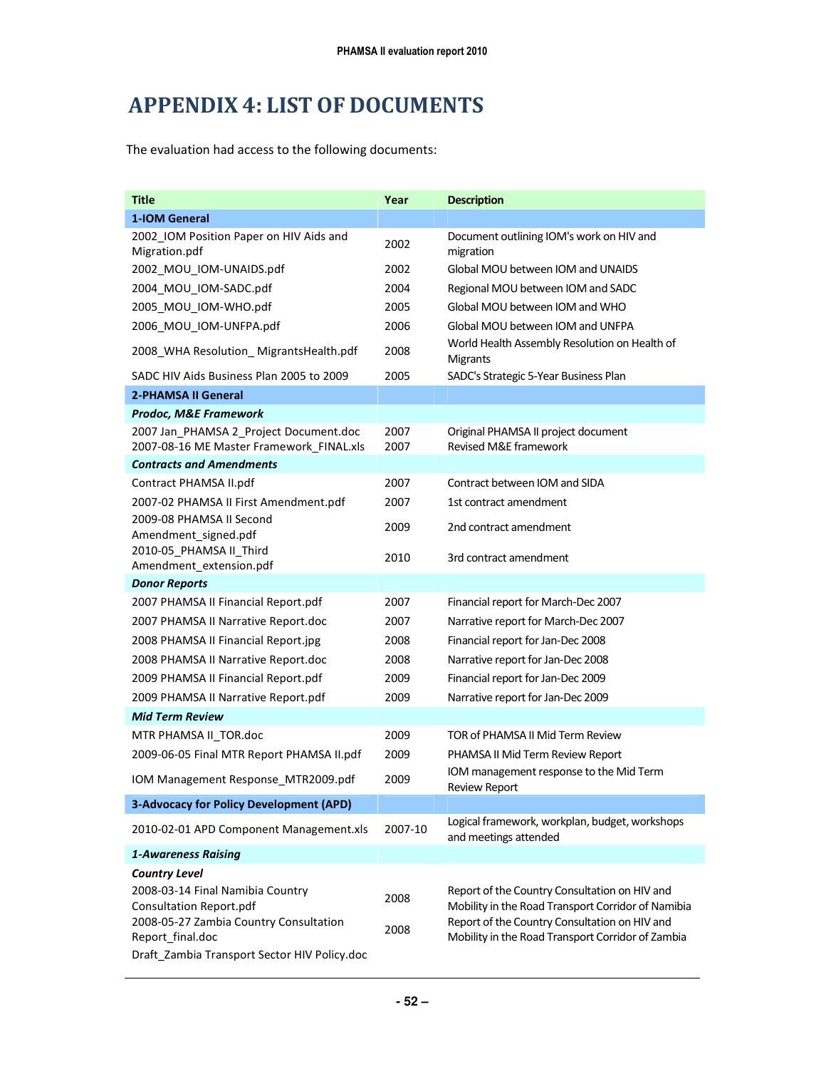# APPENDIX 4: LIST OF DOCUMENTS

The evaluation had access to the following documents:

| Title | Year | Description |
|---|---|---|
| **1-IOM General** | | |
| 2002_IOM Position Paper on HIV Aids and Migration.pdf | 2002 | Document outlining IOM's work on HIV and migration |
| 2002_MOU_IOM-UNAIDS.pdf | 2002 | Global MOU between IOM and UNAIDS |
| 2004_MOU_IOM-SADC.pdf | 2004 | Regional MOU between IOM and SADC |
| 2005_MOU_IOM-WHO.pdf | 2005 | Global MOU between IOM and WHO |
| 2006_MOU_IOM-UNFPA.pdf | 2006 | Global MOU between IOM and UNFPA |
| 2008_WHA Resolution_ MigrantsHealth.pdf | 2008 | World Health Assembly Resolution on Health of Migrants |
| SADC HIV Aids Business Plan 2005 to 2009 | 2005 | SADC's Strategic 5-Year Business Plan |
| **2-PHAMSA II General** | | |
| ***Prodoc, M&E Framework*** | | |
| 2007 Jan_PHAMSA 2_Project Document.doc | 2007 | Original PHAMSA II project document |
| 2007-08-16 ME Master Framework_FINAL.xls | 2007 | Revised M&E framework |
| ***Contracts and Amendments*** | | |
| Contract PHAMSA II.pdf | 2007 | Contract between IOM and SIDA |
| 2007-02 PHAMSA II First Amendment.pdf | 2007 | 1st contract amendment |
| 2009-08 PHAMSA II Second Amendment_signed.pdf | 2009 | 2nd contract amendment |
| 2010-05_PHAMSA II_Third Amendment_extension.pdf | 2010 | 3rd contract amendment |
| ***Donor Reports*** | | |
| 2007 PHAMSA II Financial Report.pdf | 2007 | Financial report for March-Dec 2007 |
| 2007 PHAMSA II Narrative Report.doc | 2007 | Narrative report for March-Dec 2007 |
| 2008 PHAMSA II Financial Report.jpg | 2008 | Financial report for Jan-Dec 2008 |
| 2008 PHAMSA II Narrative Report.doc | 2008 | Narrative report for Jan-Dec 2008 |
| 2009 PHAMSA II Financial Report.pdf | 2009 | Financial report for Jan-Dec 2009 |
| 2009 PHAMSA II Narrative Report.pdf | 2009 | Narrative report for Jan-Dec 2009 |
| ***Mid Term Review*** | | |
| MTR PHAMSA II_TOR.doc | 2009 | TOR of PHAMSA II Mid Term Review |
| 2009-06-05 Final MTR Report PHAMSA II.pdf | 2009 | PHAMSA II Mid Term Review Report |
| IOM Management Response_MTR2009.pdf | 2009 | IOM management response to the Mid Term Review Report |
| **3-Advocacy for Policy Development (APD)** | | |
| 2010-02-01 APD Component Management.xls | 2007-10 | Logical framework, workplan, budget, workshops and meetings attended |
| ***1-Awareness Raising*** | | |
| ***Country Level*** | | |
| 2008-03-14 Final Namibia Country Consultation Report.pdf | 2008 | Report of the Country Consultation on HIV and Mobility in the Road Transport Corridor of Namibia |
| 2008-05-27 Zambia Country Consultation Report_final.doc | 2008 | Report of the Country Consultation on HIV and Mobility in the Road Transport Corridor of Zambia |
| Draft_Zambia Transport Sector HIV Policy.doc | | |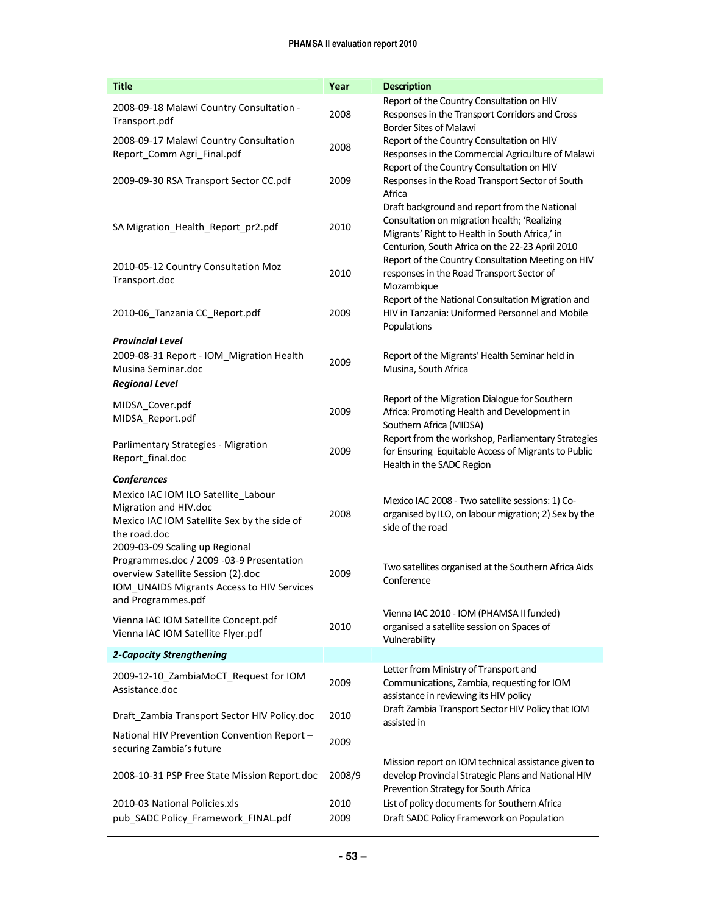| Title | Year | Description |
|---|---|---|
| 2008-09-18 Malawi Country Consultation - Transport.pdf | 2008 | Report of the Country Consultation on HIV Responses in the Transport Corridors and Cross Border Sites of Malawi |
| 2008-09-17 Malawi Country Consultation Report_Comm Agri_Final.pdf | 2008 | Report of the Country Consultation on HIV Responses in the Commercial Agriculture of Malawi |
| 2009-09-30 RSA Transport Sector CC.pdf | 2009 | Report of the Country Consultation on HIV Responses in the Road Transport Sector of South Africa |
| SA Migration_Health_Report_pr2.pdf | 2010 | Draft background and report from the National Consultation on migration health; 'Realizing Migrants' Right to Health in South Africa,' in Centurion, South Africa on the 22-23 April 2010 |
| 2010-05-12 Country Consultation Moz Transport.doc | 2010 | Report of the Country Consultation Meeting on HIV responses in the Road Transport Sector of Mozambique |
| 2010-06_Tanzania CC_Report.pdf | 2009 | Report of the National Consultation Migration and HIV in Tanzania: Uniformed Personnel and Mobile Populations |
| ***Provincial Level*** | | |
| 2009-08-31 Report - IOM_Migration Health Musina Seminar.doc | 2009 | Report of the Migrants' Health Seminar held in Musina, South Africa |
| ***Regional Level*** | | |
| MIDSA_Cover.pdf<br>MIDSA_Report.pdf | 2009 | Report of the Migration Dialogue for Southern Africa: Promoting Health and Development in Southern Africa (MIDSA) |
| Parlimentary Strategies - Migration Report_final.doc | 2009 | Report from the workshop, Parliamentary Strategies for Ensuring Equitable Access of Migrants to Public Health in the SADC Region |
| ***Conferences*** | | |
| Mexico IAC IOM ILO Satellite_Labour Migration and HIV.doc<br>Mexico IAC IOM Satellite Sex by the side of the road.doc | 2008 | Mexico IAC 2008 - Two satellite sessions: 1) Co-organised by ILO, on labour migration; 2) Sex by the side of the road |
| 2009-03-09 Scaling up Regional Programmes.doc / 2009 -03-9 Presentation overview Satellite Session (2).doc<br>IOM_UNAIDS Migrants Access to HIV Services and Programmes.pdf | 2009 | Two satellites organised at the Southern Africa Aids Conference |
| Vienna IAC IOM Satellite Concept.pdf<br>Vienna IAC IOM Satellite Flyer.pdf | 2010 | Vienna IAC 2010 - IOM (PHAMSA II funded) organised a satellite session on Spaces of Vulnerability |
| ***2-Capacity Strengthening*** | | |
| 2009-12-10_ZambiaMoCT_Request for IOM Assistance.doc | 2009 | Letter from Ministry of Transport and Communications, Zambia, requesting for IOM assistance in reviewing its HIV policy |
| Draft_Zambia Transport Sector HIV Policy.doc | 2010 | Draft Zambia Transport Sector HIV Policy that IOM assisted in |
| National HIV Prevention Convention Report – securing Zambia's future | 2009 | |
| 2008-10-31 PSP Free State Mission Report.doc | 2008/9 | Mission report on IOM technical assistance given to develop Provincial Strategic Plans and National HIV Prevention Strategy for South Africa |
| 2010-03 National Policies.xls | 2010 | List of policy documents for Southern Africa |
| pub_SADC Policy_Framework_FINAL.pdf | 2009 | Draft SADC Policy Framework on Population |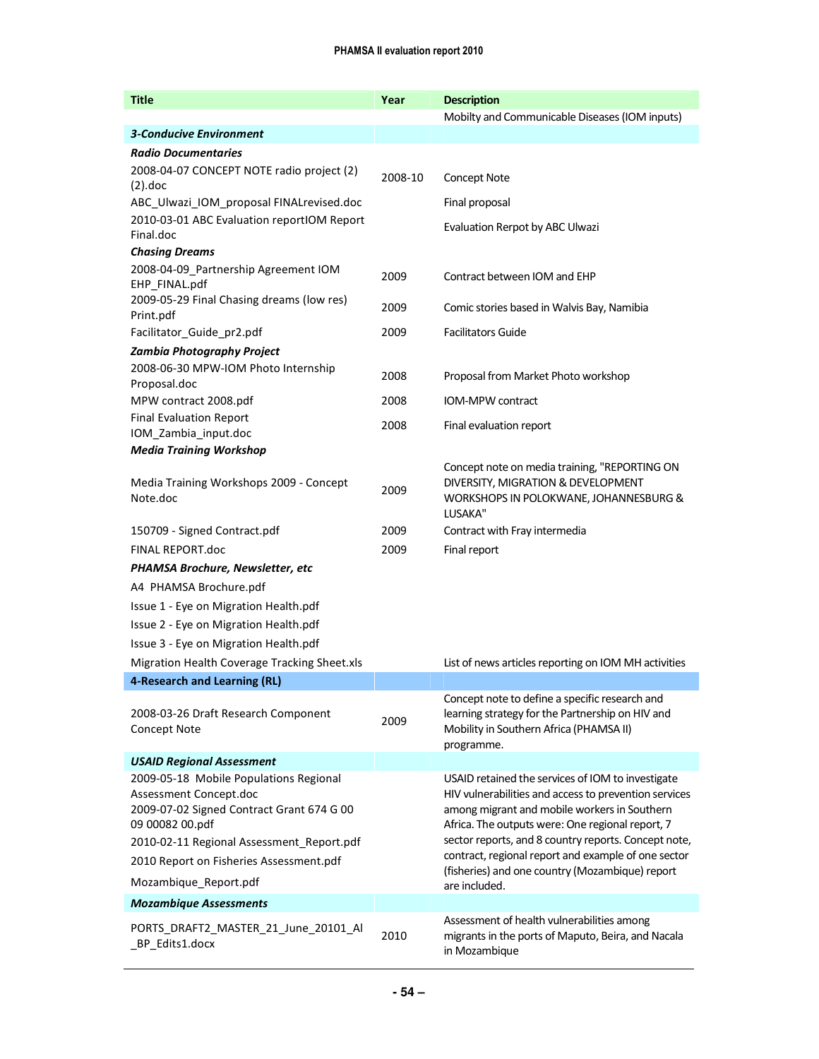| Title | Year | Description |
|---|---|---|
| | | Mobilty and Communicable Diseases (IOM inputs) |
| ***3-Conducive Environment*** | | |
| ***Radio Documentaries*** | | |
| 2008-04-07 CONCEPT NOTE radio project (2) (2).doc | 2008-10 | Concept Note |
| ABC_Ulwazi_IOM_proposal FINALrevised.doc | | Final proposal |
| 2010-03-01 ABC Evaluation reportIOM Report Final.doc | | Evaluation Rerpot by ABC Ulwazi |
| ***Chasing Dreams*** | | |
| 2008-04-09_Partnership Agreement IOM EHP_FINAL.pdf | 2009 | Contract between IOM and EHP |
| 2009-05-29 Final Chasing dreams (low res) Print.pdf | 2009 | Comic stories based in Walvis Bay, Namibia |
| Facilitator_Guide_pr2.pdf | 2009 | Facilitators Guide |
| ***Zambia Photography Project*** | | |
| 2008-06-30 MPW-IOM Photo Internship Proposal.doc | 2008 | Proposal from Market Photo workshop |
| MPW contract 2008.pdf | 2008 | IOM-MPW contract |
| Final Evaluation Report IOM_Zambia_input.doc | 2008 | Final evaluation report |
| ***Media Training Workshop*** | | |
| Media Training Workshops 2009 - Concept Note.doc | 2009 | Concept note on media training, "REPORTING ON DIVERSITY, MIGRATION & DEVELOPMENT WORKSHOPS IN POLOKWANE, JOHANNESBURG & LUSAKA" |
| 150709 - Signed Contract.pdf | 2009 | Contract with Fray intermedia |
| FINAL REPORT.doc | 2009 | Final report |
| ***PHAMSA Brochure, Newsletter, etc*** | | |
| A4 PHAMSA Brochure.pdf | | |
| Issue 1 - Eye on Migration Health.pdf | | |
| Issue 2 - Eye on Migration Health.pdf | | |
| Issue 3 - Eye on Migration Health.pdf | | |
| Migration Health Coverage Tracking Sheet.xls | | List of news articles reporting on IOM MH activities |
| **4-Research and Learning (RL)** | | |
| 2008-03-26 Draft Research Component Concept Note | 2009 | Concept note to define a specific research and learning strategy for the Partnership on HIV and Mobility in Southern Africa (PHAMSA II) programme. |
| ***USAID Regional Assessment*** | | |
| 2009-05-18 Mobile Populations Regional Assessment Concept.doc<br>2009-07-02 Signed Contract Grant 674 G 00 09 00082 00.pdf<br>2010-02-11 Regional Assessment_Report.pdf<br>2010 Report on Fisheries Assessment.pdf<br>Mozambique_Report.pdf | | USAID retained the services of IOM to investigate HIV vulnerabilities and access to prevention services among migrant and mobile workers in Southern Africa. The outputs were: One regional report, 7 sector reports, and 8 country reports. Concept note, contract, regional report and example of one sector (fisheries) and one country (Mozambique) report are included. |
| ***Mozambique Assessments*** | | |
| PORTS_DRAFT2_MASTER_21_June_20101_Al_BP_Edits1.docx | 2010 | Assessment of health vulnerabilities among migrants in the ports of Maputo, Beira, and Nacala in Mozambique |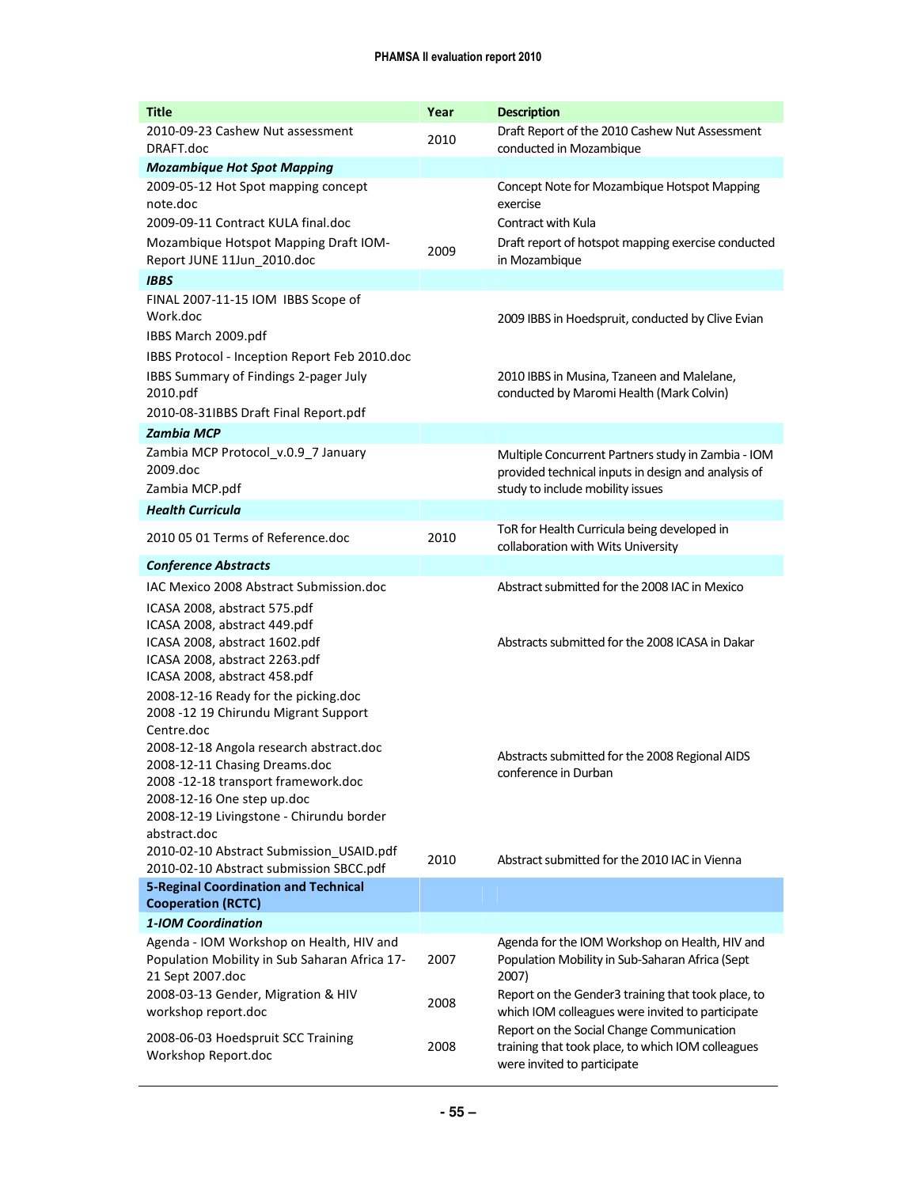| Title | Year | Description |
|---|---|---|
| 2010-09-23 Cashew Nut assessment DRAFT.doc | 2010 | Draft Report of the 2010 Cashew Nut Assessment conducted in Mozambique |
| ***Mozambique Hot Spot Mapping*** | | |
| 2009-05-12 Hot Spot mapping concept note.doc | | Concept Note for Mozambique Hotspot Mapping exercise |
| 2009-09-11 Contract KULA final.doc | | Contract with Kula |
| Mozambique Hotspot Mapping Draft IOM-Report JUNE 11Jun_2010.doc | 2009 | Draft report of hotspot mapping exercise conducted in Mozambique |
| ***IBBS*** | | |
| FINAL 2007-11-15 IOM IBBS Scope of Work.doc | | 2009 IBBS in Hoedspruit, conducted by Clive Evian |
| IBBS March 2009.pdf | | |
| IBBS Protocol - Inception Report Feb 2010.doc | | 2010 IBBS in Musina, Tzaneen and Malelane, conducted by Maromi Health (Mark Colvin) |
| IBBS Summary of Findings 2-pager July 2010.pdf | | |
| 2010-08-31IBBS Draft Final Report.pdf | | |
| ***Zambia MCP*** | | |
| Zambia MCP Protocol_v.0.9_7 January 2009.doc | | Multiple Concurrent Partners study in Zambia - IOM provided technical inputs in design and analysis of study to include mobility issues |
| Zambia MCP.pdf | | |
| ***Health Curricula*** | | |
| 2010 05 01 Terms of Reference.doc | 2010 | ToR for Health Curricula being developed in collaboration with Wits University |
| ***Conference Abstracts*** | | |
| IAC Mexico 2008 Abstract Submission.doc | | Abstract submitted for the 2008 IAC in Mexico |
| ICASA 2008, abstract 575.pdf<br>ICASA 2008, abstract 449.pdf<br>ICASA 2008, abstract 1602.pdf<br>ICASA 2008, abstract 2263.pdf<br>ICASA 2008, abstract 458.pdf | | Abstracts submitted for the 2008 ICASA in Dakar |
| 2008-12-16 Ready for the picking.doc<br>2008 -12 19 Chirundu Migrant Support Centre.doc<br>2008-12-18 Angola research abstract.doc<br>2008-12-11 Chasing Dreams.doc<br>2008 -12-18 transport framework.doc<br>2008-12-16 One step up.doc<br>2008-12-19 Livingstone - Chirundu border abstract.doc | | Abstracts submitted for the 2008 Regional AIDS conference in Durban |
| 2010-02-10 Abstract Submission_USAID.pdf<br>2010-02-10 Abstract submission SBCC.pdf | 2010 | Abstract submitted for the 2010 IAC in Vienna |
| **5-Reginal Coordination and Technical Cooperation (RCTC)** | | |
| ***1-IOM Coordination*** | | |
| Agenda - IOM Workshop on Health, HIV and Population Mobility in Sub Saharan Africa 17-21 Sept 2007.doc | 2007 | Agenda for the IOM Workshop on Health, HIV and Population Mobility in Sub-Saharan Africa (Sept 2007) |
| 2008-03-13 Gender, Migration & HIV workshop report.doc | 2008 | Report on the Gender3 training that took place, to which IOM colleagues were invited to participate |
| 2008-06-03 Hoedspruit SCC Training Workshop Report.doc | 2008 | Report on the Social Change Communication training that took place, to which IOM colleagues were invited to participate |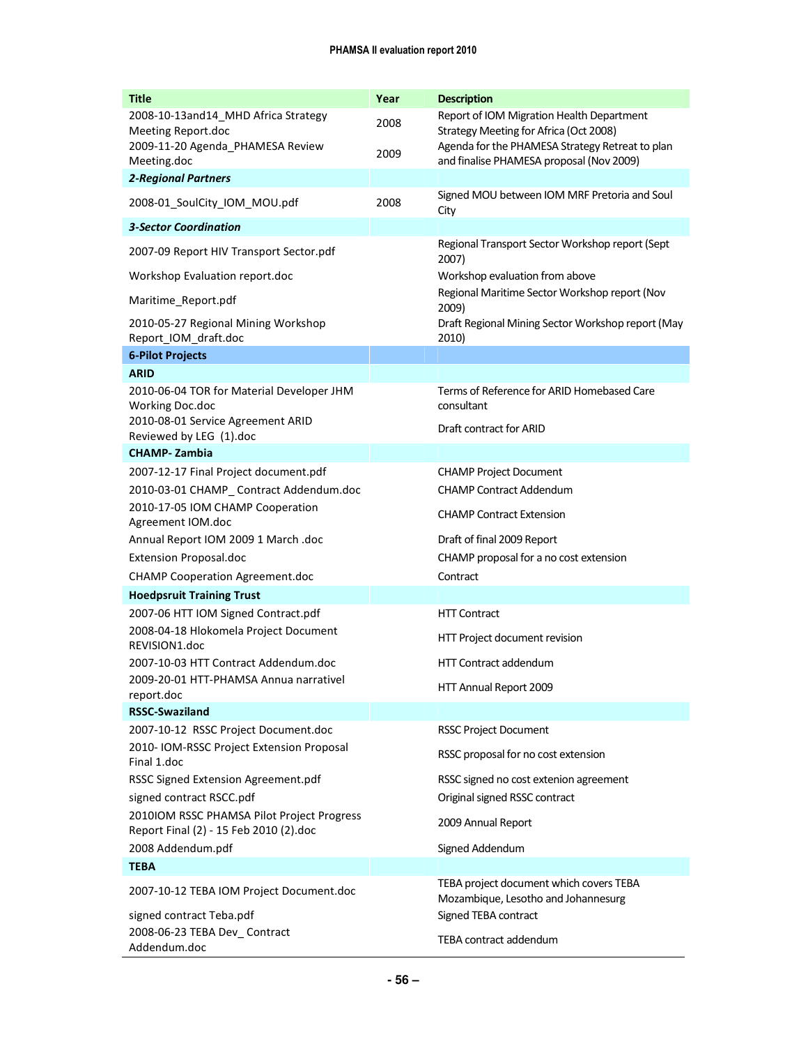| Title | Year | Description |
|---|---|---|
| 2008-10-13and14_MHD Africa Strategy Meeting Report.doc | 2008 | Report of IOM Migration Health Department Strategy Meeting for Africa (Oct 2008) |
| 2009-11-20 Agenda_PHAMESA Review Meeting.doc | 2009 | Agenda for the PHAMESA Strategy Retreat to plan and finalise PHAMESA proposal (Nov 2009) |
| ***2-Regional Partners*** | | |
| 2008-01_SoulCity_IOM_MOU.pdf | 2008 | Signed MOU between IOM MRF Pretoria and Soul City |
| ***3-Sector Coordination*** | | |
| 2007-09 Report HIV Transport Sector.pdf | | Regional Transport Sector Workshop report (Sept 2007) |
| Workshop Evaluation report.doc | | Workshop evaluation from above |
| Maritime_Report.pdf | | Regional Maritime Sector Workshop report (Nov 2009) |
| 2010-05-27 Regional Mining Workshop Report_IOM_draft.doc | | Draft Regional Mining Sector Workshop report (May 2010) |
| **6-Pilot Projects** | | |
| **ARID** | | |
| 2010-06-04 TOR for Material Developer JHM Working Doc.doc | | Terms of Reference for ARID Homebased Care consultant |
| 2010-08-01 Service Agreement ARID Reviewed by LEG (1).doc | | Draft contract for ARID |
| **CHAMP- Zambia** | | |
| 2007-12-17 Final Project document.pdf | | CHAMP Project Document |
| 2010-03-01 CHAMP_ Contract Addendum.doc | | CHAMP Contract Addendum |
| 2010-17-05 IOM CHAMP Cooperation Agreement IOM.doc | | CHAMP Contract Extension |
| Annual Report IOM 2009 1 March .doc | | Draft of final 2009 Report |
| Extension Proposal.doc | | CHAMP proposal for a no cost extension |
| CHAMP Cooperation Agreement.doc | | Contract |
| **Hoedpsruit Training Trust** | | |
| 2007-06 HTT IOM Signed Contract.pdf | | HTT Contract |
| 2008-04-18 Hlokomela Project Document REVISION1.doc | | HTT Project document revision |
| 2007-10-03 HTT Contract Addendum.doc | | HTT Contract addendum |
| 2009-20-01 HTT-PHAMSA Annua narrativel report.doc | | HTT Annual Report 2009 |
| **RSSC-Swaziland** | | |
| 2007-10-12 RSSC Project Document.doc | | RSSC Project Document |
| 2010- IOM-RSSC Project Extension Proposal Final 1.doc | | RSSC proposal for no cost extension |
| RSSC Signed Extension Agreement.pdf | | RSSC signed no cost extenion agreement |
| signed contract RSCC.pdf | | Original signed RSSC contract |
| 2010IOM RSSC PHAMSA Pilot Project Progress Report Final (2) - 15 Feb 2010 (2).doc | | 2009 Annual Report |
| 2008 Addendum.pdf | | Signed Addendum |
| **TEBA** | | |
| 2007-10-12 TEBA IOM Project Document.doc | | TEBA project document which covers TEBA Mozambique, Lesotho and Johannesurg |
| signed contract Teba.pdf | | Signed TEBA contract |
| 2008-06-23 TEBA Dev_ Contract Addendum.doc | | TEBA contract addendum |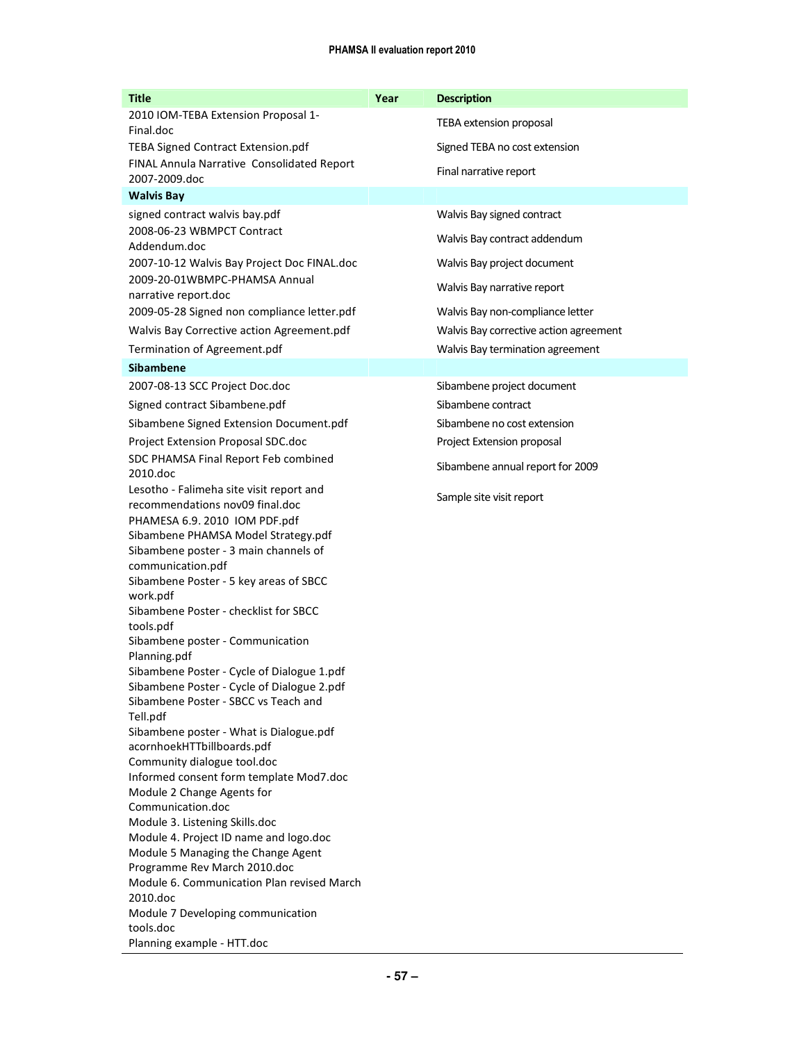| Title | Year | Description |
|---|---|---|
| 2010 IOM-TEBA Extension Proposal 1-Final.doc | | TEBA extension proposal |
| TEBA Signed Contract Extension.pdf | | Signed TEBA no cost extension |
| FINAL Annula Narrative  Consolidated Report 2007-2009.doc | | Final narrative report |
| **Walvis Bay** | | |
| signed contract walvis bay.pdf | | Walvis Bay signed contract |
| 2008-06-23 WBMPCT Contract Addendum.doc | | Walvis Bay contract addendum |
| 2007-10-12 Walvis Bay Project Doc FINAL.doc | | Walvis Bay project document |
| 2009-20-01WBMPC-PHAMSA Annual narrative report.doc | | Walvis Bay narrative report |
| 2009-05-28 Signed non compliance letter.pdf | | Walvis Bay non-compliance letter |
| Walvis Bay Corrective action Agreement.pdf | | Walvis Bay corrective action agreement |
| Termination of Agreement.pdf | | Walvis Bay termination agreement |
| **Sibambene** | | |
| 2007-08-13 SCC Project Doc.doc | | Sibambene project document |
| Signed contract Sibambene.pdf | | Sibambene contract |
| Sibambene Signed Extension Document.pdf | | Sibambene no cost extension |
| Project Extension Proposal SDC.doc | | Project Extension proposal |
| SDC PHAMSA Final Report Feb combined 2010.doc | | Sibambene annual report for 2009 |
| Lesotho - Falimeha site visit report and recommendations nov09 final.doc | | Sample site visit report |
| PHAMESA 6.9. 2010  IOM PDF.pdf<br>Sibambene PHAMSA Model Strategy.pdf<br>Sibambene poster - 3 main channels of communication.pdf<br>Sibambene Poster - 5 key areas of SBCC work.pdf<br>Sibambene Poster - checklist for SBCC tools.pdf<br>Sibambene poster - Communication Planning.pdf<br>Sibambene Poster - Cycle of Dialogue 1.pdf<br>Sibambene Poster - Cycle of Dialogue 2.pdf<br>Sibambene Poster - SBCC vs Teach and Tell.pdf<br>Sibambene poster - What is Dialogue.pdf<br>acornhoekHTTbillboards.pdf<br>Community dialogue tool.doc<br>Informed consent form template Mod7.doc<br>Module 2 Change Agents for Communication.doc<br>Module 3. Listening Skills.doc<br>Module 4. Project ID name and logo.doc<br>Module 5 Managing the Change Agent Programme Rev March 2010.doc<br>Module 6. Communication Plan revised March 2010.doc<br>Module 7 Developing communication tools.doc<br>Planning example - HTT.doc | | |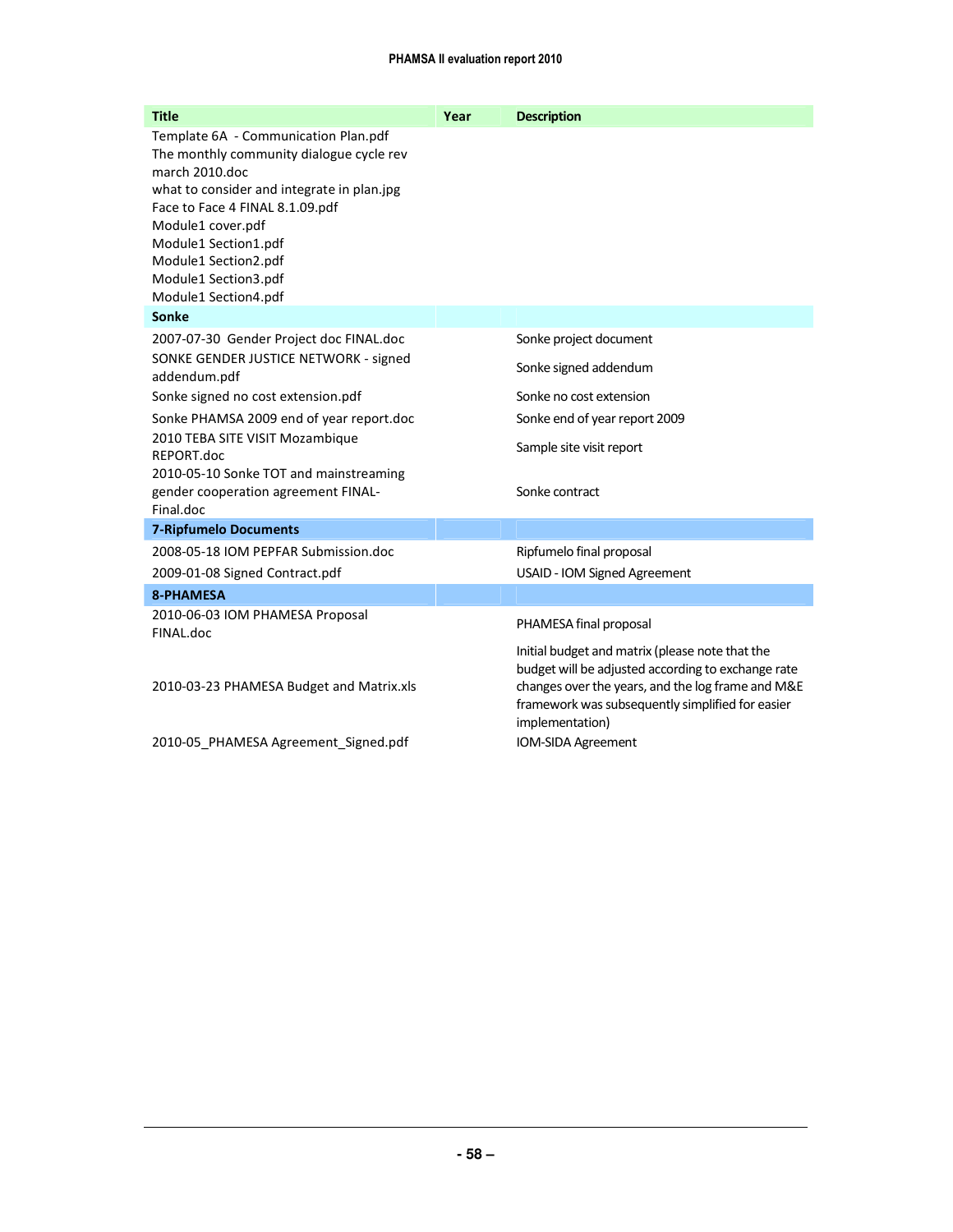| Title | Year | Description |
|---|---|---|
| Template 6A - Communication Plan.pdf<br>The monthly community dialogue cycle rev march 2010.doc<br>what to consider and integrate in plan.jpg<br>Face to Face 4 FINAL 8.1.09.pdf<br>Module1 cover.pdf<br>Module1 Section1.pdf<br>Module1 Section2.pdf<br>Module1 Section3.pdf<br>Module1 Section4.pdf | | |
| **Sonke** | | |
| 2007-07-30 Gender Project doc FINAL.doc | | Sonke project document |
| SONKE GENDER JUSTICE NETWORK - signed addendum.pdf | | Sonke signed addendum |
| Sonke signed no cost extension.pdf | | Sonke no cost extension |
| Sonke PHAMSA 2009 end of year report.doc | | Sonke end of year report 2009 |
| 2010 TEBA SITE VISIT Mozambique REPORT.doc | | Sample site visit report |
| 2010-05-10 Sonke TOT and mainstreaming gender cooperation agreement FINAL-Final.doc | | Sonke contract |
| **7-Ripfumelo Documents** | | |
| 2008-05-18 IOM PEPFAR Submission.doc | | Ripfumelo final proposal |
| 2009-01-08 Signed Contract.pdf | | USAID - IOM Signed Agreement |
| **8-PHAMESA** | | |
| 2010-06-03 IOM PHAMESA Proposal FINAL.doc | | PHAMESA final proposal |
| 2010-03-23 PHAMESA Budget and Matrix.xls | | Initial budget and matrix (please note that the budget will be adjusted according to exchange rate changes over the years, and the log frame and M&E framework was subsequently simplified for easier implementation) |
| 2010-05_PHAMESA Agreement_Signed.pdf | | IOM-SIDA Agreement |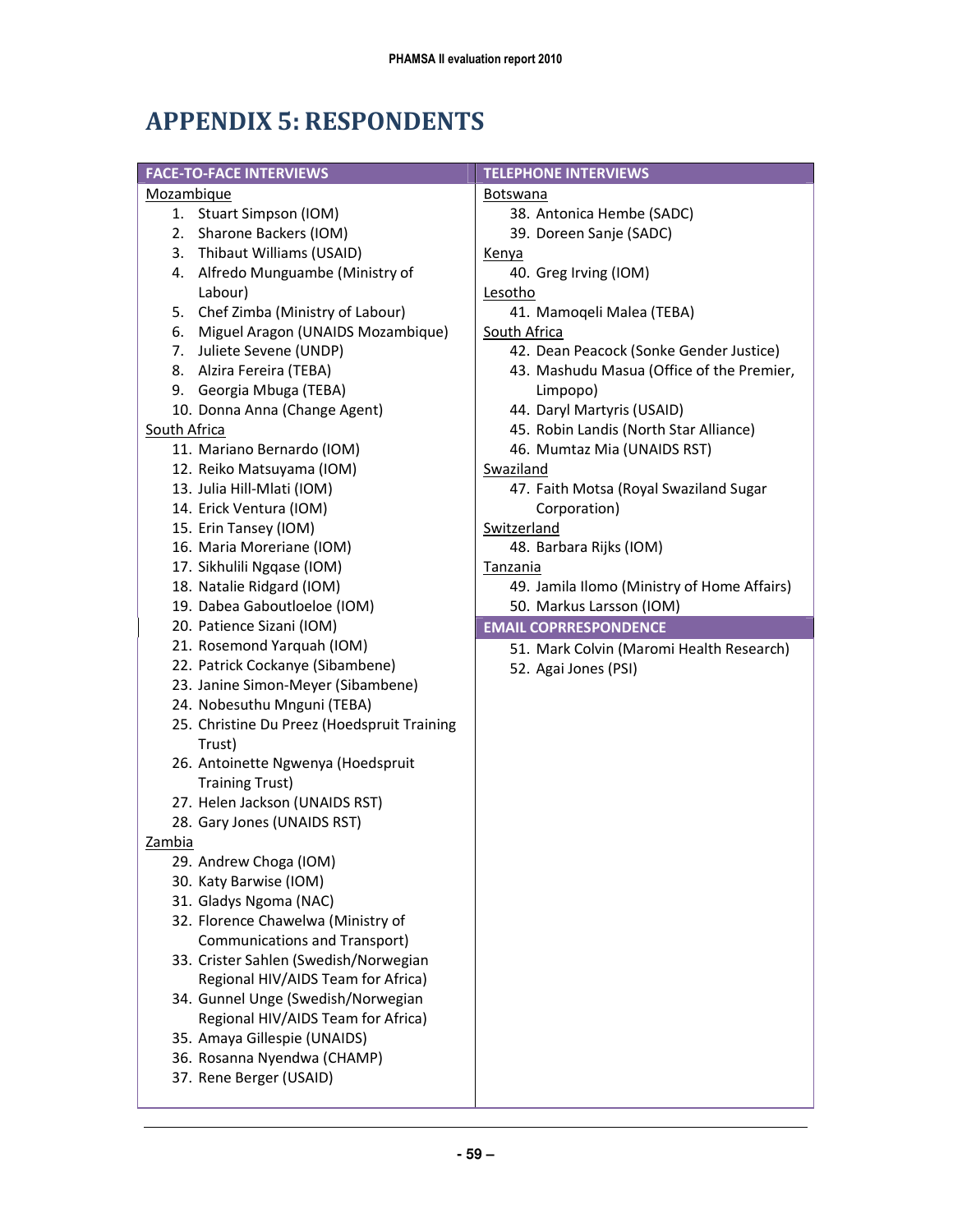# APPENDIX 5: RESPONDENTS

**FACE-TO-FACE INTERVIEWS**

Mozambique

1. Stuart Simpson (IOM)
2. Sharone Backers (IOM)
3. Thibaut Williams (USAID)
4. Alfredo Munguambe (Ministry of Labour)
5. Chef Zimba (Ministry of Labour)
6. Miguel Aragon (UNAIDS Mozambique)
7. Juliete Sevene (UNDP)
8. Alzira Fereira (TEBA)
9. Georgia Mbuga (TEBA)
10. Donna Anna (Change Agent)

South Africa

11. Mariano Bernardo (IOM)
12. Reiko Matsuyama (IOM)
13. Julia Hill-Mlati (IOM)
14. Erick Ventura (IOM)
15. Erin Tansey (IOM)
16. Maria Moreriane (IOM)
17. Sikhulili Ngqase (IOM)
18. Natalie Ridgard (IOM)
19. Dabea Gaboutloeloe (IOM)
20. Patience Sizani (IOM)
21. Rosemond Yarquah (IOM)
22. Patrick Cockanye (Sibambene)
23. Janine Simon-Meyer (Sibambene)
24. Nobesuthu Mnguni (TEBA)
25. Christine Du Preez (Hoedspruit Training Trust)
26. Antoinette Ngwenya (Hoedspruit Training Trust)
27. Helen Jackson (UNAIDS RST)
28. Gary Jones (UNAIDS RST)

Zambia

29. Andrew Choga (IOM)
30. Katy Barwise (IOM)
31. Gladys Ngoma (NAC)
32. Florence Chawelwa (Ministry of Communications and Transport)
33. Crister Sahlen (Swedish/Norwegian Regional HIV/AIDS Team for Africa)
34. Gunnel Unge (Swedish/Norwegian Regional HIV/AIDS Team for Africa)
35. Amaya Gillespie (UNAIDS)
36. Rosanna Nyendwa (CHAMP)
37. Rene Berger (USAID)

**TELEPHONE INTERVIEWS**

Botswana

38. Antonica Hembe (SADC)
39. Doreen Sanje (SADC)

Kenya

40. Greg Irving (IOM)

Lesotho

41. Mamoqeli Malea (TEBA)

South Africa

42. Dean Peacock (Sonke Gender Justice)
43. Mashudu Masua (Office of the Premier, Limpopo)
44. Daryl Martyris (USAID)
45. Robin Landis (North Star Alliance)
46. Mumtaz Mia (UNAIDS RST)

Swaziland

47. Faith Motsa (Royal Swaziland Sugar Corporation)

Switzerland

48. Barbara Rijks (IOM)

Tanzania

49. Jamila Ilomo (Ministry of Home Affairs)
50. Markus Larsson (IOM)

**EMAIL COPRRESPONDENCE**

51. Mark Colvin (Maromi Health Research)
52. Agai Jones (PSI)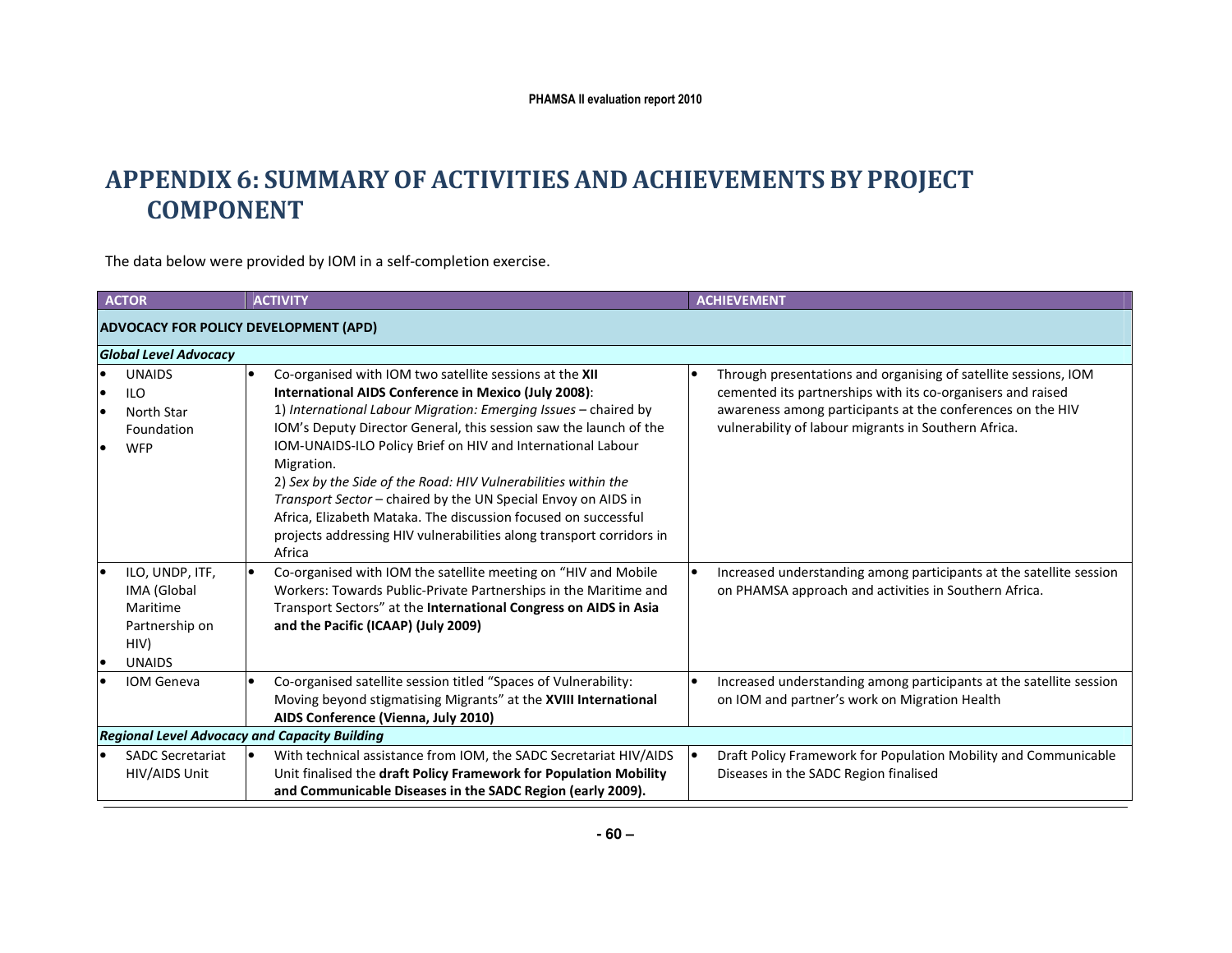# APPENDIX 6: SUMMARY OF ACTIVITIES AND ACHIEVEMENTS BY PROJECT COMPONENT

The data below were provided by IOM in a self-completion exercise.

| ACTOR | ACTIVITY | ACHIEVEMENT |
|---|---|---|
| **ADVOCACY FOR POLICY DEVELOPMENT (APD)** | | |
| ***Global Level Advocacy*** | | |
| • UNAIDS<br>• ILO<br>• North Star Foundation<br>• WFP | • Co-organised with IOM two satellite sessions at the **XII International AIDS Conference in Mexico (July 2008)**:<br>1) *International Labour Migration: Emerging Issues* – chaired by IOM's Deputy Director General, this session saw the launch of the IOM-UNAIDS-ILO Policy Brief on HIV and International Labour Migration.<br>2) *Sex by the Side of the Road: HIV Vulnerabilities within the Transport Sector* – chaired by the UN Special Envoy on AIDS in Africa, Elizabeth Mataka. The discussion focused on successful projects addressing HIV vulnerabilities along transport corridors in Africa | • Through presentations and organising of satellite sessions, IOM cemented its partnerships with its co-organisers and raised awareness among participants at the conferences on the HIV vulnerability of labour migrants in Southern Africa. |
| • ILO, UNDP, ITF, IMA (Global Maritime Partnership on HIV)<br>• UNAIDS | • Co-organised with IOM the satellite meeting on "HIV and Mobile Workers: Towards Public-Private Partnerships in the Maritime and Transport Sectors" at the **International Congress on AIDS in Asia and the Pacific (ICAAP) (July 2009)** | • Increased understanding among participants at the satellite session on PHAMSA approach and activities in Southern Africa. |
| • IOM Geneva | • Co-organised satellite session titled "Spaces of Vulnerability: Moving beyond stigmatising Migrants" at the **XVIII International AIDS Conference (Vienna, July 2010)** | • Increased understanding among participants at the satellite session on IOM and partner's work on Migration Health |
| ***Regional Level Advocacy and Capacity Building*** | | |
| • SADC Secretariat HIV/AIDS Unit | • With technical assistance from IOM, the SADC Secretariat HIV/AIDS Unit finalised the **draft Policy Framework for Population Mobility and Communicable Diseases in the SADC Region (early 2009).** | • Draft Policy Framework for Population Mobility and Communicable Diseases in the SADC Region finalised |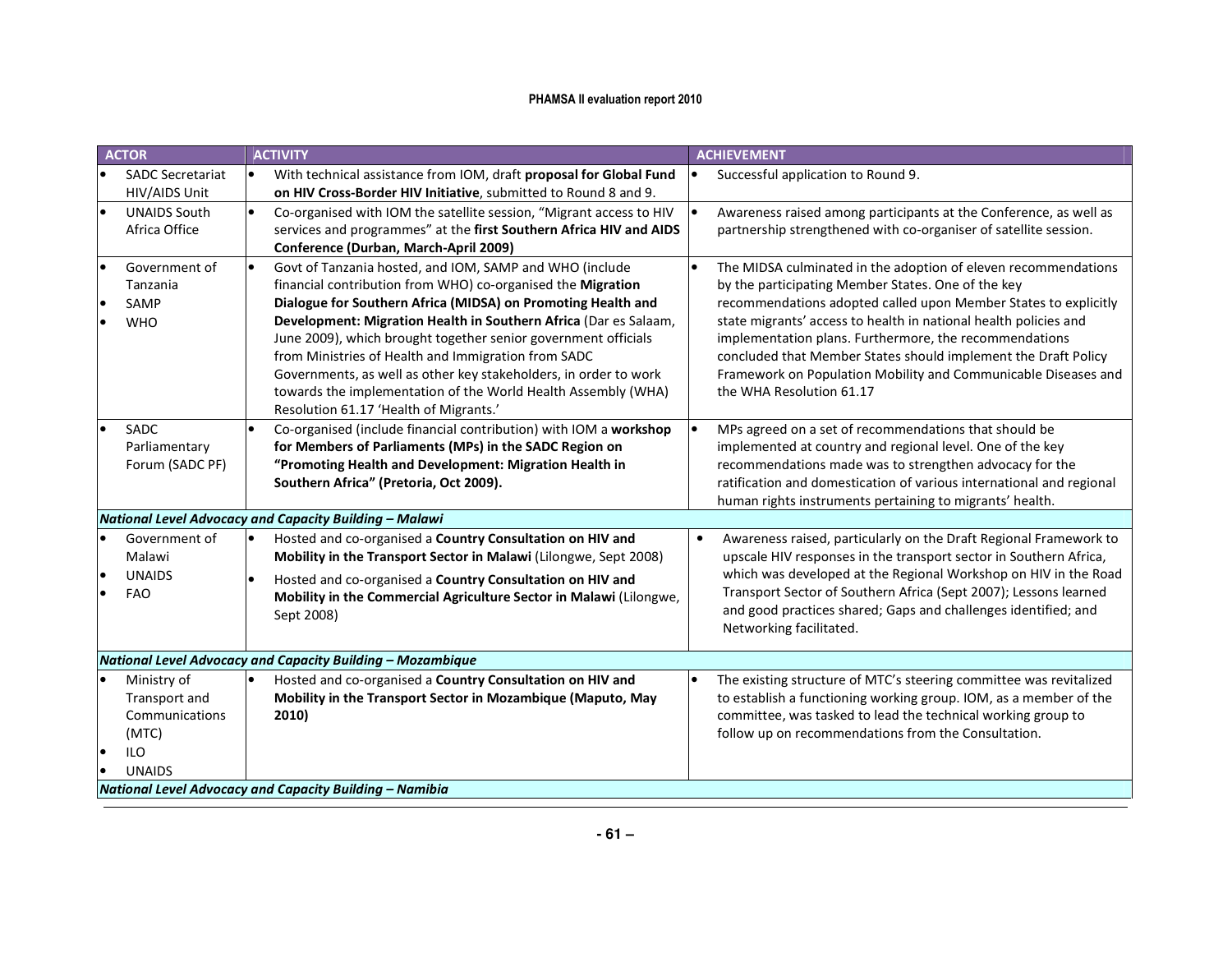| ACTOR | ACTIVITY | ACHIEVEMENT |
|---|---|---|
| • SADC Secretariat HIV/AIDS Unit | • With technical assistance from IOM, draft **proposal for Global Fund on HIV Cross-Border HIV Initiative**, submitted to Round 8 and 9. | • Successful application to Round 9. |
| • UNAIDS South Africa Office | • Co-organised with IOM the satellite session, "Migrant access to HIV services and programmes" at the **first Southern Africa HIV and AIDS Conference (Durban, March-April 2009)** | • Awareness raised among participants at the Conference, as well as partnership strengthened with co-organiser of satellite session. |
| • Government of Tanzania<br>• SAMP<br>• WHO | • Govt of Tanzania hosted, and IOM, SAMP and WHO (include financial contribution from WHO) co-organised the **Migration Dialogue for Southern Africa (MIDSA) on Promoting Health and Development: Migration Health in Southern Africa** (Dar es Salaam, June 2009), which brought together senior government officials from Ministries of Health and Immigration from SADC Governments, as well as other key stakeholders, in order to work towards the implementation of the World Health Assembly (WHA) Resolution 61.17 'Health of Migrants.' | • The MIDSA culminated in the adoption of eleven recommendations by the participating Member States. One of the key recommendations adopted called upon Member States to explicitly state migrants' access to health in national health policies and implementation plans. Furthermore, the recommendations concluded that Member States should implement the Draft Policy Framework on Population Mobility and Communicable Diseases and the WHA Resolution 61.17 |
| • SADC Parliamentary Forum (SADC PF) | • Co-organised (include financial contribution) with IOM a **workshop for Members of Parliaments (MPs) in the SADC Region on "Promoting Health and Development: Migration Health in Southern Africa" (Pretoria, Oct 2009).** | • MPs agreed on a set of recommendations that should be implemented at country and regional level. One of the key recommendations made was to strengthen advocacy for the ratification and domestication of various international and regional human rights instruments pertaining to migrants' health. |
| ***National Level Advocacy and Capacity Building – Malawi*** | | |
| • Government of Malawi<br>• UNAIDS<br>• FAO | • Hosted and co-organised a **Country Consultation on HIV and Mobility in the Transport Sector in Malawi** (Lilongwe, Sept 2008)<br>• Hosted and co-organised a **Country Consultation on HIV and Mobility in the Commercial Agriculture Sector in Malawi** (Lilongwe, Sept 2008) | • Awareness raised, particularly on the Draft Regional Framework to upscale HIV responses in the transport sector in Southern Africa, which was developed at the Regional Workshop on HIV in the Road Transport Sector of Southern Africa (Sept 2007); Lessons learned and good practices shared; Gaps and challenges identified; and Networking facilitated. |
| ***National Level Advocacy and Capacity Building – Mozambique*** | | |
| • Ministry of Transport and Communications (MTC)<br>• ILO<br>• UNAIDS | • Hosted and co-organised a **Country Consultation on HIV and Mobility in the Transport Sector in Mozambique (Maputo, May 2010)** | • The existing structure of MTC's steering committee was revitalized to establish a functioning working group. IOM, as a member of the committee, was tasked to lead the technical working group to follow up on recommendations from the Consultation. |
| ***National Level Advocacy and Capacity Building – Namibia*** | | |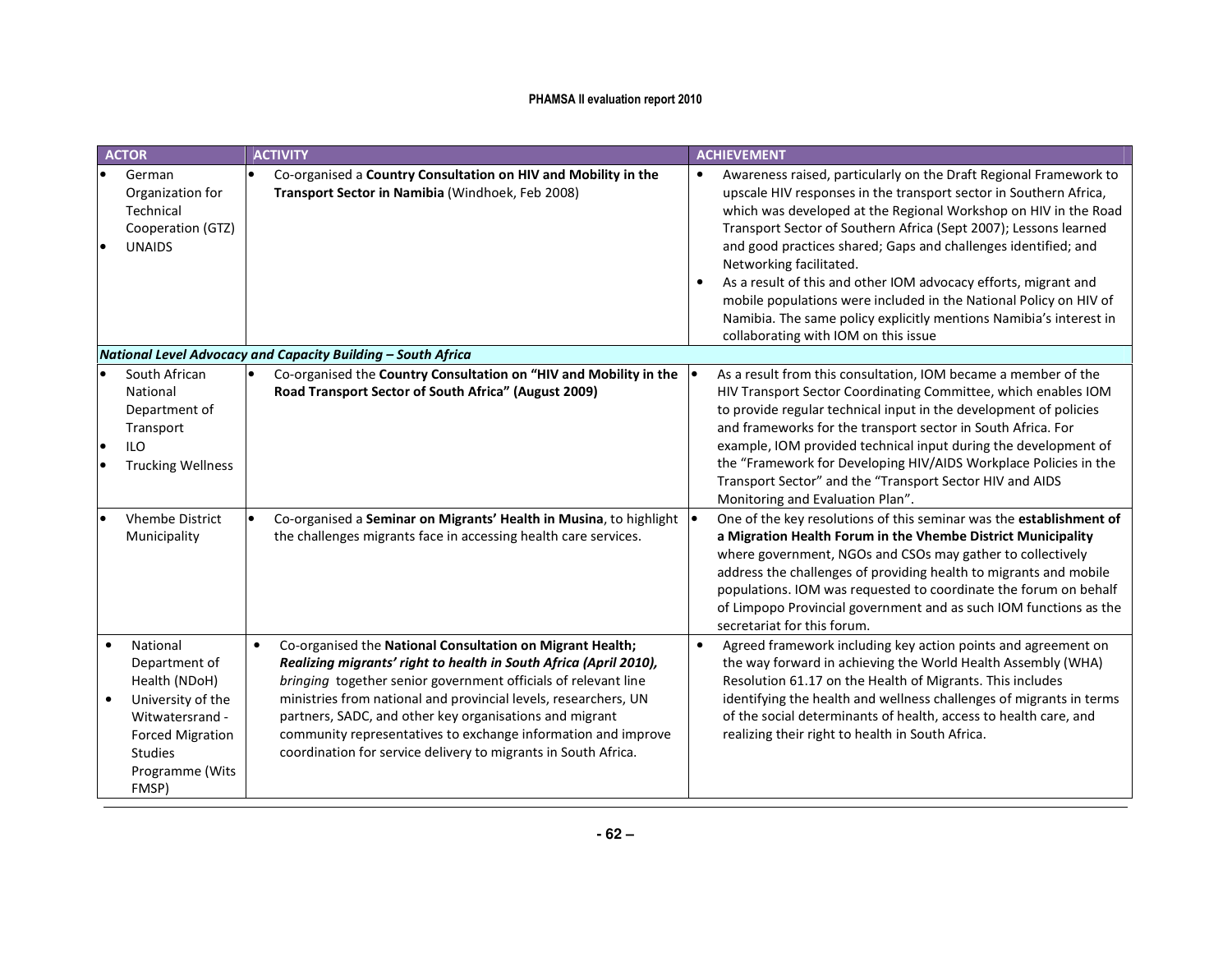| ACTOR | ACTIVITY | ACHIEVEMENT |
|---|---|---|
| • German Organization for Technical Cooperation (GTZ)<br>• UNAIDS | • Co-organised a **Country Consultation on HIV and Mobility in the Transport Sector in Namibia** (Windhoek, Feb 2008) | • Awareness raised, particularly on the Draft Regional Framework to upscale HIV responses in the transport sector in Southern Africa, which was developed at the Regional Workshop on HIV in the Road Transport Sector of Southern Africa (Sept 2007); Lessons learned and good practices shared; Gaps and challenges identified; and Networking facilitated.<br>• As a result of this and other IOM advocacy efforts, migrant and mobile populations were included in the National Policy on HIV of Namibia. The same policy explicitly mentions Namibia's interest in collaborating with IOM on this issue |
| ***National Level Advocacy and Capacity Building – South Africa*** | | |
| • South African National Department of Transport<br>• ILO<br>• Trucking Wellness | • Co-organised the **Country Consultation on "HIV and Mobility in the Road Transport Sector of South Africa" (August 2009)** | • As a result from this consultation, IOM became a member of the HIV Transport Sector Coordinating Committee, which enables IOM to provide regular technical input in the development of policies and frameworks for the transport sector in South Africa. For example, IOM provided technical input during the development of the "Framework for Developing HIV/AIDS Workplace Policies in the Transport Sector" and the "Transport Sector HIV and AIDS Monitoring and Evaluation Plan". |
| • Vhembe District Municipality | • Co-organised a **Seminar on Migrants' Health in Musina**, to highlight the challenges migrants face in accessing health care services. | • One of the key resolutions of this seminar was the **establishment of a Migration Health Forum in the Vhembe District Municipality** where government, NGOs and CSOs may gather to collectively address the challenges of providing health to migrants and mobile populations. IOM was requested to coordinate the forum on behalf of Limpopo Provincial government and as such IOM functions as the secretariat for this forum. |
| • National Department of Health (NDoH)<br>• University of the Witwatersrand - Forced Migration Studies Programme (Wits FMSP) | • Co-organised the **National Consultation on Migrant Health; *Realizing migrants' right to health in South Africa (April 2010),*** *bringing* together senior government officials of relevant line ministries from national and provincial levels, researchers, UN partners, SADC, and other key organisations and migrant community representatives to exchange information and improve coordination for service delivery to migrants in South Africa. | • Agreed framework including key action points and agreement on the way forward in achieving the World Health Assembly (WHA) Resolution 61.17 on the Health of Migrants. This includes identifying the health and wellness challenges of migrants in terms of the social determinants of health, access to health care, and realizing their right to health in South Africa. |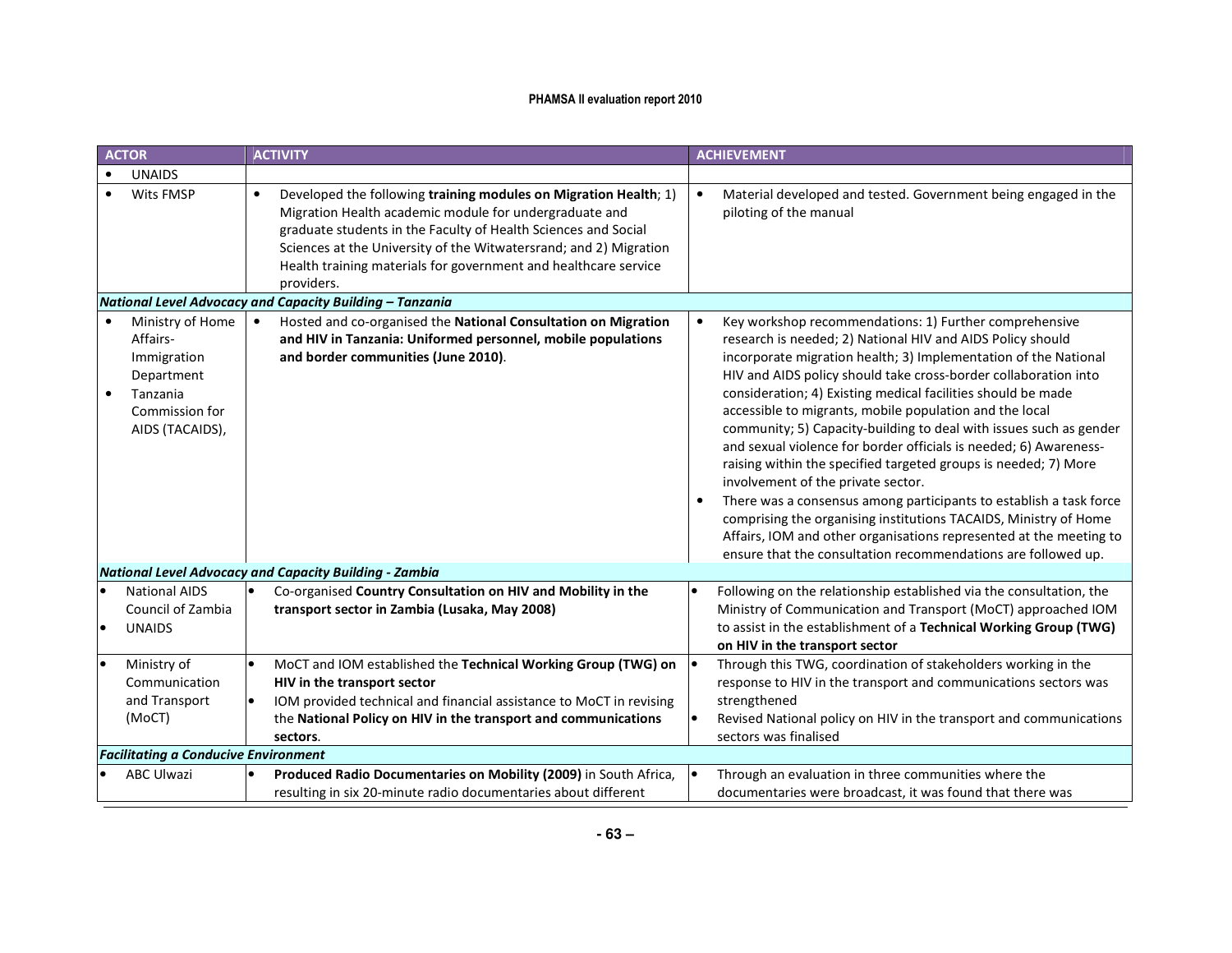| ACTOR | ACTIVITY | ACHIEVEMENT |
|---|---|---|
| • UNAIDS | | |
| • Wits FMSP | • Developed the following **training modules on Migration Health**; 1) Migration Health academic module for undergraduate and graduate students in the Faculty of Health Sciences and Social Sciences at the University of the Witwatersrand; and 2) Migration Health training materials for government and healthcare service providers. | • Material developed and tested. Government being engaged in the piloting of the manual |
| ***National Level Advocacy and Capacity Building – Tanzania*** | | |
| • Ministry of Home Affairs-Immigration Department<br>• Tanzania Commission for AIDS (TACAIDS), | • Hosted and co-organised the **National Consultation on Migration and HIV in Tanzania: Uniformed personnel, mobile populations and border communities (June 2010)**. | • Key workshop recommendations: 1) Further comprehensive research is needed; 2) National HIV and AIDS Policy should incorporate migration health; 3) Implementation of the National HIV and AIDS policy should take cross-border collaboration into consideration; 4) Existing medical facilities should be made accessible to migrants, mobile population and the local community; 5) Capacity-building to deal with issues such as gender and sexual violence for border officials is needed; 6) Awareness-raising within the specified targeted groups is needed; 7) More involvement of the private sector.<br>• There was a consensus among participants to establish a task force comprising the organising institutions TACAIDS, Ministry of Home Affairs, IOM and other organisations represented at the meeting to ensure that the consultation recommendations are followed up. |
| ***National Level Advocacy and Capacity Building - Zambia*** | | |
| • National AIDS Council of Zambia<br>• UNAIDS | • Co-organised **Country Consultation on HIV and Mobility in the transport sector in Zambia (Lusaka, May 2008)** | • Following on the relationship established via the consultation, the Ministry of Communication and Transport (MoCT) approached IOM to assist in the establishment of a **Technical Working Group (TWG) on HIV in the transport sector** |
| • Ministry of Communication and Transport (MoCT) | • MoCT and IOM established the **Technical Working Group (TWG) on HIV in the transport sector**<br>• IOM provided technical and financial assistance to MoCT in revising the **National Policy on HIV in the transport and communications sectors**. | • Through this TWG, coordination of stakeholders working in the response to HIV in the transport and communications sectors was strengthened<br>• Revised National policy on HIV in the transport and communications sectors was finalised |
| ***Facilitating a Conducive Environment*** | | |
| • ABC Ulwazi | • **Produced Radio Documentaries on Mobility (2009)** in South Africa, resulting in six 20-minute radio documentaries about different | • Through an evaluation in three communities where the documentaries were broadcast, it was found that there was |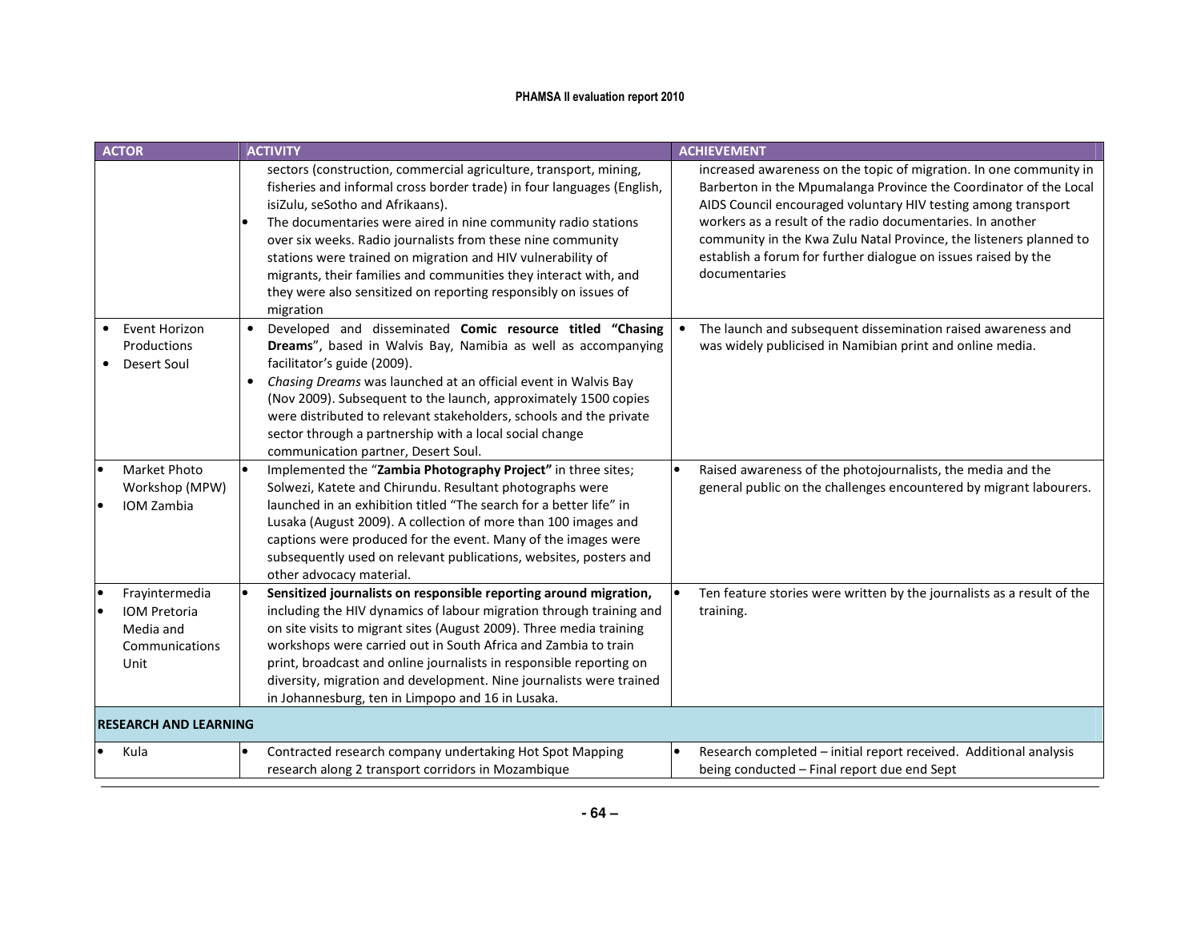| ACTOR | ACTIVITY | ACHIEVEMENT |
|---|---|---|
| | sectors (construction, commercial agriculture, transport, mining, fisheries and informal cross border trade) in four languages (English, isiZulu, seSotho and Afrikaans).<br>• The documentaries were aired in nine community radio stations over six weeks. Radio journalists from these nine community stations were trained on migration and HIV vulnerability of migrants, their families and communities they interact with, and they were also sensitized on reporting responsibly on issues of migration | increased awareness on the topic of migration. In one community in Barberton in the Mpumalanga Province the Coordinator of the Local AIDS Council encouraged voluntary HIV testing among transport workers as a result of the radio documentaries. In another community in the Kwa Zulu Natal Province, the listeners planned to establish a forum for further dialogue on issues raised by the documentaries |
| • Event Horizon Productions<br>• Desert Soul | • Developed and disseminated **Comic resource titled "Chasing Dreams**", based in Walvis Bay, Namibia as well as accompanying facilitator's guide (2009).<br>• *Chasing Dreams* was launched at an official event in Walvis Bay (Nov 2009). Subsequent to the launch, approximately 1500 copies were distributed to relevant stakeholders, schools and the private sector through a partnership with a local social change communication partner, Desert Soul. | • The launch and subsequent dissemination raised awareness and was widely publicised in Namibian print and online media. |
| • Market Photo Workshop (MPW)<br>• IOM Zambia | • Implemented the "**Zambia Photography Project"** in three sites; Solwezi, Katete and Chirundu. Resultant photographs were launched in an exhibition titled "The search for a better life" in Lusaka (August 2009). A collection of more than 100 images and captions were produced for the event. Many of the images were subsequently used on relevant publications, websites, posters and other advocacy material. | • Raised awareness of the photojournalists, the media and the general public on the challenges encountered by migrant labourers. |
| • Frayintermedia<br>• IOM Pretoria Media and Communications Unit | • **Sensitized journalists on responsible reporting around migration,** including the HIV dynamics of labour migration through training and on site visits to migrant sites (August 2009). Three media training workshops were carried out in South Africa and Zambia to train print, broadcast and online journalists in responsible reporting on diversity, migration and development. Nine journalists were trained in Johannesburg, ten in Limpopo and 16 in Lusaka. | • Ten feature stories were written by the journalists as a result of the training. |
| **RESEARCH AND LEARNING** | | |
| • Kula | • Contracted research company undertaking Hot Spot Mapping research along 2 transport corridors in Mozambique | • Research completed – initial report received. Additional analysis being conducted – Final report due end Sept |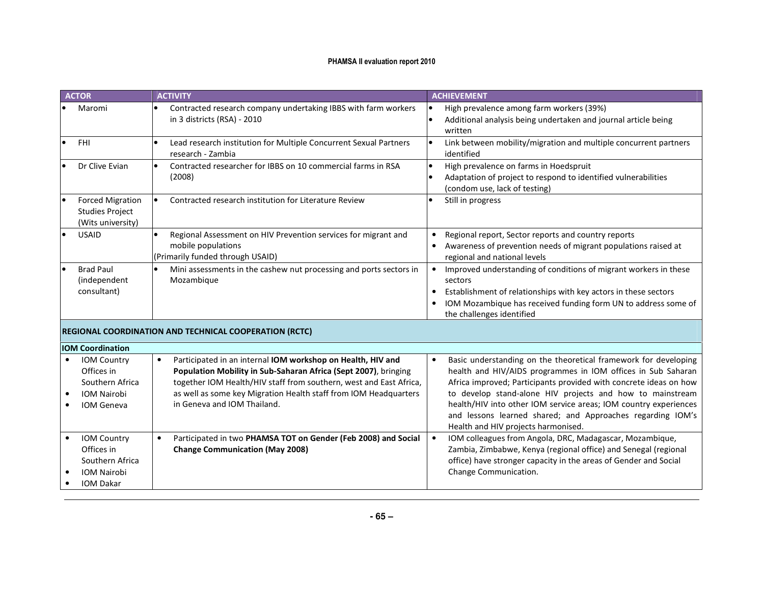| ACTOR | ACTIVITY | ACHIEVEMENT |
|---|---|---|
| • Maromi | • Contracted research company undertaking IBBS with farm workers in 3 districts (RSA) - 2010 | • High prevalence among farm workers (39%)<br>• Additional analysis being undertaken and journal article being written |
| • FHI | • Lead research institution for Multiple Concurrent Sexual Partners research - Zambia | • Link between mobility/migration and multiple concurrent partners identified |
| • Dr Clive Evian | • Contracted researcher for IBBS on 10 commercial farms in RSA (2008) | • High prevalence on farms in Hoedspruit<br>• Adaptation of project to respond to identified vulnerabilities (condom use, lack of testing) |
| • Forced Migration Studies Project (Wits university) | • Contracted research institution for Literature Review | • Still in progress |
| • USAID | • Regional Assessment on HIV Prevention services for migrant and mobile populations<br>(Primarily funded through USAID) | • Regional report, Sector reports and country reports<br>• Awareness of prevention needs of migrant populations raised at regional and national levels |
| • Brad Paul (independent consultant) | • Mini assessments in the cashew nut processing and ports sectors in Mozambique | • Improved understanding of conditions of migrant workers in these sectors<br>• Establishment of relationships with key actors in these sectors<br>• IOM Mozambique has received funding form UN to address some of the challenges identified |
| **REGIONAL COORDINATION AND TECHNICAL COOPERATION (RCTC)** | | |
| **IOM Coordination** | | |
| • IOM Country Offices in Southern Africa<br>• IOM Nairobi<br>• IOM Geneva | • Participated in an internal **IOM workshop on Health, HIV and Population Mobility in Sub-Saharan Africa (Sept 2007)**, bringing together IOM Health/HIV staff from southern, west and East Africa, as well as some key Migration Health staff from IOM Headquarters in Geneva and IOM Thailand. | • Basic understanding on the theoretical framework for developing health and HIV/AIDS programmes in IOM offices in Sub Saharan Africa improved; Participants provided with concrete ideas on how to develop stand-alone HIV projects and how to mainstream health/HIV into other IOM service areas; IOM country experiences and lessons learned shared; and Approaches regarding IOM's Health and HIV projects harmonised. |
| • IOM Country Offices in Southern Africa<br>• IOM Nairobi<br>• IOM Dakar | • Participated in two **PHAMSA TOT on Gender (Feb 2008) and Social Change Communication (May 2008)** | • IOM colleagues from Angola, DRC, Madagascar, Mozambique, Zambia, Zimbabwe, Kenya (regional office) and Senegal (regional office) have stronger capacity in the areas of Gender and Social Change Communication. |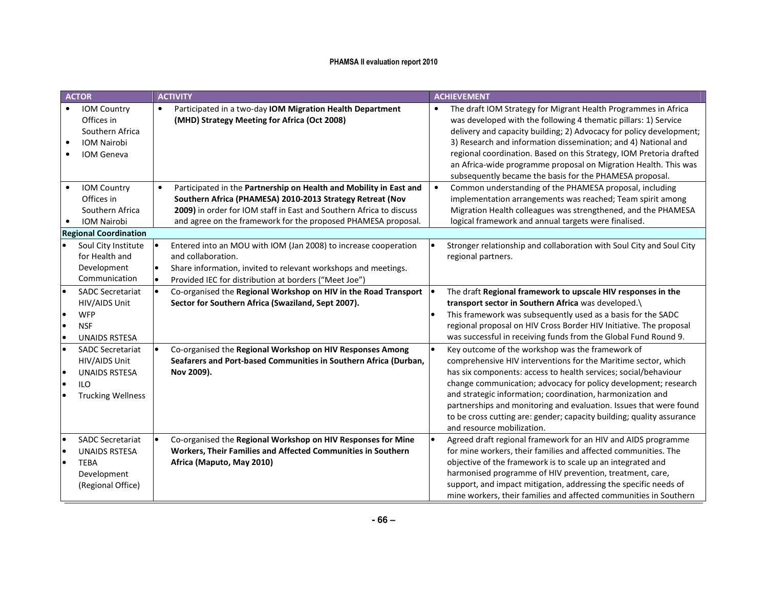| ACTOR | ACTIVITY | ACHIEVEMENT |
|---|---|---|
| • IOM Country Offices in Southern Africa<br>• IOM Nairobi<br>• IOM Geneva | • Participated in a two-day **IOM Migration Health Department (MHD) Strategy Meeting for Africa (Oct 2008)** | • The draft IOM Strategy for Migrant Health Programmes in Africa was developed with the following 4 thematic pillars: 1) Service delivery and capacity building; 2) Advocacy for policy development; 3) Research and information dissemination; and 4) National and regional coordination. Based on this Strategy, IOM Pretoria drafted an Africa-wide programme proposal on Migration Health. This was subsequently became the basis for the PHAMESA proposal. |
| • IOM Country Offices in Southern Africa<br>• IOM Nairobi | • Participated in the **Partnership on Health and Mobility in East and Southern Africa (PHAMESA) 2010-2013 Strategy Retreat (Nov 2009)** in order for IOM staff in East and Southern Africa to discuss and agree on the framework for the proposed PHAMESA proposal. | • Common understanding of the PHAMESA proposal, including implementation arrangements was reached; Team spirit among Migration Health colleagues was strengthened, and the PHAMESA logical framework and annual targets were finalised. |
| **Regional Coordination** | | |
| • Soul City Institute for Health and Development Communication | • Entered into an MOU with IOM (Jan 2008) to increase cooperation and collaboration.<br>• Share information, invited to relevant workshops and meetings.<br>• Provided IEC for distribution at borders ("Meet Joe") | • Stronger relationship and collaboration with Soul City and Soul City regional partners. |
| • SADC Secretariat HIV/AIDS Unit<br>• WFP<br>• NSF<br>• UNAIDS RSTESA | • Co-organised the **Regional Workshop on HIV in the Road Transport Sector for Southern Africa (Swaziland, Sept 2007).** | • The draft **Regional framework to upscale HIV responses in the transport sector in Southern Africa** was developed.\<br>• This framework was subsequently used as a basis for the SADC regional proposal on HIV Cross Border HIV Initiative. The proposal was successful in receiving funds from the Global Fund Round 9. |
| • SADC Secretariat HIV/AIDS Unit<br>• UNAIDS RSTESA<br>• ILO<br>• Trucking Wellness | • Co-organised the **Regional Workshop on HIV Responses Among Seafarers and Port-based Communities in Southern Africa (Durban, Nov 2009).** | • Key outcome of the workshop was the framework of comprehensive HIV interventions for the Maritime sector, which has six components: access to health services; social/behaviour change communication; advocacy for policy development; research and strategic information; coordination, harmonization and partnerships and monitoring and evaluation. Issues that were found to be cross cutting are: gender; capacity building; quality assurance and resource mobilization. |
| • SADC Secretariat<br>• UNAIDS RSTESA<br>• TEBA Development (Regional Office) | • Co-organised the **Regional Workshop on HIV Responses for Mine Workers, Their Families and Affected Communities in Southern Africa (Maputo, May 2010)** | • Agreed draft regional framework for an HIV and AIDS programme for mine workers, their families and affected communities. The objective of the framework is to scale up an integrated and harmonised programme of HIV prevention, treatment, care, support, and impact mitigation, addressing the specific needs of mine workers, their families and affected communities in Southern |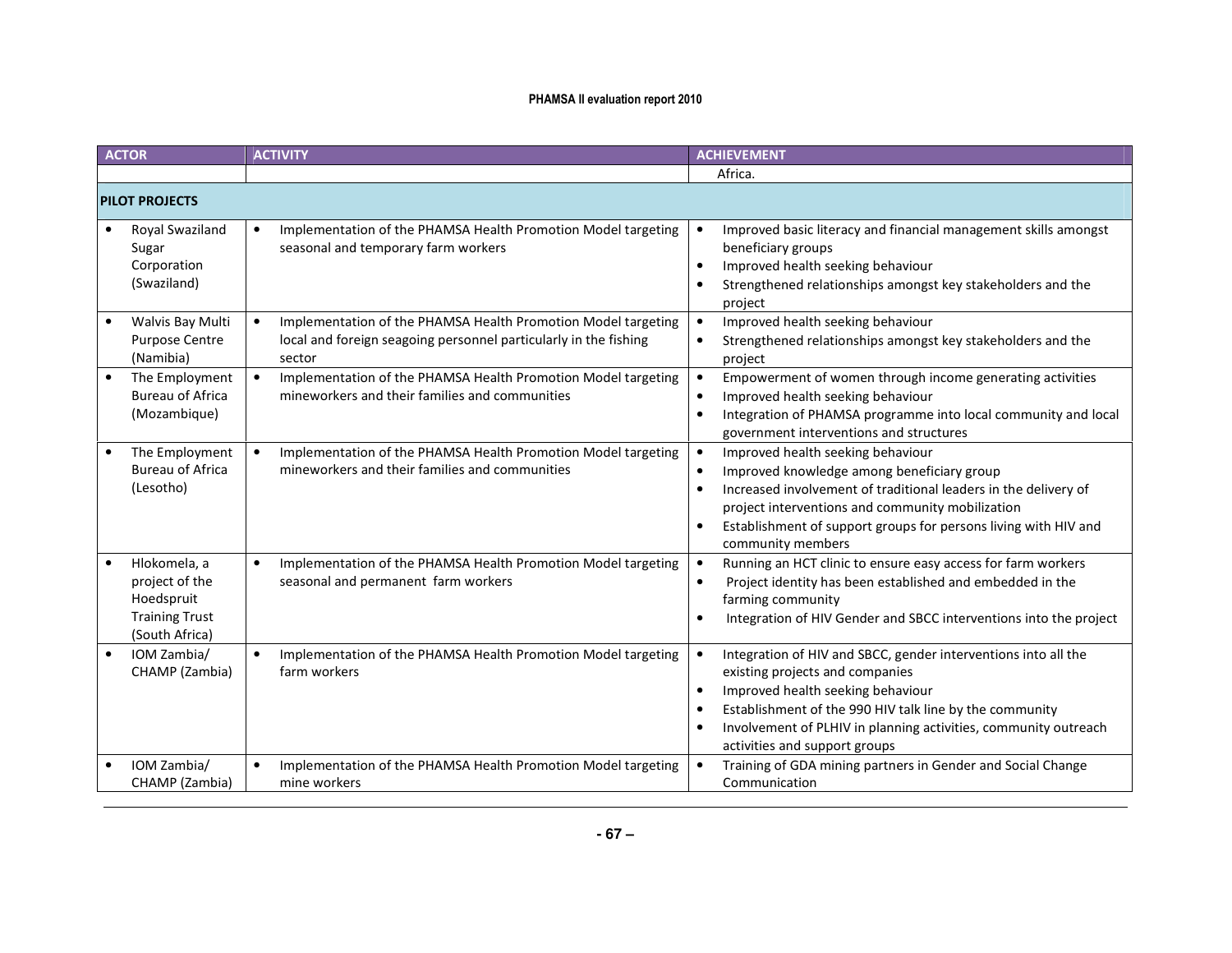| ACTOR | ACTIVITY | ACHIEVEMENT |
|---|---|---|
| | | Africa. |
| **PILOT PROJECTS** | | |
| • Royal Swaziland Sugar Corporation (Swaziland) | • Implementation of the PHAMSA Health Promotion Model targeting seasonal and temporary farm workers | • Improved basic literacy and financial management skills amongst beneficiary groups<br>• Improved health seeking behaviour<br>• Strengthened relationships amongst key stakeholders and the project |
| • Walvis Bay Multi Purpose Centre (Namibia) | • Implementation of the PHAMSA Health Promotion Model targeting local and foreign seagoing personnel particularly in the fishing sector | • Improved health seeking behaviour<br>• Strengthened relationships amongst key stakeholders and the project |
| • The Employment Bureau of Africa (Mozambique) | • Implementation of the PHAMSA Health Promotion Model targeting mineworkers and their families and communities | • Empowerment of women through income generating activities<br>• Improved health seeking behaviour<br>• Integration of PHAMSA programme into local community and local government interventions and structures |
| • The Employment Bureau of Africa (Lesotho) | • Implementation of the PHAMSA Health Promotion Model targeting mineworkers and their families and communities | • Improved health seeking behaviour<br>• Improved knowledge among beneficiary group<br>• Increased involvement of traditional leaders in the delivery of project interventions and community mobilization<br>• Establishment of support groups for persons living with HIV and community members |
| • Hlokomela, a project of the Hoedspruit Training Trust (South Africa) | • Implementation of the PHAMSA Health Promotion Model targeting seasonal and permanent farm workers | • Running an HCT clinic to ensure easy access for farm workers<br>• Project identity has been established and embedded in the farming community<br>• Integration of HIV Gender and SBCC interventions into the project |
| • IOM Zambia/ CHAMP (Zambia) | • Implementation of the PHAMSA Health Promotion Model targeting farm workers | • Integration of HIV and SBCC, gender interventions into all the existing projects and companies<br>• Improved health seeking behaviour<br>• Establishment of the 990 HIV talk line by the community<br>• Involvement of PLHIV in planning activities, community outreach activities and support groups |
| • IOM Zambia/ CHAMP (Zambia) | • Implementation of the PHAMSA Health Promotion Model targeting mine workers | • Training of GDA mining partners in Gender and Social Change Communication |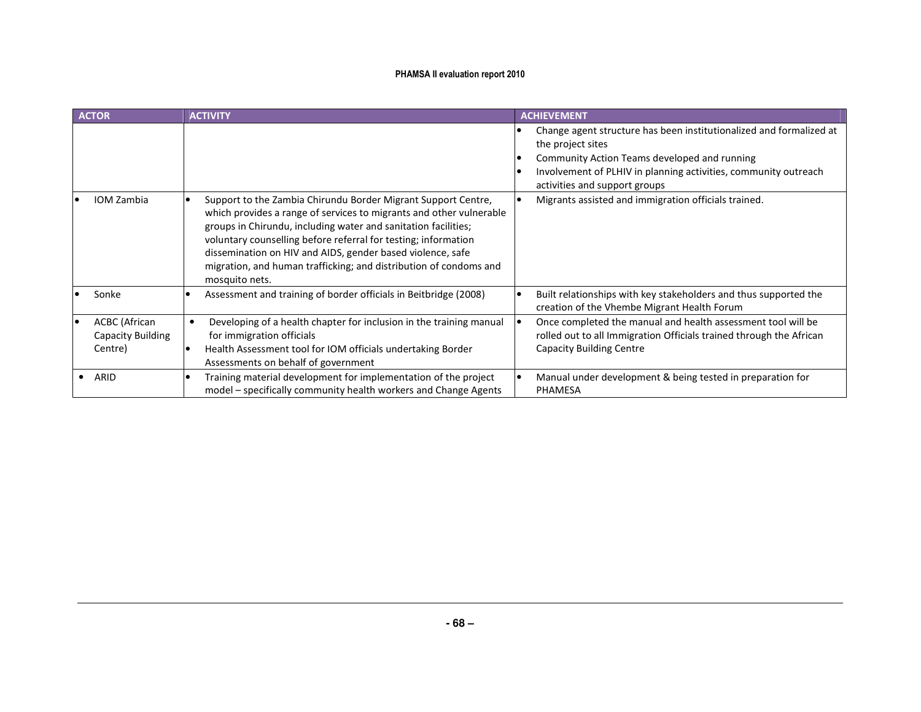| ACTOR | ACTIVITY | ACHIEVEMENT |
|---|---|---|
| | | • Change agent structure has been institutionalized and formalized at the project sites<br>• Community Action Teams developed and running<br>• Involvement of PLHIV in planning activities, community outreach activities and support groups |
| • IOM Zambia | • Support to the Zambia Chirundu Border Migrant Support Centre, which provides a range of services to migrants and other vulnerable groups in Chirundu, including water and sanitation facilities; voluntary counselling before referral for testing; information dissemination on HIV and AIDS, gender based violence, safe migration, and human trafficking; and distribution of condoms and mosquito nets. | • Migrants assisted and immigration officials trained. |
| • Sonke | • Assessment and training of border officials in Beitbridge (2008) | • Built relationships with key stakeholders and thus supported the creation of the Vhembe Migrant Health Forum |
| • ACBC (African Capacity Building Centre) | • Developing of a health chapter for inclusion in the training manual for immigration officials<br>• Health Assessment tool for IOM officials undertaking Border Assessments on behalf of government | • Once completed the manual and health assessment tool will be rolled out to all Immigration Officials trained through the African Capacity Building Centre |
| • ARID | • Training material development for implementation of the project model – specifically community health workers and Change Agents | • Manual under development & being tested in preparation for PHAMESA |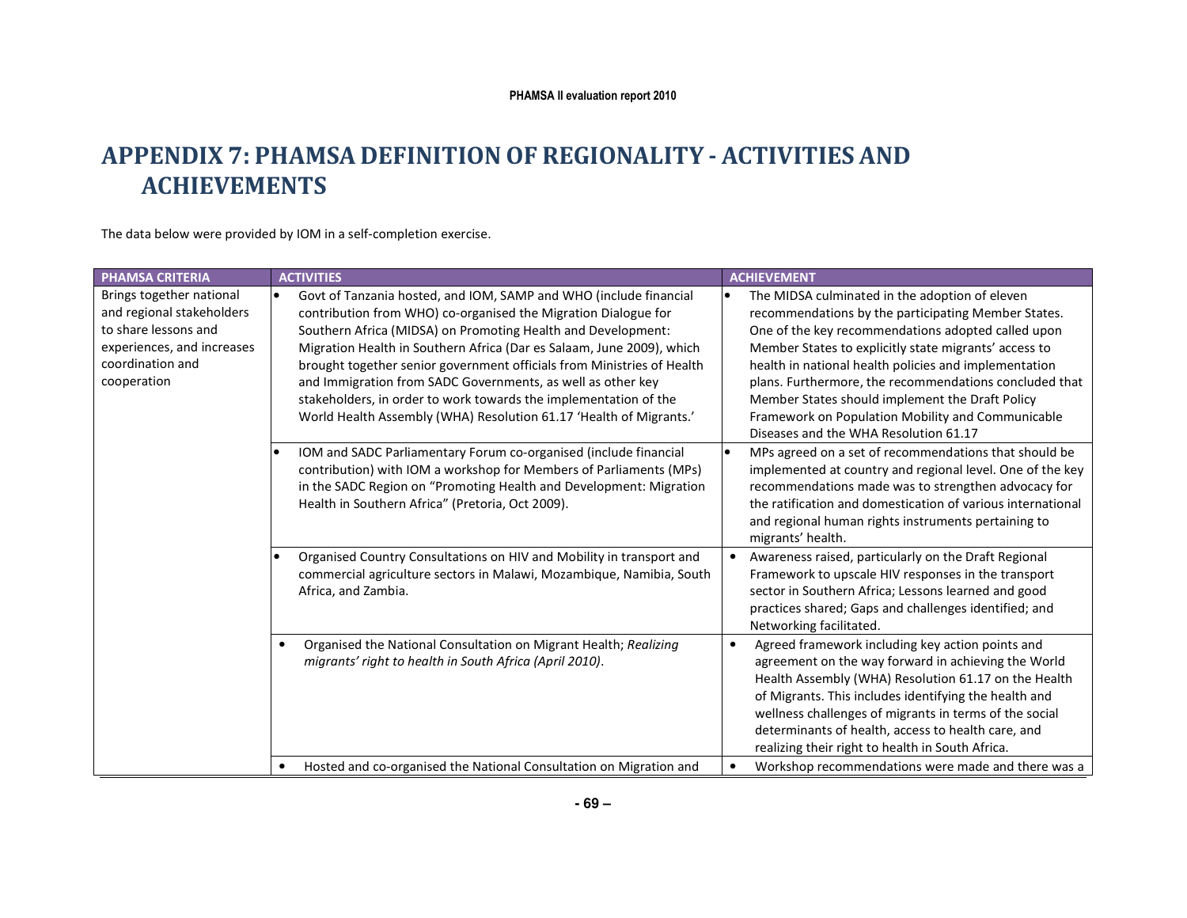# APPENDIX 7: PHAMSA DEFINITION OF REGIONALITY - ACTIVITIES AND ACHIEVEMENTS

The data below were provided by IOM in a self-completion exercise.

| PHAMSA CRITERIA | ACTIVITIES | ACHIEVEMENT |
|---|---|---|
| Brings together national and regional stakeholders to share lessons and experiences, and increases coordination and cooperation | • Govt of Tanzania hosted, and IOM, SAMP and WHO (include financial contribution from WHO) co-organised the Migration Dialogue for Southern Africa (MIDSA) on Promoting Health and Development: Migration Health in Southern Africa (Dar es Salaam, June 2009), which brought together senior government officials from Ministries of Health and Immigration from SADC Governments, as well as other key stakeholders, in order to work towards the implementation of the World Health Assembly (WHA) Resolution 61.17 'Health of Migrants.' | • The MIDSA culminated in the adoption of eleven recommendations by the participating Member States. One of the key recommendations adopted called upon Member States to explicitly state migrants' access to health in national health policies and implementation plans. Furthermore, the recommendations concluded that Member States should implement the Draft Policy Framework on Population Mobility and Communicable Diseases and the WHA Resolution 61.17 |
| | • IOM and SADC Parliamentary Forum co-organised (include financial contribution) with IOM a workshop for Members of Parliaments (MPs) in the SADC Region on "Promoting Health and Development: Migration Health in Southern Africa" (Pretoria, Oct 2009). | • MPs agreed on a set of recommendations that should be implemented at country and regional level. One of the key recommendations made was to strengthen advocacy for the ratification and domestication of various international and regional human rights instruments pertaining to migrants' health. |
| | • Organised Country Consultations on HIV and Mobility in transport and commercial agriculture sectors in Malawi, Mozambique, Namibia, South Africa, and Zambia. | • Awareness raised, particularly on the Draft Regional Framework to upscale HIV responses in the transport sector in Southern Africa; Lessons learned and good practices shared; Gaps and challenges identified; and Networking facilitated. |
| | • Organised the National Consultation on Migrant Health; *Realizing migrants' right to health in South Africa (April 2010)*. | • Agreed framework including key action points and agreement on the way forward in achieving the World Health Assembly (WHA) Resolution 61.17 on the Health of Migrants. This includes identifying the health and wellness challenges of migrants in terms of the social determinants of health, access to health care, and realizing their right to health in South Africa. |
| | • Hosted and co-organised the National Consultation on Migration and | • Workshop recommendations were made and there was a |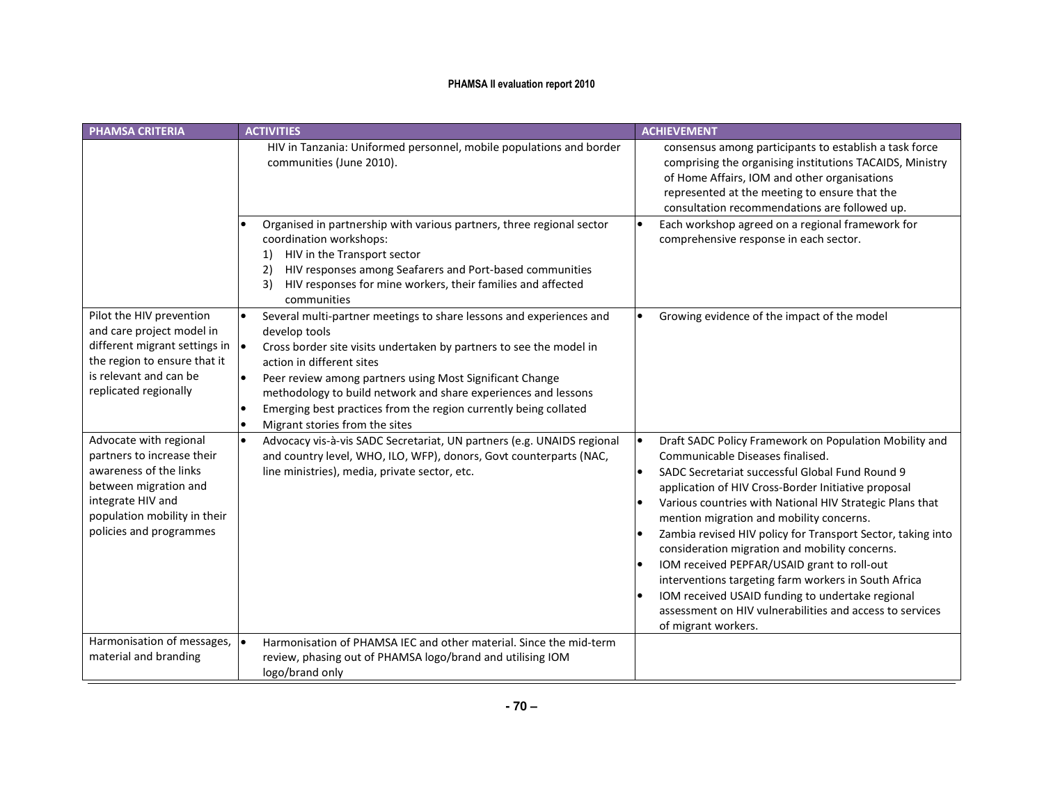| PHAMSA CRITERIA | ACTIVITIES | ACHIEVEMENT |
|---|---|---|
| | HIV in Tanzania: Uniformed personnel, mobile populations and border communities (June 2010). | consensus among participants to establish a task force comprising the organising institutions TACAIDS, Ministry of Home Affairs, IOM and other organisations represented at the meeting to ensure that the consultation recommendations are followed up. |
| | • Organised in partnership with various partners, three regional sector coordination workshops:<br>1) HIV in the Transport sector<br>2) HIV responses among Seafarers and Port-based communities<br>3) HIV responses for mine workers, their families and affected communities | • Each workshop agreed on a regional framework for comprehensive response in each sector. |
| Pilot the HIV prevention and care project model in different migrant settings in the region to ensure that it is relevant and can be replicated regionally | • Several multi-partner meetings to share lessons and experiences and develop tools<br>• Cross border site visits undertaken by partners to see the model in action in different sites<br>• Peer review among partners using Most Significant Change methodology to build network and share experiences and lessons<br>• Emerging best practices from the region currently being collated<br>• Migrant stories from the sites | • Growing evidence of the impact of the model |
| Advocate with regional partners to increase their awareness of the links between migration and integrate HIV and population mobility in their policies and programmes | • Advocacy vis-à-vis SADC Secretariat, UN partners (e.g. UNAIDS regional and country level, WHO, ILO, WFP), donors, Govt counterparts (NAC, line ministries), media, private sector, etc. | • Draft SADC Policy Framework on Population Mobility and Communicable Diseases finalised.<br>• SADC Secretariat successful Global Fund Round 9 application of HIV Cross-Border Initiative proposal<br>• Various countries with National HIV Strategic Plans that mention migration and mobility concerns.<br>• Zambia revised HIV policy for Transport Sector, taking into consideration migration and mobility concerns.<br>• IOM received PEPFAR/USAID grant to roll-out interventions targeting farm workers in South Africa<br>• IOM received USAID funding to undertake regional assessment on HIV vulnerabilities and access to services of migrant workers. |
| Harmonisation of messages, material and branding | • Harmonisation of PHAMSA IEC and other material. Since the mid-term review, phasing out of PHAMSA logo/brand and utilising IOM logo/brand only | |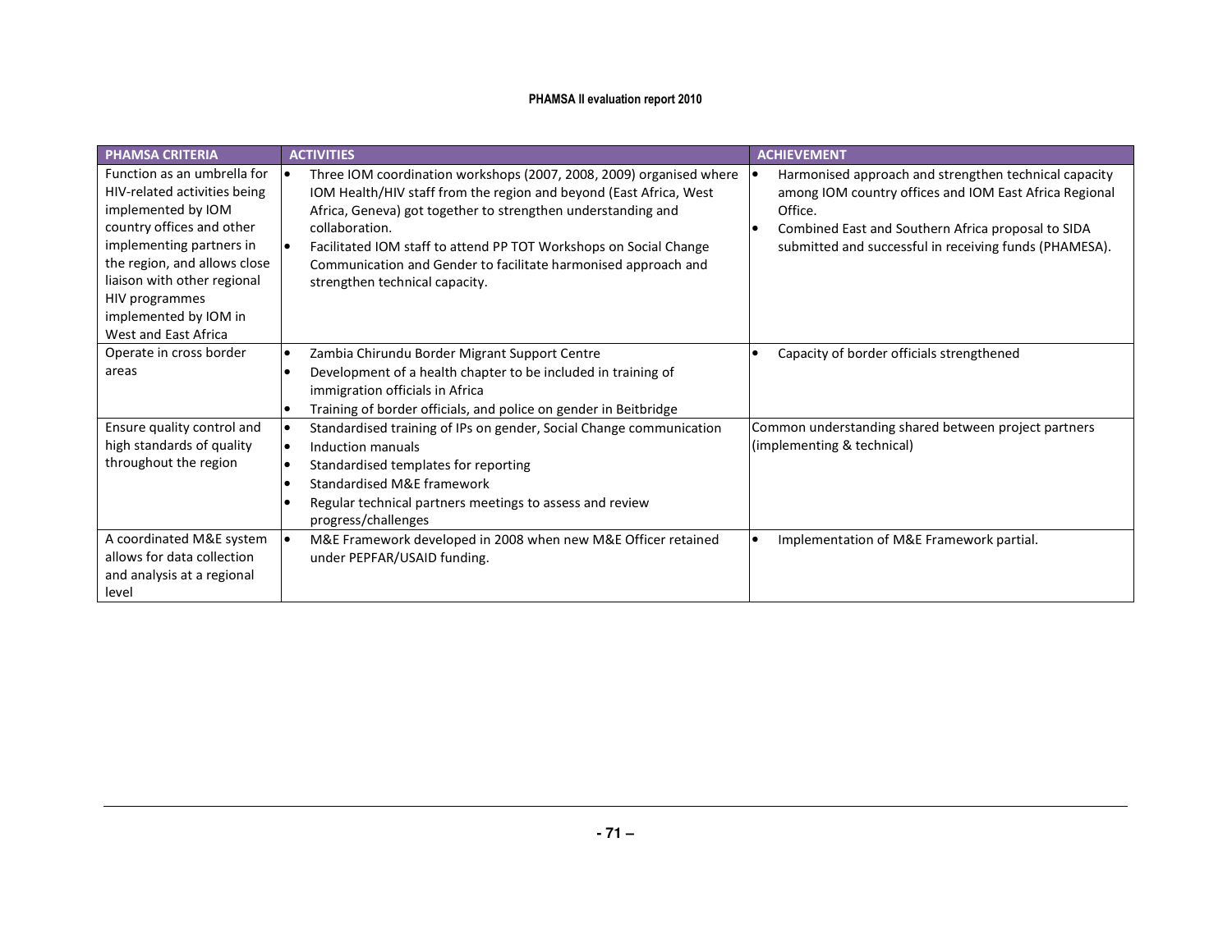| PHAMSA CRITERIA | ACTIVITIES | ACHIEVEMENT |
|---|---|---|
| Function as an umbrella for HIV-related activities being implemented by IOM country offices and other implementing partners in the region, and allows close liaison with other regional HIV programmes implemented by IOM in West and East Africa | • Three IOM coordination workshops (2007, 2008, 2009) organised where IOM Health/HIV staff from the region and beyond (East Africa, West Africa, Geneva) got together to strengthen understanding and collaboration.<br>• Facilitated IOM staff to attend PP TOT Workshops on Social Change Communication and Gender to facilitate harmonised approach and strengthen technical capacity. | • Harmonised approach and strengthen technical capacity among IOM country offices and IOM East Africa Regional Office.<br>• Combined East and Southern Africa proposal to SIDA submitted and successful in receiving funds (PHAMESA). |
| Operate in cross border areas | • Zambia Chirundu Border Migrant Support Centre<br>• Development of a health chapter to be included in training of immigration officials in Africa<br>• Training of border officials, and police on gender in Beitbridge | • Capacity of border officials strengthened |
| Ensure quality control and high standards of quality throughout the region | • Standardised training of IPs on gender, Social Change communication<br>• Induction manuals<br>• Standardised templates for reporting<br>• Standardised M&E framework<br>• Regular technical partners meetings to assess and review progress/challenges | Common understanding shared between project partners (implementing & technical) |
| A coordinated M&E system allows for data collection and analysis at a regional level | • M&E Framework developed in 2008 when new M&E Officer retained under PEPFAR/USAID funding. | • Implementation of M&E Framework partial. |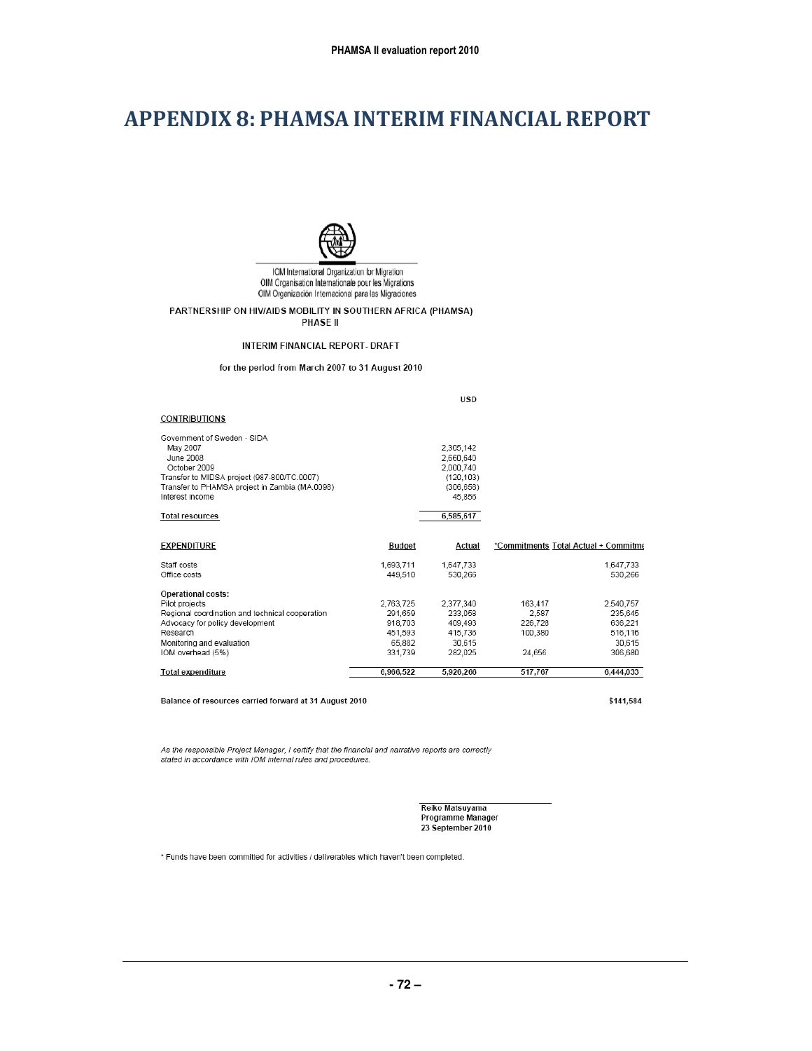# APPENDIX 8: PHAMSA INTERIM FINANCIAL REPORT

ICM International Organization for Migration
OIM Organisation Internationale pour les Migrations
OIM Organización Internacional para las Migraciones

PARTNERSHIP ON HIV/AIDS MOBILITY IN SOUTHERN AFRICA (PHAMSA)
PHASE II

INTERIM FINANCIAL REPORT- DRAFT

for the period from March 2007 to 31 August 2010

| | USD |
|---|---|
| **CONTRIBUTIONS** | |
| Government of Sweden - SIDA | |
| May 2007 | 2,305,142 |
| June 2008 | 2,660,640 |
| October 2009 | 2,000,740 |
| Transfer to MIDSA project (987-800/TC.0007) | (120,103) |
| Transfer to PHAMSA project in Zambia (MA.0098) | (306,658) |
| Interest income | 45,856 |
| **Total resources** | 6,585,617 |

| EXPENDITURE | Budget | Actual | *Commitments | Total Actual + Commitme |
|---|---|---|---|---|
| Staff costs | 1,693,711 | 1,647,733 | | 1,647,733 |
| Office costs | 449,510 | 530,266 | | 530,266 |
| **Operational costs:** | | | | |
| Pilot projects | 2,763,725 | 2,377,340 | 163,417 | 2,540,757 |
| Regional coordination and technical cooperation | 291,659 | 233,058 | 2,587 | 235,645 |
| Advocacy for policy development | 918,703 | 409,493 | 226,728 | 636,221 |
| Research | 451,593 | 415,736 | 100,380 | 516,116 |
| Monitoring and evaluation | 65,882 | 30,615 | | 30,615 |
| IOM overhead (5%) | 331,739 | 282,025 | 24,656 | 306,680 |
| **Total expenditure** | 6,966,522 | 5,926,266 | 517,767 | 6,444,033 |

**Balance of resources carried forward at 31 August 2010** $141,584

*As the responsible Project Manager, I certify that the financial and narrative reports are correctly stated in accordance with IOM internal rules and procedures.*

**Reiko Matsuyama**
**Programme Manager**
**23 September 2010**

* Funds have been committed for activities / deliverables which haven't been completed.